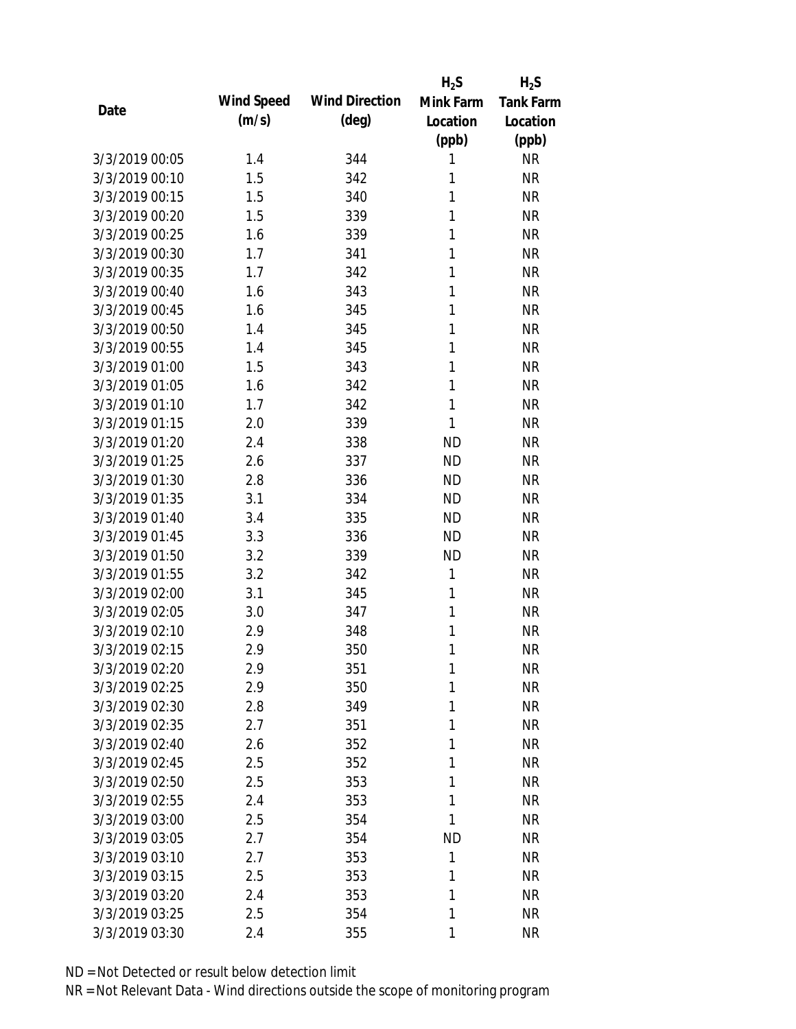| Date | Wind Speed (m/s) | Wind Direction (deg) | $H_2S$ Mink Farm Location (ppb) | $H_2S$ Tank Farm Location (ppb) |
|---|---|---|---|---|
| 3/3/2019 00:05 | 1.4 | 344 | 1 | NR |
| 3/3/2019 00:10 | 1.5 | 342 | 1 | NR |
| 3/3/2019 00:15 | 1.5 | 340 | 1 | NR |
| 3/3/2019 00:20 | 1.5 | 339 | 1 | NR |
| 3/3/2019 00:25 | 1.6 | 339 | 1 | NR |
| 3/3/2019 00:30 | 1.7 | 341 | 1 | NR |
| 3/3/2019 00:35 | 1.7 | 342 | 1 | NR |
| 3/3/2019 00:40 | 1.6 | 343 | 1 | NR |
| 3/3/2019 00:45 | 1.6 | 345 | 1 | NR |
| 3/3/2019 00:50 | 1.4 | 345 | 1 | NR |
| 3/3/2019 00:55 | 1.4 | 345 | 1 | NR |
| 3/3/2019 01:00 | 1.5 | 343 | 1 | NR |
| 3/3/2019 01:05 | 1.6 | 342 | 1 | NR |
| 3/3/2019 01:10 | 1.7 | 342 | 1 | NR |
| 3/3/2019 01:15 | 2.0 | 339 | 1 | NR |
| 3/3/2019 01:20 | 2.4 | 338 | ND | NR |
| 3/3/2019 01:25 | 2.6 | 337 | ND | NR |
| 3/3/2019 01:30 | 2.8 | 336 | ND | NR |
| 3/3/2019 01:35 | 3.1 | 334 | ND | NR |
| 3/3/2019 01:40 | 3.4 | 335 | ND | NR |
| 3/3/2019 01:45 | 3.3 | 336 | ND | NR |
| 3/3/2019 01:50 | 3.2 | 339 | ND | NR |
| 3/3/2019 01:55 | 3.2 | 342 | 1 | NR |
| 3/3/2019 02:00 | 3.1 | 345 | 1 | NR |
| 3/3/2019 02:05 | 3.0 | 347 | 1 | NR |
| 3/3/2019 02:10 | 2.9 | 348 | 1 | NR |
| 3/3/2019 02:15 | 2.9 | 350 | 1 | NR |
| 3/3/2019 02:20 | 2.9 | 351 | 1 | NR |
| 3/3/2019 02:25 | 2.9 | 350 | 1 | NR |
| 3/3/2019 02:30 | 2.8 | 349 | 1 | NR |
| 3/3/2019 02:35 | 2.7 | 351 | 1 | NR |
| 3/3/2019 02:40 | 2.6 | 352 | 1 | NR |
| 3/3/2019 02:45 | 2.5 | 352 | 1 | NR |
| 3/3/2019 02:50 | 2.5 | 353 | 1 | NR |
| 3/3/2019 02:55 | 2.4 | 353 | 1 | NR |
| 3/3/2019 03:00 | 2.5 | 354 | 1 | NR |
| 3/3/2019 03:05 | 2.7 | 354 | ND | NR |
| 3/3/2019 03:10 | 2.7 | 353 | 1 | NR |
| 3/3/2019 03:15 | 2.5 | 353 | 1 | NR |
| 3/3/2019 03:20 | 2.4 | 353 | 1 | NR |
| 3/3/2019 03:25 | 2.5 | 354 | 1 | NR |
| 3/3/2019 03:30 | 2.4 | 355 | 1 | NR |

ND = Not Detected or result below detection limit

NR = Not Relevant Data - Wind directions outside the scope of monitoring program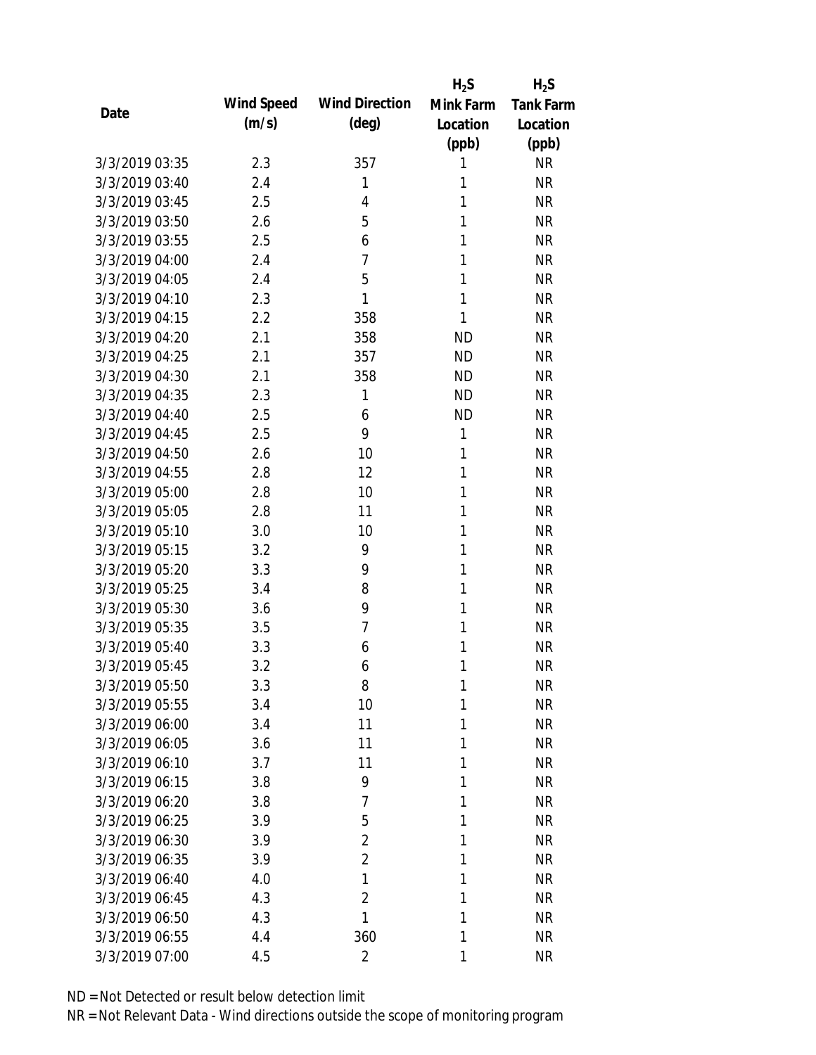| Date | Wind Speed (m/s) | Wind Direction (deg) | $H_2S$ Mink Farm Location (ppb) | $H_2S$ Tank Farm Location (ppb) |
|---|---|---|---|---|
| 3/3/2019 03:35 | 2.3 | 357 | 1 | NR |
| 3/3/2019 03:40 | 2.4 | 1 | 1 | NR |
| 3/3/2019 03:45 | 2.5 | 4 | 1 | NR |
| 3/3/2019 03:50 | 2.6 | 5 | 1 | NR |
| 3/3/2019 03:55 | 2.5 | 6 | 1 | NR |
| 3/3/2019 04:00 | 2.4 | 7 | 1 | NR |
| 3/3/2019 04:05 | 2.4 | 5 | 1 | NR |
| 3/3/2019 04:10 | 2.3 | 1 | 1 | NR |
| 3/3/2019 04:15 | 2.2 | 358 | 1 | NR |
| 3/3/2019 04:20 | 2.1 | 358 | ND | NR |
| 3/3/2019 04:25 | 2.1 | 357 | ND | NR |
| 3/3/2019 04:30 | 2.1 | 358 | ND | NR |
| 3/3/2019 04:35 | 2.3 | 1 | ND | NR |
| 3/3/2019 04:40 | 2.5 | 6 | ND | NR |
| 3/3/2019 04:45 | 2.5 | 9 | 1 | NR |
| 3/3/2019 04:50 | 2.6 | 10 | 1 | NR |
| 3/3/2019 04:55 | 2.8 | 12 | 1 | NR |
| 3/3/2019 05:00 | 2.8 | 10 | 1 | NR |
| 3/3/2019 05:05 | 2.8 | 11 | 1 | NR |
| 3/3/2019 05:10 | 3.0 | 10 | 1 | NR |
| 3/3/2019 05:15 | 3.2 | 9 | 1 | NR |
| 3/3/2019 05:20 | 3.3 | 9 | 1 | NR |
| 3/3/2019 05:25 | 3.4 | 8 | 1 | NR |
| 3/3/2019 05:30 | 3.6 | 9 | 1 | NR |
| 3/3/2019 05:35 | 3.5 | 7 | 1 | NR |
| 3/3/2019 05:40 | 3.3 | 6 | 1 | NR |
| 3/3/2019 05:45 | 3.2 | 6 | 1 | NR |
| 3/3/2019 05:50 | 3.3 | 8 | 1 | NR |
| 3/3/2019 05:55 | 3.4 | 10 | 1 | NR |
| 3/3/2019 06:00 | 3.4 | 11 | 1 | NR |
| 3/3/2019 06:05 | 3.6 | 11 | 1 | NR |
| 3/3/2019 06:10 | 3.7 | 11 | 1 | NR |
| 3/3/2019 06:15 | 3.8 | 9 | 1 | NR |
| 3/3/2019 06:20 | 3.8 | 7 | 1 | NR |
| 3/3/2019 06:25 | 3.9 | 5 | 1 | NR |
| 3/3/2019 06:30 | 3.9 | 2 | 1 | NR |
| 3/3/2019 06:35 | 3.9 | 2 | 1 | NR |
| 3/3/2019 06:40 | 4.0 | 1 | 1 | NR |
| 3/3/2019 06:45 | 4.3 | 2 | 1 | NR |
| 3/3/2019 06:50 | 4.3 | 1 | 1 | NR |
| 3/3/2019 06:55 | 4.4 | 360 | 1 | NR |
| 3/3/2019 07:00 | 4.5 | 2 | 1 | NR |

ND = Not Detected or result below detection limit

NR = Not Relevant Data - Wind directions outside the scope of monitoring program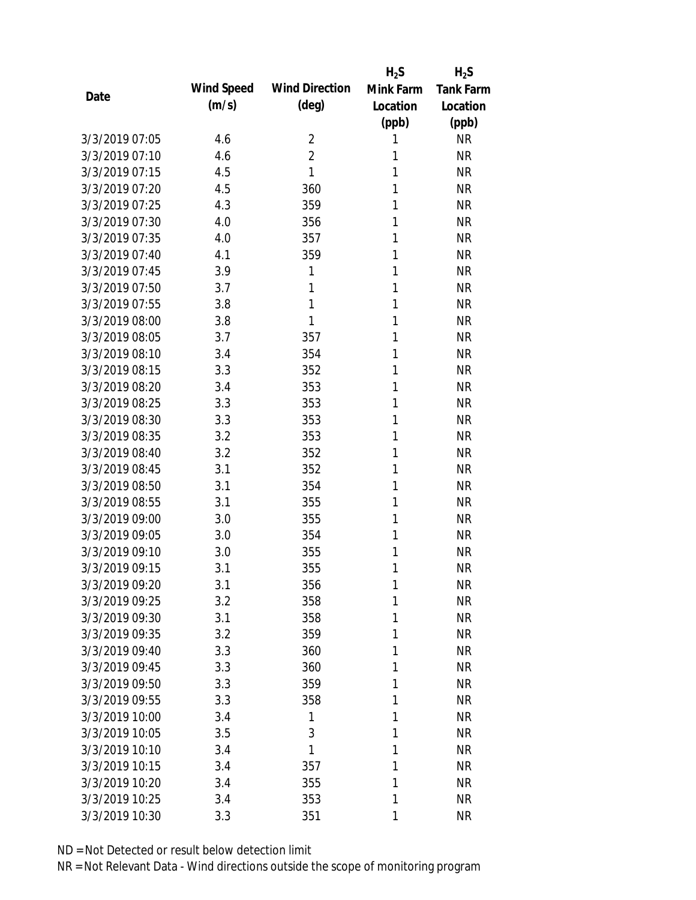| Date | Wind Speed (m/s) | Wind Direction (deg) | $H_2S$ Mink Farm Location (ppb) | $H_2S$ Tank Farm Location (ppb) |
|---|---|---|---|---|
| 3/3/2019 07:05 | 4.6 | 2 | 1 | NR |
| 3/3/2019 07:10 | 4.6 | 2 | 1 | NR |
| 3/3/2019 07:15 | 4.5 | 1 | 1 | NR |
| 3/3/2019 07:20 | 4.5 | 360 | 1 | NR |
| 3/3/2019 07:25 | 4.3 | 359 | 1 | NR |
| 3/3/2019 07:30 | 4.0 | 356 | 1 | NR |
| 3/3/2019 07:35 | 4.0 | 357 | 1 | NR |
| 3/3/2019 07:40 | 4.1 | 359 | 1 | NR |
| 3/3/2019 07:45 | 3.9 | 1 | 1 | NR |
| 3/3/2019 07:50 | 3.7 | 1 | 1 | NR |
| 3/3/2019 07:55 | 3.8 | 1 | 1 | NR |
| 3/3/2019 08:00 | 3.8 | 1 | 1 | NR |
| 3/3/2019 08:05 | 3.7 | 357 | 1 | NR |
| 3/3/2019 08:10 | 3.4 | 354 | 1 | NR |
| 3/3/2019 08:15 | 3.3 | 352 | 1 | NR |
| 3/3/2019 08:20 | 3.4 | 353 | 1 | NR |
| 3/3/2019 08:25 | 3.3 | 353 | 1 | NR |
| 3/3/2019 08:30 | 3.3 | 353 | 1 | NR |
| 3/3/2019 08:35 | 3.2 | 353 | 1 | NR |
| 3/3/2019 08:40 | 3.2 | 352 | 1 | NR |
| 3/3/2019 08:45 | 3.1 | 352 | 1 | NR |
| 3/3/2019 08:50 | 3.1 | 354 | 1 | NR |
| 3/3/2019 08:55 | 3.1 | 355 | 1 | NR |
| 3/3/2019 09:00 | 3.0 | 355 | 1 | NR |
| 3/3/2019 09:05 | 3.0 | 354 | 1 | NR |
| 3/3/2019 09:10 | 3.0 | 355 | 1 | NR |
| 3/3/2019 09:15 | 3.1 | 355 | 1 | NR |
| 3/3/2019 09:20 | 3.1 | 356 | 1 | NR |
| 3/3/2019 09:25 | 3.2 | 358 | 1 | NR |
| 3/3/2019 09:30 | 3.1 | 358 | 1 | NR |
| 3/3/2019 09:35 | 3.2 | 359 | 1 | NR |
| 3/3/2019 09:40 | 3.3 | 360 | 1 | NR |
| 3/3/2019 09:45 | 3.3 | 360 | 1 | NR |
| 3/3/2019 09:50 | 3.3 | 359 | 1 | NR |
| 3/3/2019 09:55 | 3.3 | 358 | 1 | NR |
| 3/3/2019 10:00 | 3.4 | 1 | 1 | NR |
| 3/3/2019 10:05 | 3.5 | 3 | 1 | NR |
| 3/3/2019 10:10 | 3.4 | 1 | 1 | NR |
| 3/3/2019 10:15 | 3.4 | 357 | 1 | NR |
| 3/3/2019 10:20 | 3.4 | 355 | 1 | NR |
| 3/3/2019 10:25 | 3.4 | 353 | 1 | NR |
| 3/3/2019 10:30 | 3.3 | 351 | 1 | NR |

ND = Not Detected or result below detection limit
NR = Not Relevant Data - Wind directions outside the scope of monitoring program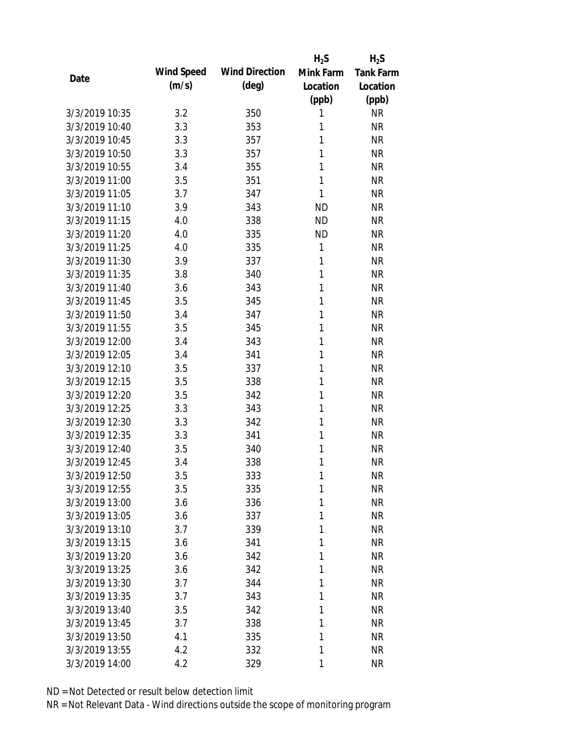| Date | Wind Speed (m/s) | Wind Direction (deg) | $H_2S$ Mink Farm Location (ppb) | $H_2S$ Tank Farm Location (ppb) |
|---|---|---|---|---|
| 3/3/2019 10:35 | 3.2 | 350 | 1 | NR |
| 3/3/2019 10:40 | 3.3 | 353 | 1 | NR |
| 3/3/2019 10:45 | 3.3 | 357 | 1 | NR |
| 3/3/2019 10:50 | 3.3 | 357 | 1 | NR |
| 3/3/2019 10:55 | 3.4 | 355 | 1 | NR |
| 3/3/2019 11:00 | 3.5 | 351 | 1 | NR |
| 3/3/2019 11:05 | 3.7 | 347 | 1 | NR |
| 3/3/2019 11:10 | 3.9 | 343 | ND | NR |
| 3/3/2019 11:15 | 4.0 | 338 | ND | NR |
| 3/3/2019 11:20 | 4.0 | 335 | ND | NR |
| 3/3/2019 11:25 | 4.0 | 335 | 1 | NR |
| 3/3/2019 11:30 | 3.9 | 337 | 1 | NR |
| 3/3/2019 11:35 | 3.8 | 340 | 1 | NR |
| 3/3/2019 11:40 | 3.6 | 343 | 1 | NR |
| 3/3/2019 11:45 | 3.5 | 345 | 1 | NR |
| 3/3/2019 11:50 | 3.4 | 347 | 1 | NR |
| 3/3/2019 11:55 | 3.5 | 345 | 1 | NR |
| 3/3/2019 12:00 | 3.4 | 343 | 1 | NR |
| 3/3/2019 12:05 | 3.4 | 341 | 1 | NR |
| 3/3/2019 12:10 | 3.5 | 337 | 1 | NR |
| 3/3/2019 12:15 | 3.5 | 338 | 1 | NR |
| 3/3/2019 12:20 | 3.5 | 342 | 1 | NR |
| 3/3/2019 12:25 | 3.3 | 343 | 1 | NR |
| 3/3/2019 12:30 | 3.3 | 342 | 1 | NR |
| 3/3/2019 12:35 | 3.3 | 341 | 1 | NR |
| 3/3/2019 12:40 | 3.5 | 340 | 1 | NR |
| 3/3/2019 12:45 | 3.4 | 338 | 1 | NR |
| 3/3/2019 12:50 | 3.5 | 333 | 1 | NR |
| 3/3/2019 12:55 | 3.5 | 335 | 1 | NR |
| 3/3/2019 13:00 | 3.6 | 336 | 1 | NR |
| 3/3/2019 13:05 | 3.6 | 337 | 1 | NR |
| 3/3/2019 13:10 | 3.7 | 339 | 1 | NR |
| 3/3/2019 13:15 | 3.6 | 341 | 1 | NR |
| 3/3/2019 13:20 | 3.6 | 342 | 1 | NR |
| 3/3/2019 13:25 | 3.6 | 342 | 1 | NR |
| 3/3/2019 13:30 | 3.7 | 344 | 1 | NR |
| 3/3/2019 13:35 | 3.7 | 343 | 1 | NR |
| 3/3/2019 13:40 | 3.5 | 342 | 1 | NR |
| 3/3/2019 13:45 | 3.7 | 338 | 1 | NR |
| 3/3/2019 13:50 | 4.1 | 335 | 1 | NR |
| 3/3/2019 13:55 | 4.2 | 332 | 1 | NR |
| 3/3/2019 14:00 | 4.2 | 329 | 1 | NR |

ND = Not Detected or result below detection limit

NR = Not Relevant Data - Wind directions outside the scope of monitoring program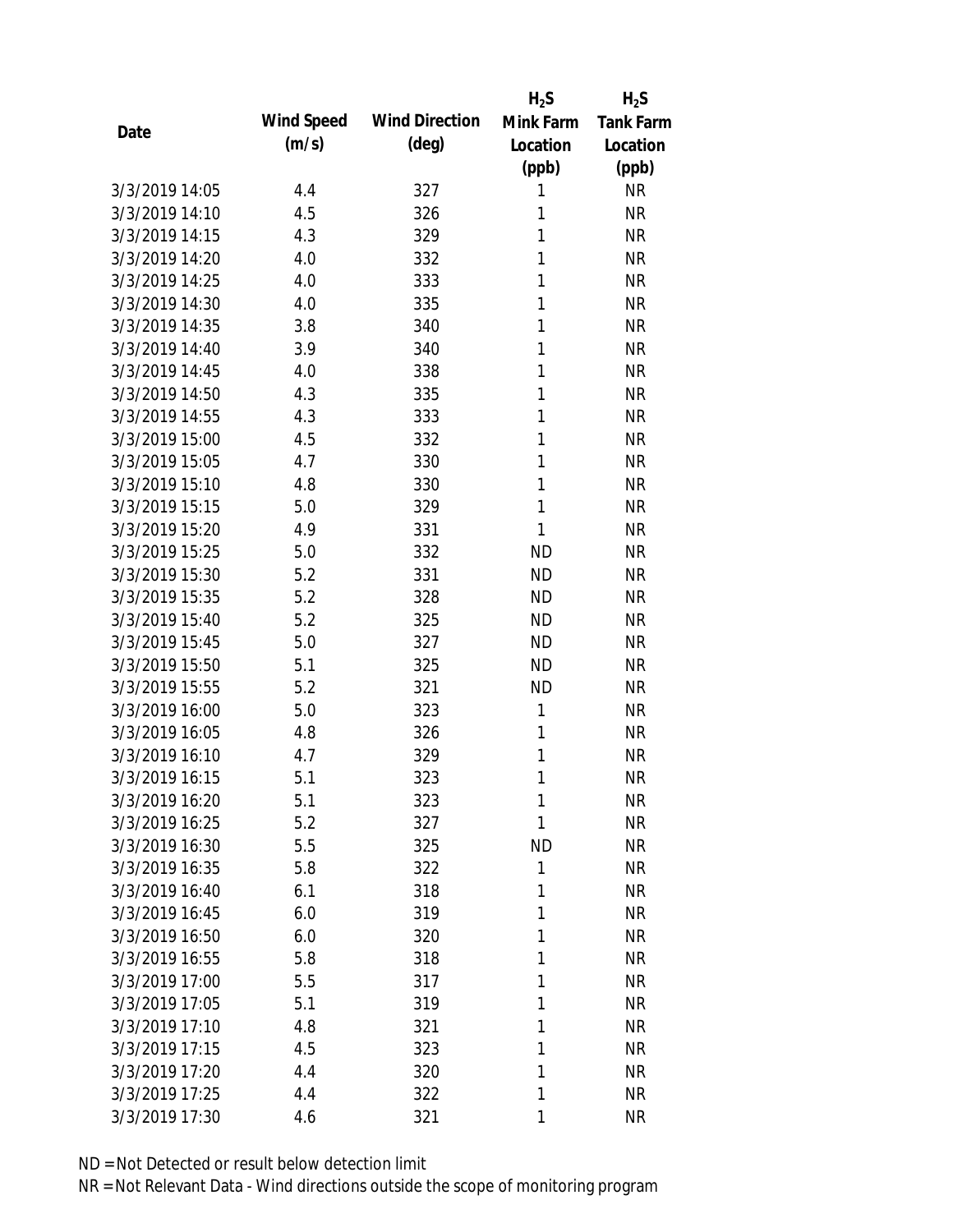| Date | Wind Speed (m/s) | Wind Direction (deg) | $H_2S$ Mink Farm Location (ppb) | $H_2S$ Tank Farm Location (ppb) |
| --- | --- | --- | --- | --- |
| 3/3/2019 14:05 | 4.4 | 327 | 1 | NR |
| 3/3/2019 14:10 | 4.5 | 326 | 1 | NR |
| 3/3/2019 14:15 | 4.3 | 329 | 1 | NR |
| 3/3/2019 14:20 | 4.0 | 332 | 1 | NR |
| 3/3/2019 14:25 | 4.0 | 333 | 1 | NR |
| 3/3/2019 14:30 | 4.0 | 335 | 1 | NR |
| 3/3/2019 14:35 | 3.8 | 340 | 1 | NR |
| 3/3/2019 14:40 | 3.9 | 340 | 1 | NR |
| 3/3/2019 14:45 | 4.0 | 338 | 1 | NR |
| 3/3/2019 14:50 | 4.3 | 335 | 1 | NR |
| 3/3/2019 14:55 | 4.3 | 333 | 1 | NR |
| 3/3/2019 15:00 | 4.5 | 332 | 1 | NR |
| 3/3/2019 15:05 | 4.7 | 330 | 1 | NR |
| 3/3/2019 15:10 | 4.8 | 330 | 1 | NR |
| 3/3/2019 15:15 | 5.0 | 329 | 1 | NR |
| 3/3/2019 15:20 | 4.9 | 331 | 1 | NR |
| 3/3/2019 15:25 | 5.0 | 332 | ND | NR |
| 3/3/2019 15:30 | 5.2 | 331 | ND | NR |
| 3/3/2019 15:35 | 5.2 | 328 | ND | NR |
| 3/3/2019 15:40 | 5.2 | 325 | ND | NR |
| 3/3/2019 15:45 | 5.0 | 327 | ND | NR |
| 3/3/2019 15:50 | 5.1 | 325 | ND | NR |
| 3/3/2019 15:55 | 5.2 | 321 | ND | NR |
| 3/3/2019 16:00 | 5.0 | 323 | 1 | NR |
| 3/3/2019 16:05 | 4.8 | 326 | 1 | NR |
| 3/3/2019 16:10 | 4.7 | 329 | 1 | NR |
| 3/3/2019 16:15 | 5.1 | 323 | 1 | NR |
| 3/3/2019 16:20 | 5.1 | 323 | 1 | NR |
| 3/3/2019 16:25 | 5.2 | 327 | 1 | NR |
| 3/3/2019 16:30 | 5.5 | 325 | ND | NR |
| 3/3/2019 16:35 | 5.8 | 322 | 1 | NR |
| 3/3/2019 16:40 | 6.1 | 318 | 1 | NR |
| 3/3/2019 16:45 | 6.0 | 319 | 1 | NR |
| 3/3/2019 16:50 | 6.0 | 320 | 1 | NR |
| 3/3/2019 16:55 | 5.8 | 318 | 1 | NR |
| 3/3/2019 17:00 | 5.5 | 317 | 1 | NR |
| 3/3/2019 17:05 | 5.1 | 319 | 1 | NR |
| 3/3/2019 17:10 | 4.8 | 321 | 1 | NR |
| 3/3/2019 17:15 | 4.5 | 323 | 1 | NR |
| 3/3/2019 17:20 | 4.4 | 320 | 1 | NR |
| 3/3/2019 17:25 | 4.4 | 322 | 1 | NR |
| 3/3/2019 17:30 | 4.6 | 321 | 1 | NR |

ND = Not Detected or result below detection limit

NR = Not Relevant Data - Wind directions outside the scope of monitoring program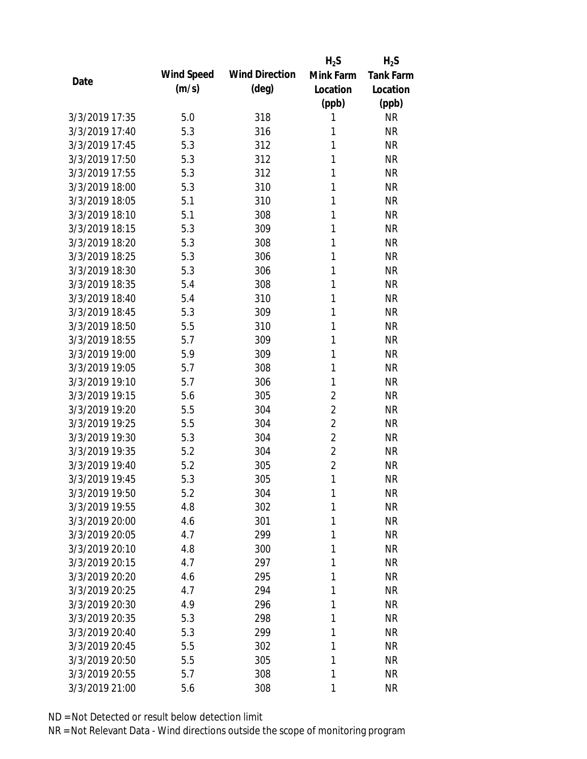| Date | Wind Speed (m/s) | Wind Direction (deg) | $H_2S$ Mink Farm Location (ppb) | $H_2S$ Tank Farm Location (ppb) |
|---|---|---|---|---|
| 3/3/2019 17:35 | 5.0 | 318 | 1 | NR |
| 3/3/2019 17:40 | 5.3 | 316 | 1 | NR |
| 3/3/2019 17:45 | 5.3 | 312 | 1 | NR |
| 3/3/2019 17:50 | 5.3 | 312 | 1 | NR |
| 3/3/2019 17:55 | 5.3 | 312 | 1 | NR |
| 3/3/2019 18:00 | 5.3 | 310 | 1 | NR |
| 3/3/2019 18:05 | 5.1 | 310 | 1 | NR |
| 3/3/2019 18:10 | 5.1 | 308 | 1 | NR |
| 3/3/2019 18:15 | 5.3 | 309 | 1 | NR |
| 3/3/2019 18:20 | 5.3 | 308 | 1 | NR |
| 3/3/2019 18:25 | 5.3 | 306 | 1 | NR |
| 3/3/2019 18:30 | 5.3 | 306 | 1 | NR |
| 3/3/2019 18:35 | 5.4 | 308 | 1 | NR |
| 3/3/2019 18:40 | 5.4 | 310 | 1 | NR |
| 3/3/2019 18:45 | 5.3 | 309 | 1 | NR |
| 3/3/2019 18:50 | 5.5 | 310 | 1 | NR |
| 3/3/2019 18:55 | 5.7 | 309 | 1 | NR |
| 3/3/2019 19:00 | 5.9 | 309 | 1 | NR |
| 3/3/2019 19:05 | 5.7 | 308 | 1 | NR |
| 3/3/2019 19:10 | 5.7 | 306 | 1 | NR |
| 3/3/2019 19:15 | 5.6 | 305 | 2 | NR |
| 3/3/2019 19:20 | 5.5 | 304 | 2 | NR |
| 3/3/2019 19:25 | 5.5 | 304 | 2 | NR |
| 3/3/2019 19:30 | 5.3 | 304 | 2 | NR |
| 3/3/2019 19:35 | 5.2 | 304 | 2 | NR |
| 3/3/2019 19:40 | 5.2 | 305 | 2 | NR |
| 3/3/2019 19:45 | 5.3 | 305 | 1 | NR |
| 3/3/2019 19:50 | 5.2 | 304 | 1 | NR |
| 3/3/2019 19:55 | 4.8 | 302 | 1 | NR |
| 3/3/2019 20:00 | 4.6 | 301 | 1 | NR |
| 3/3/2019 20:05 | 4.7 | 299 | 1 | NR |
| 3/3/2019 20:10 | 4.8 | 300 | 1 | NR |
| 3/3/2019 20:15 | 4.7 | 297 | 1 | NR |
| 3/3/2019 20:20 | 4.6 | 295 | 1 | NR |
| 3/3/2019 20:25 | 4.7 | 294 | 1 | NR |
| 3/3/2019 20:30 | 4.9 | 296 | 1 | NR |
| 3/3/2019 20:35 | 5.3 | 298 | 1 | NR |
| 3/3/2019 20:40 | 5.3 | 299 | 1 | NR |
| 3/3/2019 20:45 | 5.5 | 302 | 1 | NR |
| 3/3/2019 20:50 | 5.5 | 305 | 1 | NR |
| 3/3/2019 20:55 | 5.7 | 308 | 1 | NR |
| 3/3/2019 21:00 | 5.6 | 308 | 1 | NR |

ND = Not Detected or result below detection limit

NR = Not Relevant Data - Wind directions outside the scope of monitoring program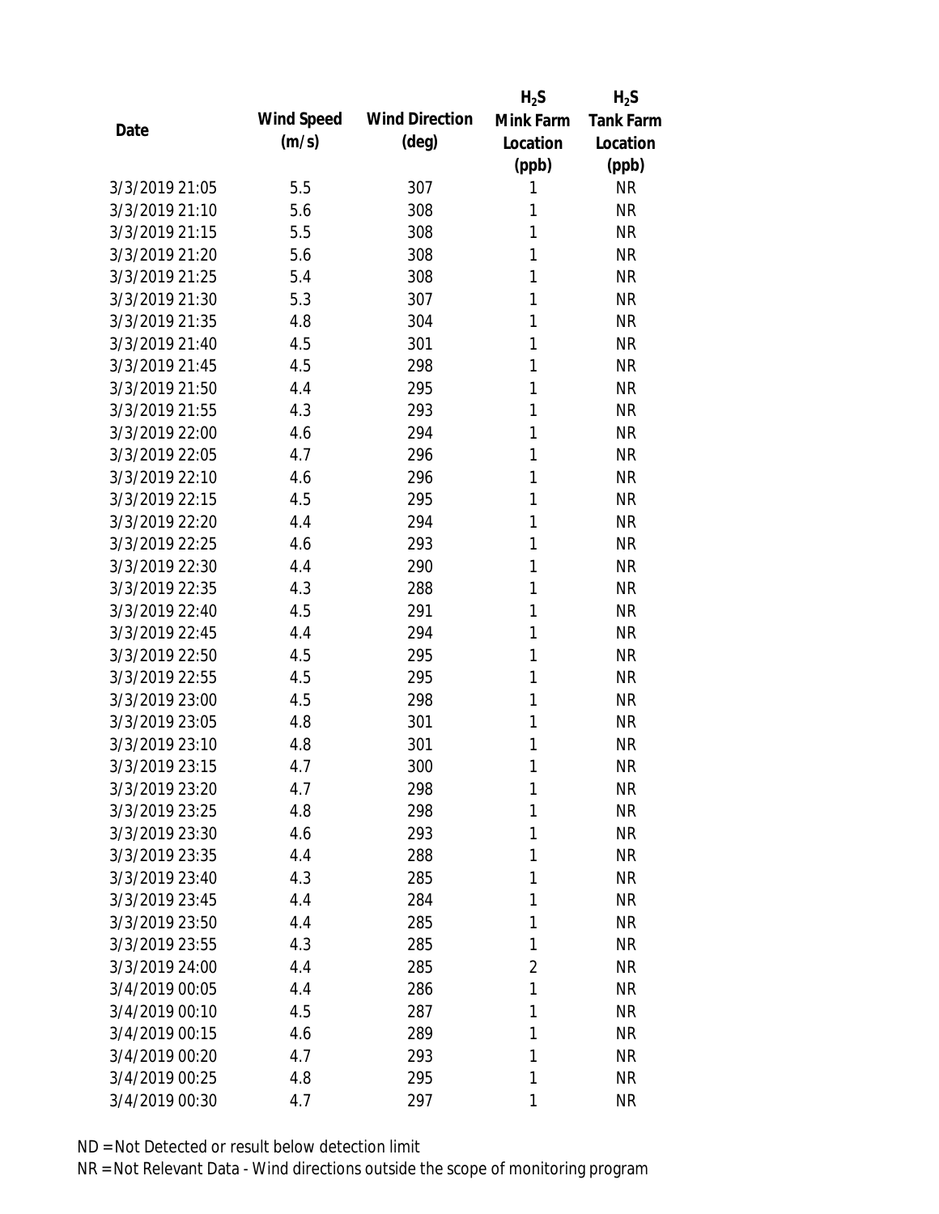| Date | Wind Speed (m/s) | Wind Direction (deg) | $H_2S$ Mink Farm Location (ppb) | $H_2S$ Tank Farm Location (ppb) |
|---|---|---|---|---|
| 3/3/2019 21:05 | 5.5 | 307 | 1 | NR |
| 3/3/2019 21:10 | 5.6 | 308 | 1 | NR |
| 3/3/2019 21:15 | 5.5 | 308 | 1 | NR |
| 3/3/2019 21:20 | 5.6 | 308 | 1 | NR |
| 3/3/2019 21:25 | 5.4 | 308 | 1 | NR |
| 3/3/2019 21:30 | 5.3 | 307 | 1 | NR |
| 3/3/2019 21:35 | 4.8 | 304 | 1 | NR |
| 3/3/2019 21:40 | 4.5 | 301 | 1 | NR |
| 3/3/2019 21:45 | 4.5 | 298 | 1 | NR |
| 3/3/2019 21:50 | 4.4 | 295 | 1 | NR |
| 3/3/2019 21:55 | 4.3 | 293 | 1 | NR |
| 3/3/2019 22:00 | 4.6 | 294 | 1 | NR |
| 3/3/2019 22:05 | 4.7 | 296 | 1 | NR |
| 3/3/2019 22:10 | 4.6 | 296 | 1 | NR |
| 3/3/2019 22:15 | 4.5 | 295 | 1 | NR |
| 3/3/2019 22:20 | 4.4 | 294 | 1 | NR |
| 3/3/2019 22:25 | 4.6 | 293 | 1 | NR |
| 3/3/2019 22:30 | 4.4 | 290 | 1 | NR |
| 3/3/2019 22:35 | 4.3 | 288 | 1 | NR |
| 3/3/2019 22:40 | 4.5 | 291 | 1 | NR |
| 3/3/2019 22:45 | 4.4 | 294 | 1 | NR |
| 3/3/2019 22:50 | 4.5 | 295 | 1 | NR |
| 3/3/2019 22:55 | 4.5 | 295 | 1 | NR |
| 3/3/2019 23:00 | 4.5 | 298 | 1 | NR |
| 3/3/2019 23:05 | 4.8 | 301 | 1 | NR |
| 3/3/2019 23:10 | 4.8 | 301 | 1 | NR |
| 3/3/2019 23:15 | 4.7 | 300 | 1 | NR |
| 3/3/2019 23:20 | 4.7 | 298 | 1 | NR |
| 3/3/2019 23:25 | 4.8 | 298 | 1 | NR |
| 3/3/2019 23:30 | 4.6 | 293 | 1 | NR |
| 3/3/2019 23:35 | 4.4 | 288 | 1 | NR |
| 3/3/2019 23:40 | 4.3 | 285 | 1 | NR |
| 3/3/2019 23:45 | 4.4 | 284 | 1 | NR |
| 3/3/2019 23:50 | 4.4 | 285 | 1 | NR |
| 3/3/2019 23:55 | 4.3 | 285 | 1 | NR |
| 3/3/2019 24:00 | 4.4 | 285 | 2 | NR |
| 3/4/2019 00:05 | 4.4 | 286 | 1 | NR |
| 3/4/2019 00:10 | 4.5 | 287 | 1 | NR |
| 3/4/2019 00:15 | 4.6 | 289 | 1 | NR |
| 3/4/2019 00:20 | 4.7 | 293 | 1 | NR |
| 3/4/2019 00:25 | 4.8 | 295 | 1 | NR |
| 3/4/2019 00:30 | 4.7 | 297 | 1 | NR |

ND = Not Detected or result below detection limit

NR = Not Relevant Data - Wind directions outside the scope of monitoring program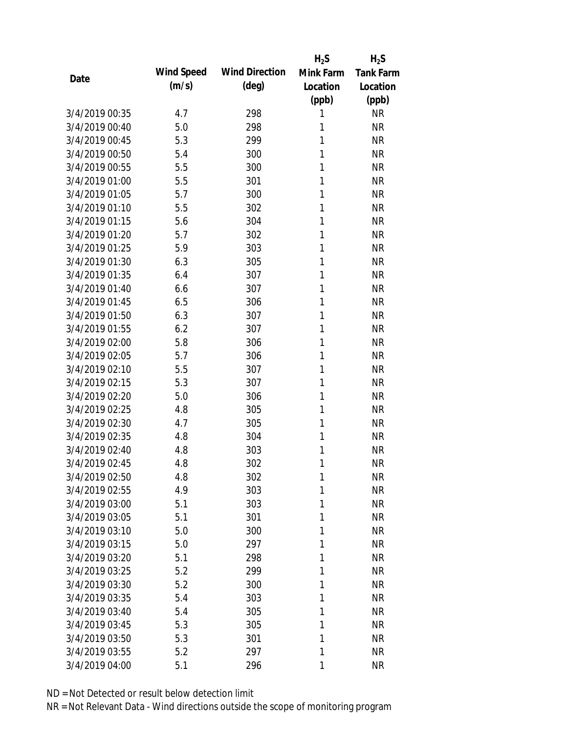| Date | Wind Speed (m/s) | Wind Direction (deg) | $H_2S$ Mink Farm Location (ppb) | $H_2S$ Tank Farm Location (ppb) |
|---|---|---|---|---|
| 3/4/2019 00:35 | 4.7 | 298 | 1 | NR |
| 3/4/2019 00:40 | 5.0 | 298 | 1 | NR |
| 3/4/2019 00:45 | 5.3 | 299 | 1 | NR |
| 3/4/2019 00:50 | 5.4 | 300 | 1 | NR |
| 3/4/2019 00:55 | 5.5 | 300 | 1 | NR |
| 3/4/2019 01:00 | 5.5 | 301 | 1 | NR |
| 3/4/2019 01:05 | 5.7 | 300 | 1 | NR |
| 3/4/2019 01:10 | 5.5 | 302 | 1 | NR |
| 3/4/2019 01:15 | 5.6 | 304 | 1 | NR |
| 3/4/2019 01:20 | 5.7 | 302 | 1 | NR |
| 3/4/2019 01:25 | 5.9 | 303 | 1 | NR |
| 3/4/2019 01:30 | 6.3 | 305 | 1 | NR |
| 3/4/2019 01:35 | 6.4 | 307 | 1 | NR |
| 3/4/2019 01:40 | 6.6 | 307 | 1 | NR |
| 3/4/2019 01:45 | 6.5 | 306 | 1 | NR |
| 3/4/2019 01:50 | 6.3 | 307 | 1 | NR |
| 3/4/2019 01:55 | 6.2 | 307 | 1 | NR |
| 3/4/2019 02:00 | 5.8 | 306 | 1 | NR |
| 3/4/2019 02:05 | 5.7 | 306 | 1 | NR |
| 3/4/2019 02:10 | 5.5 | 307 | 1 | NR |
| 3/4/2019 02:15 | 5.3 | 307 | 1 | NR |
| 3/4/2019 02:20 | 5.0 | 306 | 1 | NR |
| 3/4/2019 02:25 | 4.8 | 305 | 1 | NR |
| 3/4/2019 02:30 | 4.7 | 305 | 1 | NR |
| 3/4/2019 02:35 | 4.8 | 304 | 1 | NR |
| 3/4/2019 02:40 | 4.8 | 303 | 1 | NR |
| 3/4/2019 02:45 | 4.8 | 302 | 1 | NR |
| 3/4/2019 02:50 | 4.8 | 302 | 1 | NR |
| 3/4/2019 02:55 | 4.9 | 303 | 1 | NR |
| 3/4/2019 03:00 | 5.1 | 303 | 1 | NR |
| 3/4/2019 03:05 | 5.1 | 301 | 1 | NR |
| 3/4/2019 03:10 | 5.0 | 300 | 1 | NR |
| 3/4/2019 03:15 | 5.0 | 297 | 1 | NR |
| 3/4/2019 03:20 | 5.1 | 298 | 1 | NR |
| 3/4/2019 03:25 | 5.2 | 299 | 1 | NR |
| 3/4/2019 03:30 | 5.2 | 300 | 1 | NR |
| 3/4/2019 03:35 | 5.4 | 303 | 1 | NR |
| 3/4/2019 03:40 | 5.4 | 305 | 1 | NR |
| 3/4/2019 03:45 | 5.3 | 305 | 1 | NR |
| 3/4/2019 03:50 | 5.3 | 301 | 1 | NR |
| 3/4/2019 03:55 | 5.2 | 297 | 1 | NR |
| 3/4/2019 04:00 | 5.1 | 296 | 1 | NR |

ND = Not Detected or result below detection limit

NR = Not Relevant Data - Wind directions outside the scope of monitoring program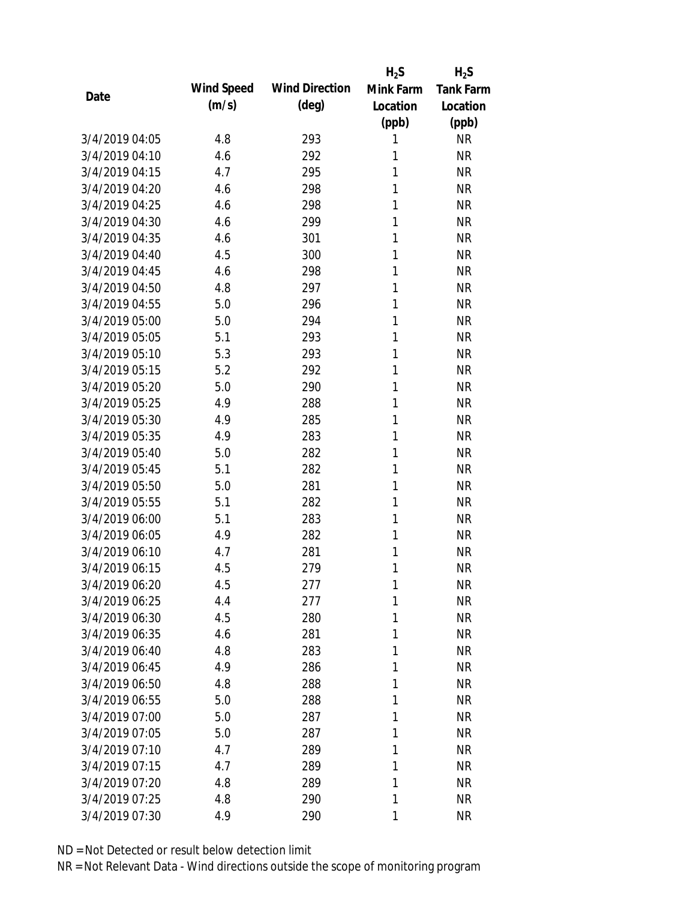| Date | Wind Speed (m/s) | Wind Direction (deg) | $H_2S$ Mink Farm Location (ppb) | $H_2S$ Tank Farm Location (ppb) |
|---|---|---|---|---|
| 3/4/2019 04:05 | 4.8 | 293 | 1 | NR |
| 3/4/2019 04:10 | 4.6 | 292 | 1 | NR |
| 3/4/2019 04:15 | 4.7 | 295 | 1 | NR |
| 3/4/2019 04:20 | 4.6 | 298 | 1 | NR |
| 3/4/2019 04:25 | 4.6 | 298 | 1 | NR |
| 3/4/2019 04:30 | 4.6 | 299 | 1 | NR |
| 3/4/2019 04:35 | 4.6 | 301 | 1 | NR |
| 3/4/2019 04:40 | 4.5 | 300 | 1 | NR |
| 3/4/2019 04:45 | 4.6 | 298 | 1 | NR |
| 3/4/2019 04:50 | 4.8 | 297 | 1 | NR |
| 3/4/2019 04:55 | 5.0 | 296 | 1 | NR |
| 3/4/2019 05:00 | 5.0 | 294 | 1 | NR |
| 3/4/2019 05:05 | 5.1 | 293 | 1 | NR |
| 3/4/2019 05:10 | 5.3 | 293 | 1 | NR |
| 3/4/2019 05:15 | 5.2 | 292 | 1 | NR |
| 3/4/2019 05:20 | 5.0 | 290 | 1 | NR |
| 3/4/2019 05:25 | 4.9 | 288 | 1 | NR |
| 3/4/2019 05:30 | 4.9 | 285 | 1 | NR |
| 3/4/2019 05:35 | 4.9 | 283 | 1 | NR |
| 3/4/2019 05:40 | 5.0 | 282 | 1 | NR |
| 3/4/2019 05:45 | 5.1 | 282 | 1 | NR |
| 3/4/2019 05:50 | 5.0 | 281 | 1 | NR |
| 3/4/2019 05:55 | 5.1 | 282 | 1 | NR |
| 3/4/2019 06:00 | 5.1 | 283 | 1 | NR |
| 3/4/2019 06:05 | 4.9 | 282 | 1 | NR |
| 3/4/2019 06:10 | 4.7 | 281 | 1 | NR |
| 3/4/2019 06:15 | 4.5 | 279 | 1 | NR |
| 3/4/2019 06:20 | 4.5 | 277 | 1 | NR |
| 3/4/2019 06:25 | 4.4 | 277 | 1 | NR |
| 3/4/2019 06:30 | 4.5 | 280 | 1 | NR |
| 3/4/2019 06:35 | 4.6 | 281 | 1 | NR |
| 3/4/2019 06:40 | 4.8 | 283 | 1 | NR |
| 3/4/2019 06:45 | 4.9 | 286 | 1 | NR |
| 3/4/2019 06:50 | 4.8 | 288 | 1 | NR |
| 3/4/2019 06:55 | 5.0 | 288 | 1 | NR |
| 3/4/2019 07:00 | 5.0 | 287 | 1 | NR |
| 3/4/2019 07:05 | 5.0 | 287 | 1 | NR |
| 3/4/2019 07:10 | 4.7 | 289 | 1 | NR |
| 3/4/2019 07:15 | 4.7 | 289 | 1 | NR |
| 3/4/2019 07:20 | 4.8 | 289 | 1 | NR |
| 3/4/2019 07:25 | 4.8 | 290 | 1 | NR |
| 3/4/2019 07:30 | 4.9 | 290 | 1 | NR |

ND = Not Detected or result below detection limit

NR = Not Relevant Data - Wind directions outside the scope of monitoring program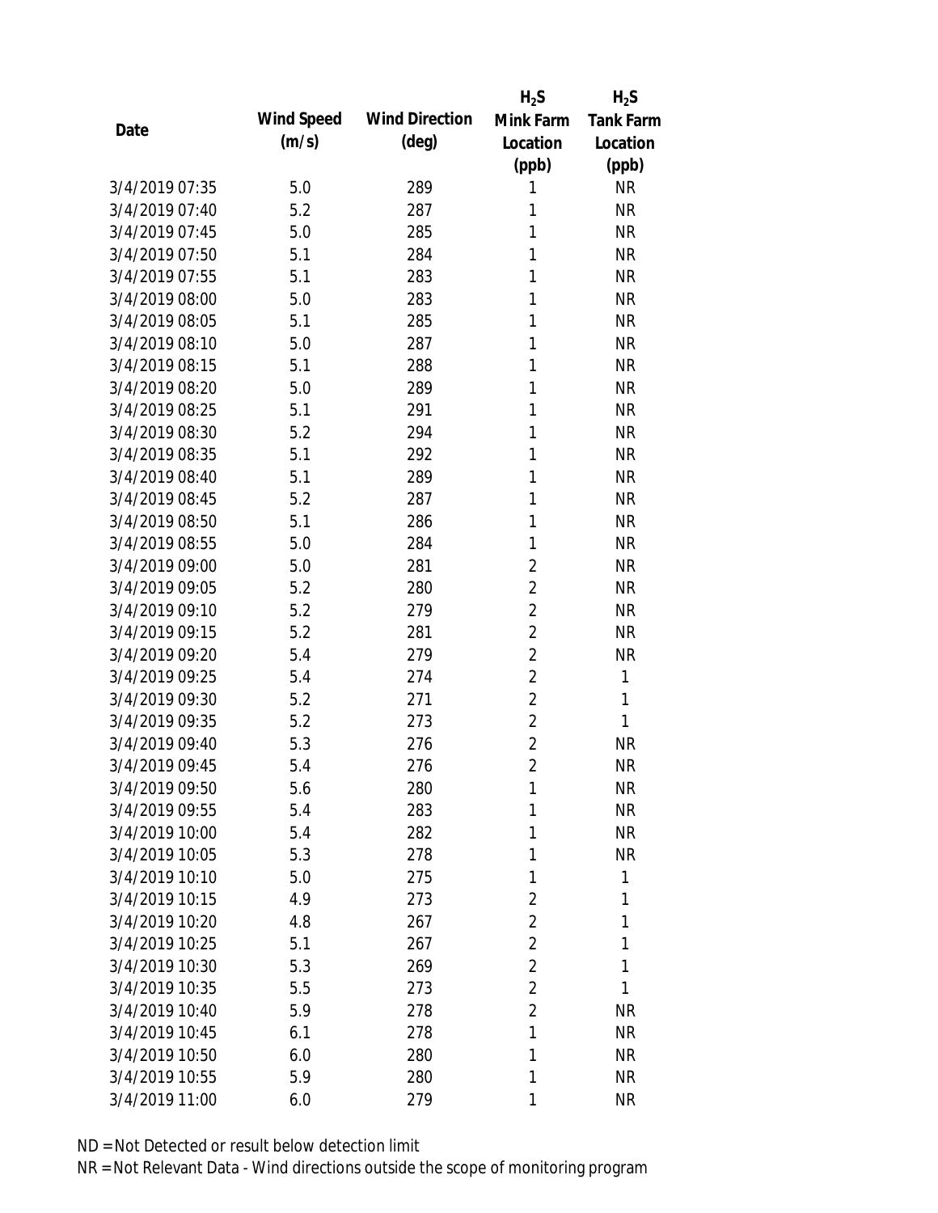| Date | Wind Speed (m/s) | Wind Direction (deg) | $H_2S$ Mink Farm Location (ppb) | $H_2S$ Tank Farm Location (ppb) |
|---|---|---|---|---|
| 3/4/2019 07:35 | 5.0 | 289 | 1 | NR |
| 3/4/2019 07:40 | 5.2 | 287 | 1 | NR |
| 3/4/2019 07:45 | 5.0 | 285 | 1 | NR |
| 3/4/2019 07:50 | 5.1 | 284 | 1 | NR |
| 3/4/2019 07:55 | 5.1 | 283 | 1 | NR |
| 3/4/2019 08:00 | 5.0 | 283 | 1 | NR |
| 3/4/2019 08:05 | 5.1 | 285 | 1 | NR |
| 3/4/2019 08:10 | 5.0 | 287 | 1 | NR |
| 3/4/2019 08:15 | 5.1 | 288 | 1 | NR |
| 3/4/2019 08:20 | 5.0 | 289 | 1 | NR |
| 3/4/2019 08:25 | 5.1 | 291 | 1 | NR |
| 3/4/2019 08:30 | 5.2 | 294 | 1 | NR |
| 3/4/2019 08:35 | 5.1 | 292 | 1 | NR |
| 3/4/2019 08:40 | 5.1 | 289 | 1 | NR |
| 3/4/2019 08:45 | 5.2 | 287 | 1 | NR |
| 3/4/2019 08:50 | 5.1 | 286 | 1 | NR |
| 3/4/2019 08:55 | 5.0 | 284 | 1 | NR |
| 3/4/2019 09:00 | 5.0 | 281 | 2 | NR |
| 3/4/2019 09:05 | 5.2 | 280 | 2 | NR |
| 3/4/2019 09:10 | 5.2 | 279 | 2 | NR |
| 3/4/2019 09:15 | 5.2 | 281 | 2 | NR |
| 3/4/2019 09:20 | 5.4 | 279 | 2 | NR |
| 3/4/2019 09:25 | 5.4 | 274 | 2 | 1 |
| 3/4/2019 09:30 | 5.2 | 271 | 2 | 1 |
| 3/4/2019 09:35 | 5.2 | 273 | 2 | 1 |
| 3/4/2019 09:40 | 5.3 | 276 | 2 | NR |
| 3/4/2019 09:45 | 5.4 | 276 | 2 | NR |
| 3/4/2019 09:50 | 5.6 | 280 | 1 | NR |
| 3/4/2019 09:55 | 5.4 | 283 | 1 | NR |
| 3/4/2019 10:00 | 5.4 | 282 | 1 | NR |
| 3/4/2019 10:05 | 5.3 | 278 | 1 | NR |
| 3/4/2019 10:10 | 5.0 | 275 | 1 | 1 |
| 3/4/2019 10:15 | 4.9 | 273 | 2 | 1 |
| 3/4/2019 10:20 | 4.8 | 267 | 2 | 1 |
| 3/4/2019 10:25 | 5.1 | 267 | 2 | 1 |
| 3/4/2019 10:30 | 5.3 | 269 | 2 | 1 |
| 3/4/2019 10:35 | 5.5 | 273 | 2 | 1 |
| 3/4/2019 10:40 | 5.9 | 278 | 2 | NR |
| 3/4/2019 10:45 | 6.1 | 278 | 1 | NR |
| 3/4/2019 10:50 | 6.0 | 280 | 1 | NR |
| 3/4/2019 10:55 | 5.9 | 280 | 1 | NR |
| 3/4/2019 11:00 | 6.0 | 279 | 1 | NR |

ND = Not Detected or result below detection limit

NR = Not Relevant Data - Wind directions outside the scope of monitoring program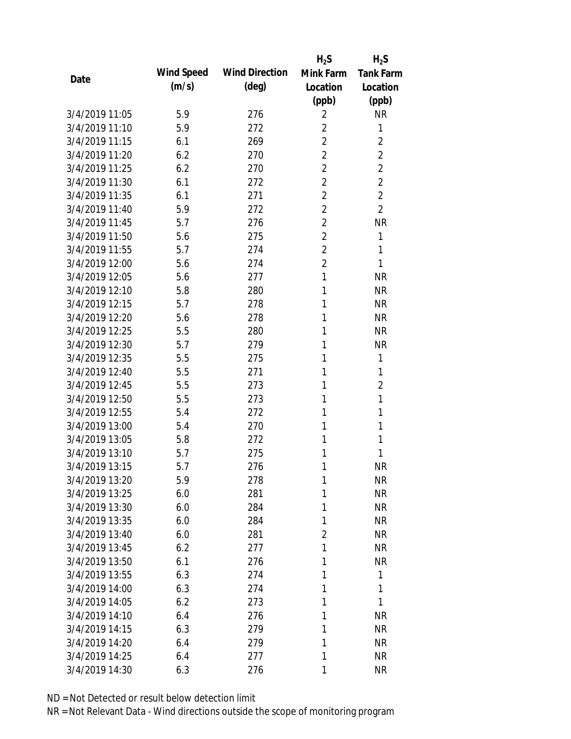| Date | Wind Speed (m/s) | Wind Direction (deg) | $H_2S$ Mink Farm Location (ppb) | $H_2S$ Tank Farm Location (ppb) |
|---|---|---|---|---|
| 3/4/2019 11:05 | 5.9 | 276 | 2 | NR |
| 3/4/2019 11:10 | 5.9 | 272 | 2 | 1 |
| 3/4/2019 11:15 | 6.1 | 269 | 2 | 2 |
| 3/4/2019 11:20 | 6.2 | 270 | 2 | 2 |
| 3/4/2019 11:25 | 6.2 | 270 | 2 | 2 |
| 3/4/2019 11:30 | 6.1 | 272 | 2 | 2 |
| 3/4/2019 11:35 | 6.1 | 271 | 2 | 2 |
| 3/4/2019 11:40 | 5.9 | 272 | 2 | 2 |
| 3/4/2019 11:45 | 5.7 | 276 | 2 | NR |
| 3/4/2019 11:50 | 5.6 | 275 | 2 | 1 |
| 3/4/2019 11:55 | 5.7 | 274 | 2 | 1 |
| 3/4/2019 12:00 | 5.6 | 274 | 2 | 1 |
| 3/4/2019 12:05 | 5.6 | 277 | 1 | NR |
| 3/4/2019 12:10 | 5.8 | 280 | 1 | NR |
| 3/4/2019 12:15 | 5.7 | 278 | 1 | NR |
| 3/4/2019 12:20 | 5.6 | 278 | 1 | NR |
| 3/4/2019 12:25 | 5.5 | 280 | 1 | NR |
| 3/4/2019 12:30 | 5.7 | 279 | 1 | NR |
| 3/4/2019 12:35 | 5.5 | 275 | 1 | 1 |
| 3/4/2019 12:40 | 5.5 | 271 | 1 | 1 |
| 3/4/2019 12:45 | 5.5 | 273 | 1 | 2 |
| 3/4/2019 12:50 | 5.5 | 273 | 1 | 1 |
| 3/4/2019 12:55 | 5.4 | 272 | 1 | 1 |
| 3/4/2019 13:00 | 5.4 | 270 | 1 | 1 |
| 3/4/2019 13:05 | 5.8 | 272 | 1 | 1 |
| 3/4/2019 13:10 | 5.7 | 275 | 1 | 1 |
| 3/4/2019 13:15 | 5.7 | 276 | 1 | NR |
| 3/4/2019 13:20 | 5.9 | 278 | 1 | NR |
| 3/4/2019 13:25 | 6.0 | 281 | 1 | NR |
| 3/4/2019 13:30 | 6.0 | 284 | 1 | NR |
| 3/4/2019 13:35 | 6.0 | 284 | 1 | NR |
| 3/4/2019 13:40 | 6.0 | 281 | 2 | NR |
| 3/4/2019 13:45 | 6.2 | 277 | 1 | NR |
| 3/4/2019 13:50 | 6.1 | 276 | 1 | NR |
| 3/4/2019 13:55 | 6.3 | 274 | 1 | 1 |
| 3/4/2019 14:00 | 6.3 | 274 | 1 | 1 |
| 3/4/2019 14:05 | 6.2 | 273 | 1 | 1 |
| 3/4/2019 14:10 | 6.4 | 276 | 1 | NR |
| 3/4/2019 14:15 | 6.3 | 279 | 1 | NR |
| 3/4/2019 14:20 | 6.4 | 279 | 1 | NR |
| 3/4/2019 14:25 | 6.4 | 277 | 1 | NR |
| 3/4/2019 14:30 | 6.3 | 276 | 1 | NR |

ND = Not Detected or result below detection limit
NR = Not Relevant Data - Wind directions outside the scope of monitoring program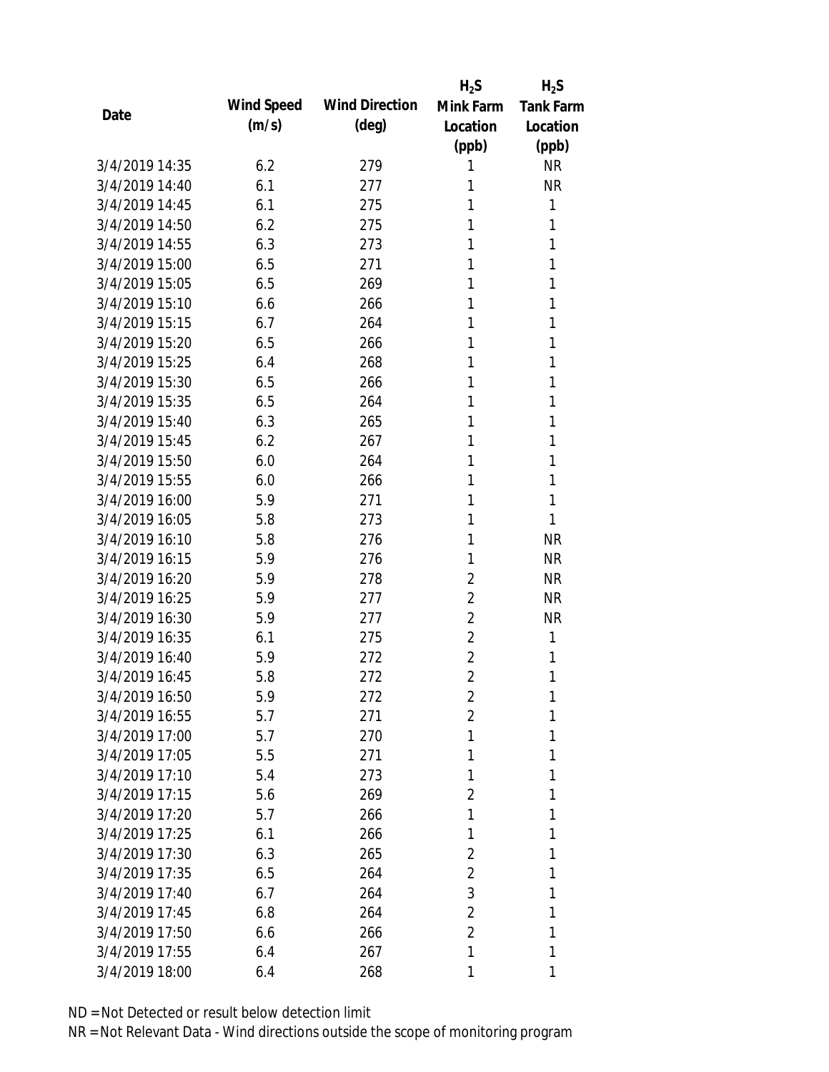| Date | Wind Speed (m/s) | Wind Direction (deg) | $H_2S$ Mink Farm Location (ppb) | $H_2S$ Tank Farm Location (ppb) |
|---|---|---|---|---|
| 3/4/2019 14:35 | 6.2 | 279 | 1 | NR |
| 3/4/2019 14:40 | 6.1 | 277 | 1 | NR |
| 3/4/2019 14:45 | 6.1 | 275 | 1 | 1 |
| 3/4/2019 14:50 | 6.2 | 275 | 1 | 1 |
| 3/4/2019 14:55 | 6.3 | 273 | 1 | 1 |
| 3/4/2019 15:00 | 6.5 | 271 | 1 | 1 |
| 3/4/2019 15:05 | 6.5 | 269 | 1 | 1 |
| 3/4/2019 15:10 | 6.6 | 266 | 1 | 1 |
| 3/4/2019 15:15 | 6.7 | 264 | 1 | 1 |
| 3/4/2019 15:20 | 6.5 | 266 | 1 | 1 |
| 3/4/2019 15:25 | 6.4 | 268 | 1 | 1 |
| 3/4/2019 15:30 | 6.5 | 266 | 1 | 1 |
| 3/4/2019 15:35 | 6.5 | 264 | 1 | 1 |
| 3/4/2019 15:40 | 6.3 | 265 | 1 | 1 |
| 3/4/2019 15:45 | 6.2 | 267 | 1 | 1 |
| 3/4/2019 15:50 | 6.0 | 264 | 1 | 1 |
| 3/4/2019 15:55 | 6.0 | 266 | 1 | 1 |
| 3/4/2019 16:00 | 5.9 | 271 | 1 | 1 |
| 3/4/2019 16:05 | 5.8 | 273 | 1 | 1 |
| 3/4/2019 16:10 | 5.8 | 276 | 1 | NR |
| 3/4/2019 16:15 | 5.9 | 276 | 1 | NR |
| 3/4/2019 16:20 | 5.9 | 278 | 2 | NR |
| 3/4/2019 16:25 | 5.9 | 277 | 2 | NR |
| 3/4/2019 16:30 | 5.9 | 277 | 2 | NR |
| 3/4/2019 16:35 | 6.1 | 275 | 2 | 1 |
| 3/4/2019 16:40 | 5.9 | 272 | 2 | 1 |
| 3/4/2019 16:45 | 5.8 | 272 | 2 | 1 |
| 3/4/2019 16:50 | 5.9 | 272 | 2 | 1 |
| 3/4/2019 16:55 | 5.7 | 271 | 2 | 1 |
| 3/4/2019 17:00 | 5.7 | 270 | 1 | 1 |
| 3/4/2019 17:05 | 5.5 | 271 | 1 | 1 |
| 3/4/2019 17:10 | 5.4 | 273 | 1 | 1 |
| 3/4/2019 17:15 | 5.6 | 269 | 2 | 1 |
| 3/4/2019 17:20 | 5.7 | 266 | 1 | 1 |
| 3/4/2019 17:25 | 6.1 | 266 | 1 | 1 |
| 3/4/2019 17:30 | 6.3 | 265 | 2 | 1 |
| 3/4/2019 17:35 | 6.5 | 264 | 2 | 1 |
| 3/4/2019 17:40 | 6.7 | 264 | 3 | 1 |
| 3/4/2019 17:45 | 6.8 | 264 | 2 | 1 |
| 3/4/2019 17:50 | 6.6 | 266 | 2 | 1 |
| 3/4/2019 17:55 | 6.4 | 267 | 1 | 1 |
| 3/4/2019 18:00 | 6.4 | 268 | 1 | 1 |

ND = Not Detected or result below detection limit

NR = Not Relevant Data - Wind directions outside the scope of monitoring program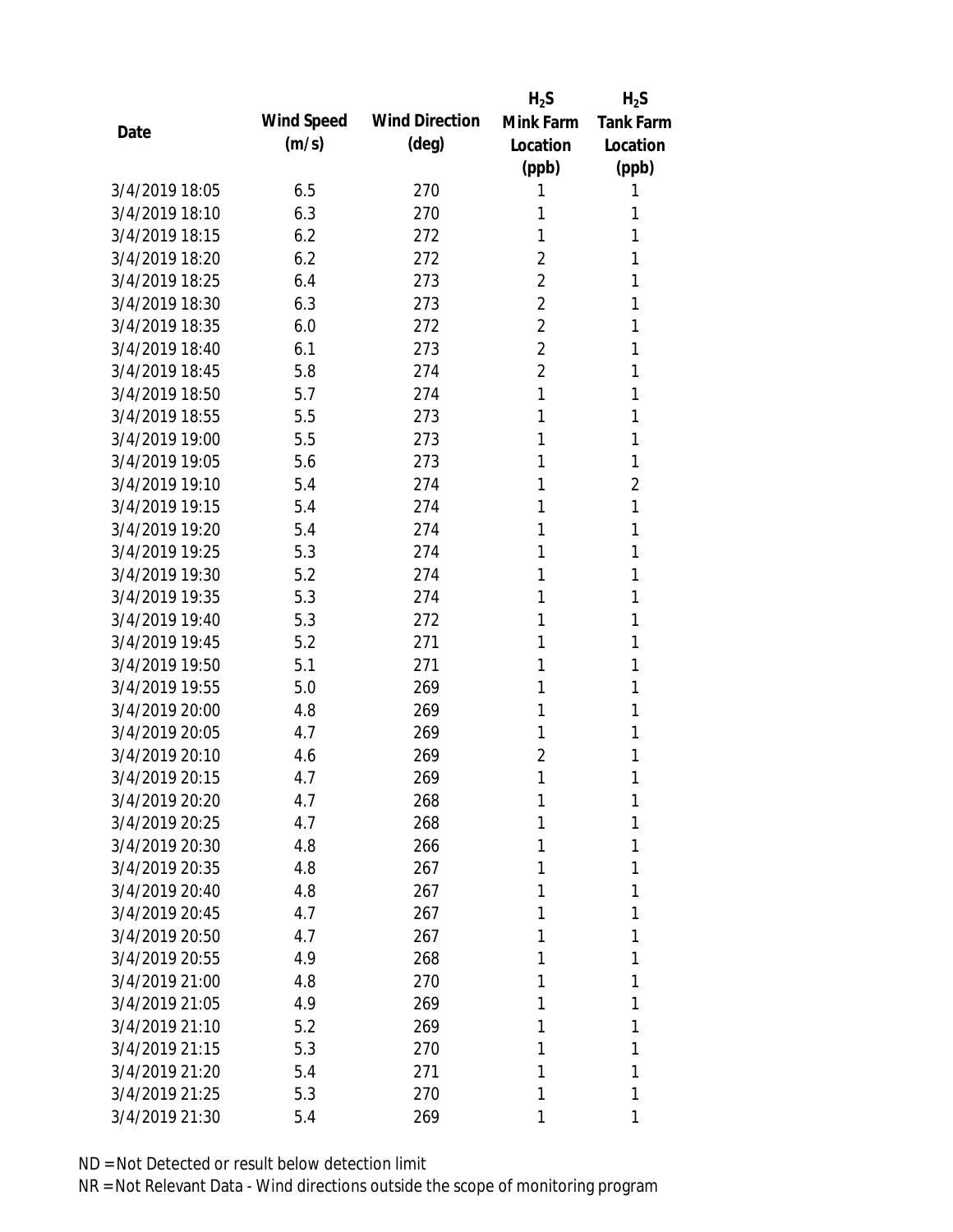| Date | Wind Speed (m/s) | Wind Direction (deg) | $H_2S$ Mink Farm Location (ppb) | $H_2S$ Tank Farm Location (ppb) |
|---|---|---|---|---|
| 3/4/2019 18:05 | 6.5 | 270 | 1 | 1 |
| 3/4/2019 18:10 | 6.3 | 270 | 1 | 1 |
| 3/4/2019 18:15 | 6.2 | 272 | 1 | 1 |
| 3/4/2019 18:20 | 6.2 | 272 | 2 | 1 |
| 3/4/2019 18:25 | 6.4 | 273 | 2 | 1 |
| 3/4/2019 18:30 | 6.3 | 273 | 2 | 1 |
| 3/4/2019 18:35 | 6.0 | 272 | 2 | 1 |
| 3/4/2019 18:40 | 6.1 | 273 | 2 | 1 |
| 3/4/2019 18:45 | 5.8 | 274 | 2 | 1 |
| 3/4/2019 18:50 | 5.7 | 274 | 1 | 1 |
| 3/4/2019 18:55 | 5.5 | 273 | 1 | 1 |
| 3/4/2019 19:00 | 5.5 | 273 | 1 | 1 |
| 3/4/2019 19:05 | 5.6 | 273 | 1 | 1 |
| 3/4/2019 19:10 | 5.4 | 274 | 1 | 2 |
| 3/4/2019 19:15 | 5.4 | 274 | 1 | 1 |
| 3/4/2019 19:20 | 5.4 | 274 | 1 | 1 |
| 3/4/2019 19:25 | 5.3 | 274 | 1 | 1 |
| 3/4/2019 19:30 | 5.2 | 274 | 1 | 1 |
| 3/4/2019 19:35 | 5.3 | 274 | 1 | 1 |
| 3/4/2019 19:40 | 5.3 | 272 | 1 | 1 |
| 3/4/2019 19:45 | 5.2 | 271 | 1 | 1 |
| 3/4/2019 19:50 | 5.1 | 271 | 1 | 1 |
| 3/4/2019 19:55 | 5.0 | 269 | 1 | 1 |
| 3/4/2019 20:00 | 4.8 | 269 | 1 | 1 |
| 3/4/2019 20:05 | 4.7 | 269 | 1 | 1 |
| 3/4/2019 20:10 | 4.6 | 269 | 2 | 1 |
| 3/4/2019 20:15 | 4.7 | 269 | 1 | 1 |
| 3/4/2019 20:20 | 4.7 | 268 | 1 | 1 |
| 3/4/2019 20:25 | 4.7 | 268 | 1 | 1 |
| 3/4/2019 20:30 | 4.8 | 266 | 1 | 1 |
| 3/4/2019 20:35 | 4.8 | 267 | 1 | 1 |
| 3/4/2019 20:40 | 4.8 | 267 | 1 | 1 |
| 3/4/2019 20:45 | 4.7 | 267 | 1 | 1 |
| 3/4/2019 20:50 | 4.7 | 267 | 1 | 1 |
| 3/4/2019 20:55 | 4.9 | 268 | 1 | 1 |
| 3/4/2019 21:00 | 4.8 | 270 | 1 | 1 |
| 3/4/2019 21:05 | 4.9 | 269 | 1 | 1 |
| 3/4/2019 21:10 | 5.2 | 269 | 1 | 1 |
| 3/4/2019 21:15 | 5.3 | 270 | 1 | 1 |
| 3/4/2019 21:20 | 5.4 | 271 | 1 | 1 |
| 3/4/2019 21:25 | 5.3 | 270 | 1 | 1 |
| 3/4/2019 21:30 | 5.4 | 269 | 1 | 1 |

ND = Not Detected or result below detection limit

NR = Not Relevant Data - Wind directions outside the scope of monitoring program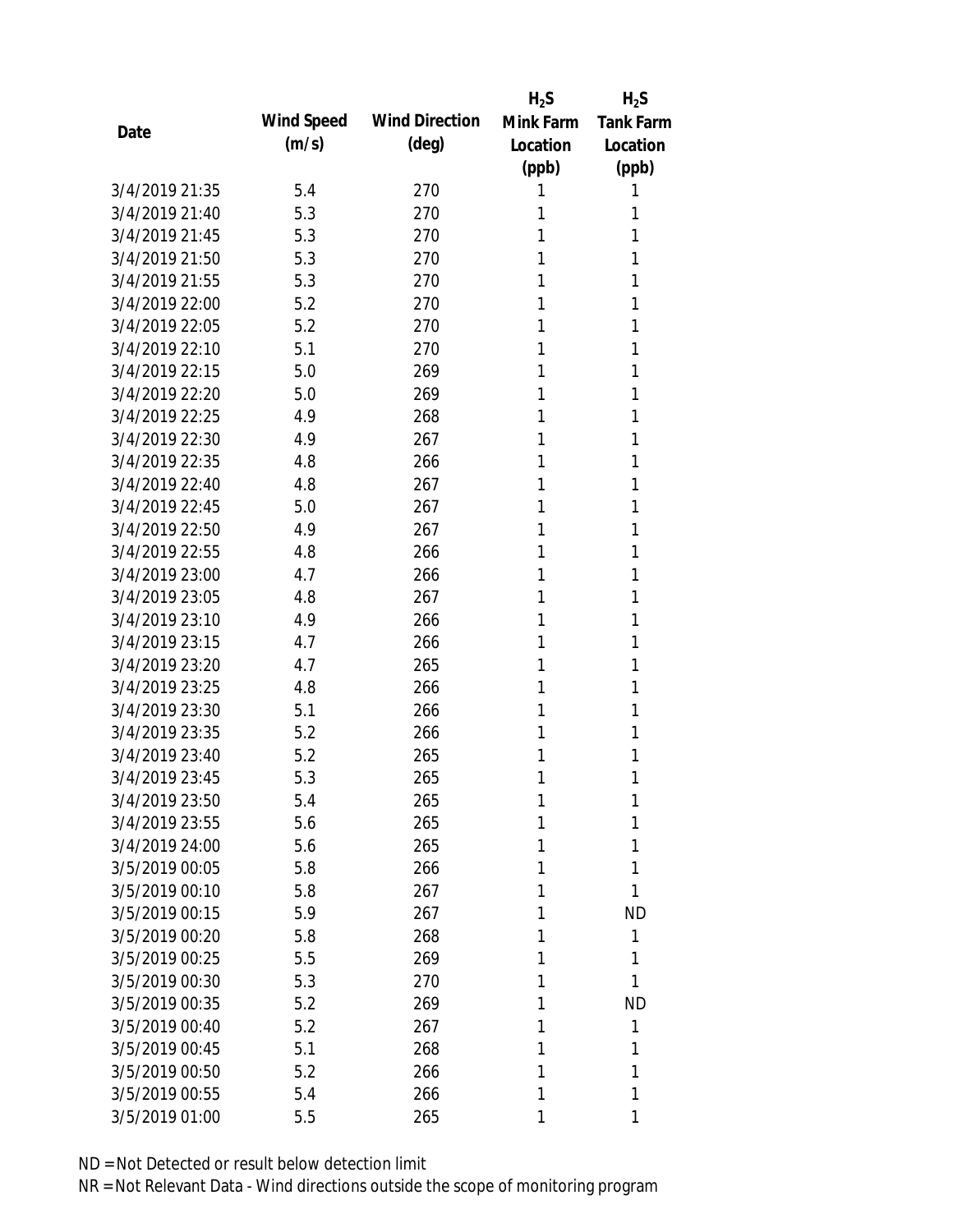| Date | Wind Speed (m/s) | Wind Direction (deg) | $H_2S$ Mink Farm Location (ppb) | $H_2S$ Tank Farm Location (ppb) |
|---|---|---|---|---|
| 3/4/2019 21:35 | 5.4 | 270 | 1 | 1 |
| 3/4/2019 21:40 | 5.3 | 270 | 1 | 1 |
| 3/4/2019 21:45 | 5.3 | 270 | 1 | 1 |
| 3/4/2019 21:50 | 5.3 | 270 | 1 | 1 |
| 3/4/2019 21:55 | 5.3 | 270 | 1 | 1 |
| 3/4/2019 22:00 | 5.2 | 270 | 1 | 1 |
| 3/4/2019 22:05 | 5.2 | 270 | 1 | 1 |
| 3/4/2019 22:10 | 5.1 | 270 | 1 | 1 |
| 3/4/2019 22:15 | 5.0 | 269 | 1 | 1 |
| 3/4/2019 22:20 | 5.0 | 269 | 1 | 1 |
| 3/4/2019 22:25 | 4.9 | 268 | 1 | 1 |
| 3/4/2019 22:30 | 4.9 | 267 | 1 | 1 |
| 3/4/2019 22:35 | 4.8 | 266 | 1 | 1 |
| 3/4/2019 22:40 | 4.8 | 267 | 1 | 1 |
| 3/4/2019 22:45 | 5.0 | 267 | 1 | 1 |
| 3/4/2019 22:50 | 4.9 | 267 | 1 | 1 |
| 3/4/2019 22:55 | 4.8 | 266 | 1 | 1 |
| 3/4/2019 23:00 | 4.7 | 266 | 1 | 1 |
| 3/4/2019 23:05 | 4.8 | 267 | 1 | 1 |
| 3/4/2019 23:10 | 4.9 | 266 | 1 | 1 |
| 3/4/2019 23:15 | 4.7 | 266 | 1 | 1 |
| 3/4/2019 23:20 | 4.7 | 265 | 1 | 1 |
| 3/4/2019 23:25 | 4.8 | 266 | 1 | 1 |
| 3/4/2019 23:30 | 5.1 | 266 | 1 | 1 |
| 3/4/2019 23:35 | 5.2 | 266 | 1 | 1 |
| 3/4/2019 23:40 | 5.2 | 265 | 1 | 1 |
| 3/4/2019 23:45 | 5.3 | 265 | 1 | 1 |
| 3/4/2019 23:50 | 5.4 | 265 | 1 | 1 |
| 3/4/2019 23:55 | 5.6 | 265 | 1 | 1 |
| 3/4/2019 24:00 | 5.6 | 265 | 1 | 1 |
| 3/5/2019 00:05 | 5.8 | 266 | 1 | 1 |
| 3/5/2019 00:10 | 5.8 | 267 | 1 | 1 |
| 3/5/2019 00:15 | 5.9 | 267 | 1 | ND |
| 3/5/2019 00:20 | 5.8 | 268 | 1 | 1 |
| 3/5/2019 00:25 | 5.5 | 269 | 1 | 1 |
| 3/5/2019 00:30 | 5.3 | 270 | 1 | 1 |
| 3/5/2019 00:35 | 5.2 | 269 | 1 | ND |
| 3/5/2019 00:40 | 5.2 | 267 | 1 | 1 |
| 3/5/2019 00:45 | 5.1 | 268 | 1 | 1 |
| 3/5/2019 00:50 | 5.2 | 266 | 1 | 1 |
| 3/5/2019 00:55 | 5.4 | 266 | 1 | 1 |
| 3/5/2019 01:00 | 5.5 | 265 | 1 | 1 |

ND = Not Detected or result below detection limit

NR = Not Relevant Data - Wind directions outside the scope of monitoring program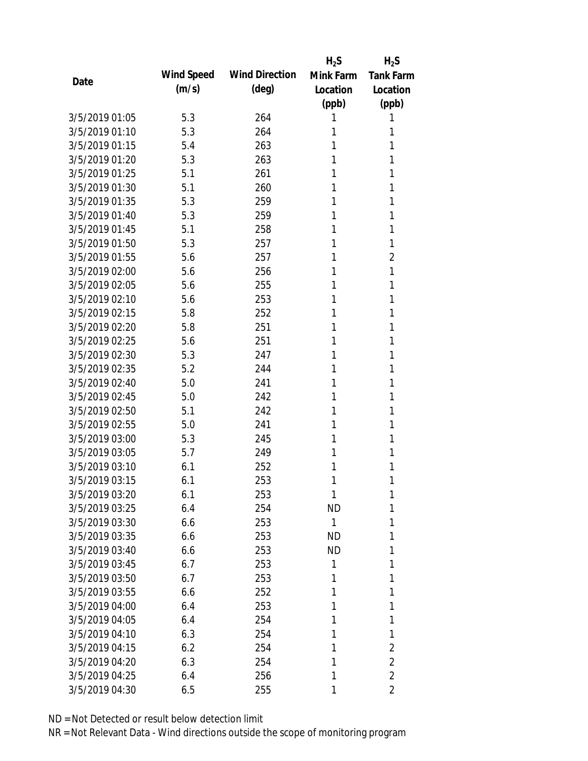| Date | Wind Speed (m/s) | Wind Direction (deg) | $H_2S$ Mink Farm Location (ppb) | $H_2S$ Tank Farm Location (ppb) |
|---|---|---|---|---|
| 3/5/2019 01:05 | 5.3 | 264 | 1 | 1 |
| 3/5/2019 01:10 | 5.3 | 264 | 1 | 1 |
| 3/5/2019 01:15 | 5.4 | 263 | 1 | 1 |
| 3/5/2019 01:20 | 5.3 | 263 | 1 | 1 |
| 3/5/2019 01:25 | 5.1 | 261 | 1 | 1 |
| 3/5/2019 01:30 | 5.1 | 260 | 1 | 1 |
| 3/5/2019 01:35 | 5.3 | 259 | 1 | 1 |
| 3/5/2019 01:40 | 5.3 | 259 | 1 | 1 |
| 3/5/2019 01:45 | 5.1 | 258 | 1 | 1 |
| 3/5/2019 01:50 | 5.3 | 257 | 1 | 1 |
| 3/5/2019 01:55 | 5.6 | 257 | 1 | 2 |
| 3/5/2019 02:00 | 5.6 | 256 | 1 | 1 |
| 3/5/2019 02:05 | 5.6 | 255 | 1 | 1 |
| 3/5/2019 02:10 | 5.6 | 253 | 1 | 1 |
| 3/5/2019 02:15 | 5.8 | 252 | 1 | 1 |
| 3/5/2019 02:20 | 5.8 | 251 | 1 | 1 |
| 3/5/2019 02:25 | 5.6 | 251 | 1 | 1 |
| 3/5/2019 02:30 | 5.3 | 247 | 1 | 1 |
| 3/5/2019 02:35 | 5.2 | 244 | 1 | 1 |
| 3/5/2019 02:40 | 5.0 | 241 | 1 | 1 |
| 3/5/2019 02:45 | 5.0 | 242 | 1 | 1 |
| 3/5/2019 02:50 | 5.1 | 242 | 1 | 1 |
| 3/5/2019 02:55 | 5.0 | 241 | 1 | 1 |
| 3/5/2019 03:00 | 5.3 | 245 | 1 | 1 |
| 3/5/2019 03:05 | 5.7 | 249 | 1 | 1 |
| 3/5/2019 03:10 | 6.1 | 252 | 1 | 1 |
| 3/5/2019 03:15 | 6.1 | 253 | 1 | 1 |
| 3/5/2019 03:20 | 6.1 | 253 | 1 | 1 |
| 3/5/2019 03:25 | 6.4 | 254 | ND | 1 |
| 3/5/2019 03:30 | 6.6 | 253 | 1 | 1 |
| 3/5/2019 03:35 | 6.6 | 253 | ND | 1 |
| 3/5/2019 03:40 | 6.6 | 253 | ND | 1 |
| 3/5/2019 03:45 | 6.7 | 253 | 1 | 1 |
| 3/5/2019 03:50 | 6.7 | 253 | 1 | 1 |
| 3/5/2019 03:55 | 6.6 | 252 | 1 | 1 |
| 3/5/2019 04:00 | 6.4 | 253 | 1 | 1 |
| 3/5/2019 04:05 | 6.4 | 254 | 1 | 1 |
| 3/5/2019 04:10 | 6.3 | 254 | 1 | 1 |
| 3/5/2019 04:15 | 6.2 | 254 | 1 | 2 |
| 3/5/2019 04:20 | 6.3 | 254 | 1 | 2 |
| 3/5/2019 04:25 | 6.4 | 256 | 1 | 2 |
| 3/5/2019 04:30 | 6.5 | 255 | 1 | 2 |

ND = Not Detected or result below detection limit

NR = Not Relevant Data - Wind directions outside the scope of monitoring program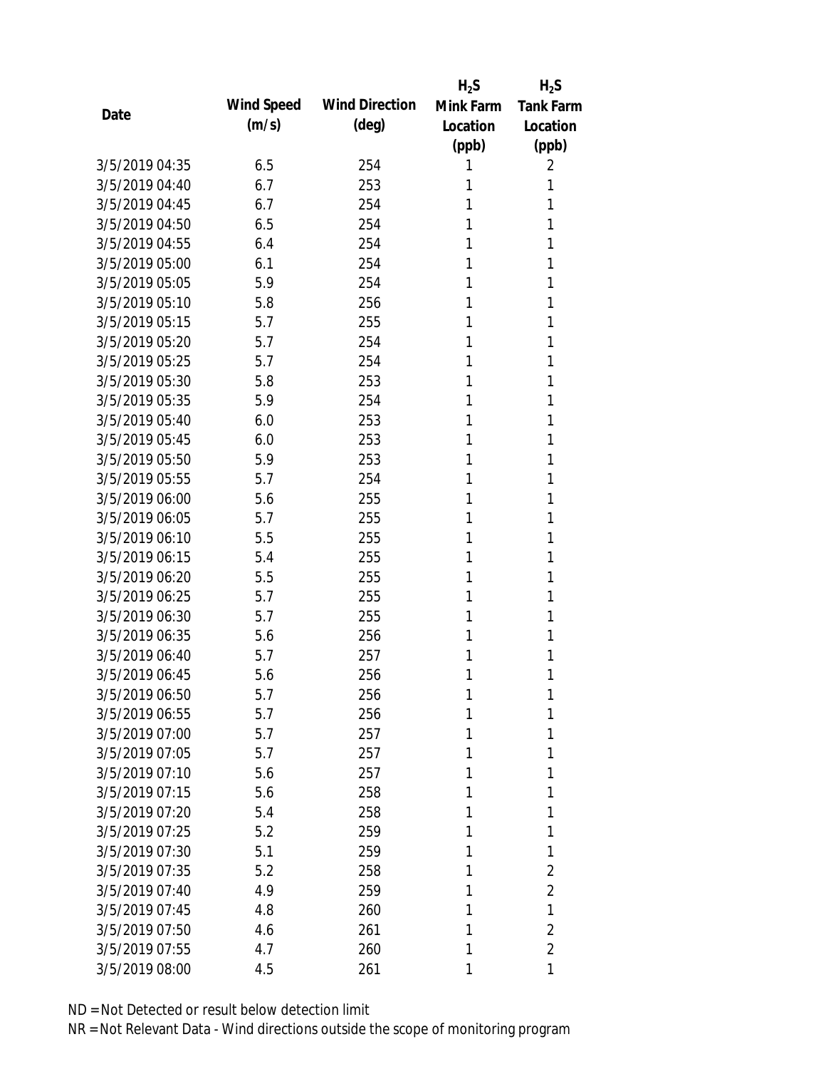| Date | Wind Speed (m/s) | Wind Direction (deg) | $H_2S$ Mink Farm Location (ppb) | $H_2S$ Tank Farm Location (ppb) |
|---|---|---|---|---|
| 3/5/2019 04:35 | 6.5 | 254 | 1 | 2 |
| 3/5/2019 04:40 | 6.7 | 253 | 1 | 1 |
| 3/5/2019 04:45 | 6.7 | 254 | 1 | 1 |
| 3/5/2019 04:50 | 6.5 | 254 | 1 | 1 |
| 3/5/2019 04:55 | 6.4 | 254 | 1 | 1 |
| 3/5/2019 05:00 | 6.1 | 254 | 1 | 1 |
| 3/5/2019 05:05 | 5.9 | 254 | 1 | 1 |
| 3/5/2019 05:10 | 5.8 | 256 | 1 | 1 |
| 3/5/2019 05:15 | 5.7 | 255 | 1 | 1 |
| 3/5/2019 05:20 | 5.7 | 254 | 1 | 1 |
| 3/5/2019 05:25 | 5.7 | 254 | 1 | 1 |
| 3/5/2019 05:30 | 5.8 | 253 | 1 | 1 |
| 3/5/2019 05:35 | 5.9 | 254 | 1 | 1 |
| 3/5/2019 05:40 | 6.0 | 253 | 1 | 1 |
| 3/5/2019 05:45 | 6.0 | 253 | 1 | 1 |
| 3/5/2019 05:50 | 5.9 | 253 | 1 | 1 |
| 3/5/2019 05:55 | 5.7 | 254 | 1 | 1 |
| 3/5/2019 06:00 | 5.6 | 255 | 1 | 1 |
| 3/5/2019 06:05 | 5.7 | 255 | 1 | 1 |
| 3/5/2019 06:10 | 5.5 | 255 | 1 | 1 |
| 3/5/2019 06:15 | 5.4 | 255 | 1 | 1 |
| 3/5/2019 06:20 | 5.5 | 255 | 1 | 1 |
| 3/5/2019 06:25 | 5.7 | 255 | 1 | 1 |
| 3/5/2019 06:30 | 5.7 | 255 | 1 | 1 |
| 3/5/2019 06:35 | 5.6 | 256 | 1 | 1 |
| 3/5/2019 06:40 | 5.7 | 257 | 1 | 1 |
| 3/5/2019 06:45 | 5.6 | 256 | 1 | 1 |
| 3/5/2019 06:50 | 5.7 | 256 | 1 | 1 |
| 3/5/2019 06:55 | 5.7 | 256 | 1 | 1 |
| 3/5/2019 07:00 | 5.7 | 257 | 1 | 1 |
| 3/5/2019 07:05 | 5.7 | 257 | 1 | 1 |
| 3/5/2019 07:10 | 5.6 | 257 | 1 | 1 |
| 3/5/2019 07:15 | 5.6 | 258 | 1 | 1 |
| 3/5/2019 07:20 | 5.4 | 258 | 1 | 1 |
| 3/5/2019 07:25 | 5.2 | 259 | 1 | 1 |
| 3/5/2019 07:30 | 5.1 | 259 | 1 | 1 |
| 3/5/2019 07:35 | 5.2 | 258 | 1 | 2 |
| 3/5/2019 07:40 | 4.9 | 259 | 1 | 2 |
| 3/5/2019 07:45 | 4.8 | 260 | 1 | 1 |
| 3/5/2019 07:50 | 4.6 | 261 | 1 | 2 |
| 3/5/2019 07:55 | 4.7 | 260 | 1 | 2 |
| 3/5/2019 08:00 | 4.5 | 261 | 1 | 1 |

ND = Not Detected or result below detection limit

NR = Not Relevant Data - Wind directions outside the scope of monitoring program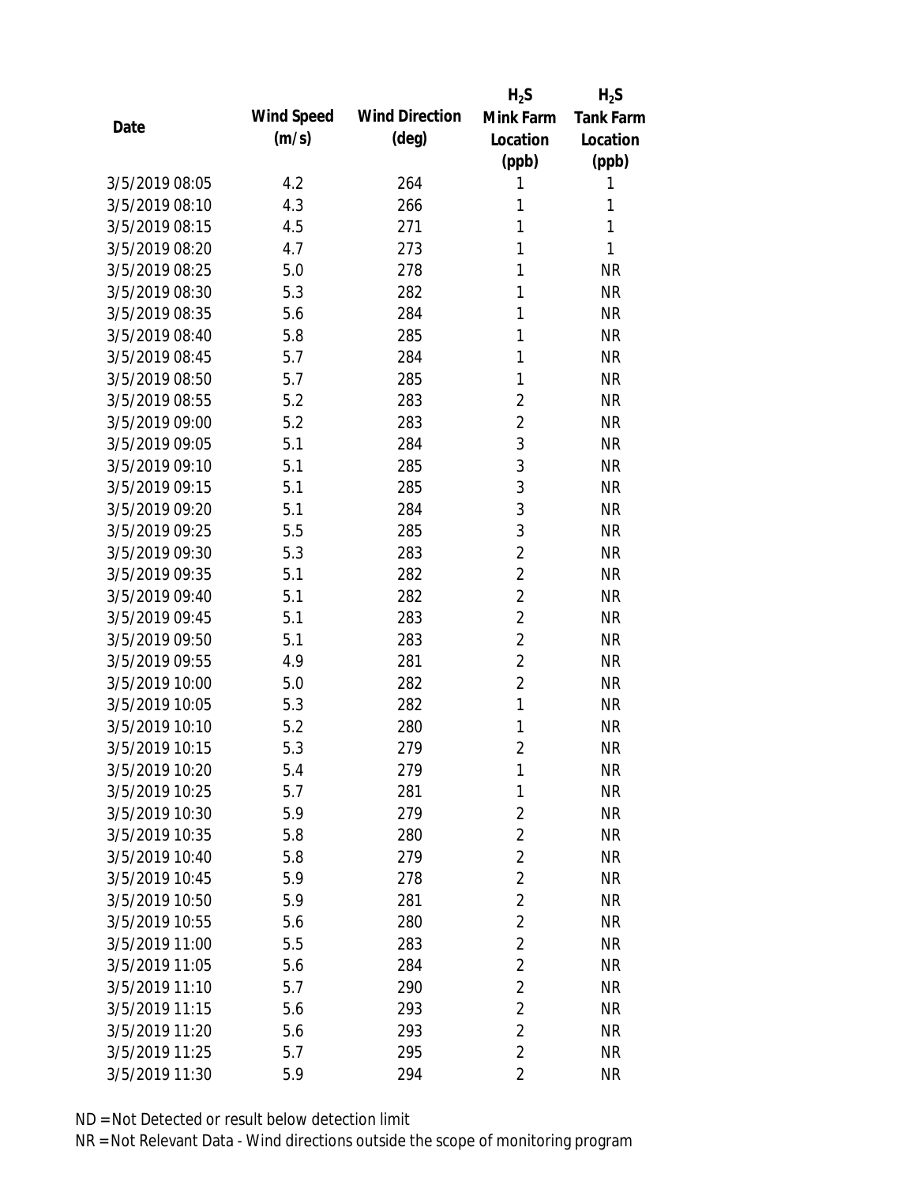| Date | Wind Speed (m/s) | Wind Direction (deg) | $H_2S$ Mink Farm Location (ppb) | $H_2S$ Tank Farm Location (ppb) |
| --- | --- | --- | --- | --- |
| 3/5/2019 08:05 | 4.2 | 264 | 1 | 1 |
| 3/5/2019 08:10 | 4.3 | 266 | 1 | 1 |
| 3/5/2019 08:15 | 4.5 | 271 | 1 | 1 |
| 3/5/2019 08:20 | 4.7 | 273 | 1 | 1 |
| 3/5/2019 08:25 | 5.0 | 278 | 1 | NR |
| 3/5/2019 08:30 | 5.3 | 282 | 1 | NR |
| 3/5/2019 08:35 | 5.6 | 284 | 1 | NR |
| 3/5/2019 08:40 | 5.8 | 285 | 1 | NR |
| 3/5/2019 08:45 | 5.7 | 284 | 1 | NR |
| 3/5/2019 08:50 | 5.7 | 285 | 1 | NR |
| 3/5/2019 08:55 | 5.2 | 283 | 2 | NR |
| 3/5/2019 09:00 | 5.2 | 283 | 2 | NR |
| 3/5/2019 09:05 | 5.1 | 284 | 3 | NR |
| 3/5/2019 09:10 | 5.1 | 285 | 3 | NR |
| 3/5/2019 09:15 | 5.1 | 285 | 3 | NR |
| 3/5/2019 09:20 | 5.1 | 284 | 3 | NR |
| 3/5/2019 09:25 | 5.5 | 285 | 3 | NR |
| 3/5/2019 09:30 | 5.3 | 283 | 2 | NR |
| 3/5/2019 09:35 | 5.1 | 282 | 2 | NR |
| 3/5/2019 09:40 | 5.1 | 282 | 2 | NR |
| 3/5/2019 09:45 | 5.1 | 283 | 2 | NR |
| 3/5/2019 09:50 | 5.1 | 283 | 2 | NR |
| 3/5/2019 09:55 | 4.9 | 281 | 2 | NR |
| 3/5/2019 10:00 | 5.0 | 282 | 2 | NR |
| 3/5/2019 10:05 | 5.3 | 282 | 1 | NR |
| 3/5/2019 10:10 | 5.2 | 280 | 1 | NR |
| 3/5/2019 10:15 | 5.3 | 279 | 2 | NR |
| 3/5/2019 10:20 | 5.4 | 279 | 1 | NR |
| 3/5/2019 10:25 | 5.7 | 281 | 1 | NR |
| 3/5/2019 10:30 | 5.9 | 279 | 2 | NR |
| 3/5/2019 10:35 | 5.8 | 280 | 2 | NR |
| 3/5/2019 10:40 | 5.8 | 279 | 2 | NR |
| 3/5/2019 10:45 | 5.9 | 278 | 2 | NR |
| 3/5/2019 10:50 | 5.9 | 281 | 2 | NR |
| 3/5/2019 10:55 | 5.6 | 280 | 2 | NR |
| 3/5/2019 11:00 | 5.5 | 283 | 2 | NR |
| 3/5/2019 11:05 | 5.6 | 284 | 2 | NR |
| 3/5/2019 11:10 | 5.7 | 290 | 2 | NR |
| 3/5/2019 11:15 | 5.6 | 293 | 2 | NR |
| 3/5/2019 11:20 | 5.6 | 293 | 2 | NR |
| 3/5/2019 11:25 | 5.7 | 295 | 2 | NR |
| 3/5/2019 11:30 | 5.9 | 294 | 2 | NR |

ND = Not Detected or result below detection limit

NR = Not Relevant Data - Wind directions outside the scope of monitoring program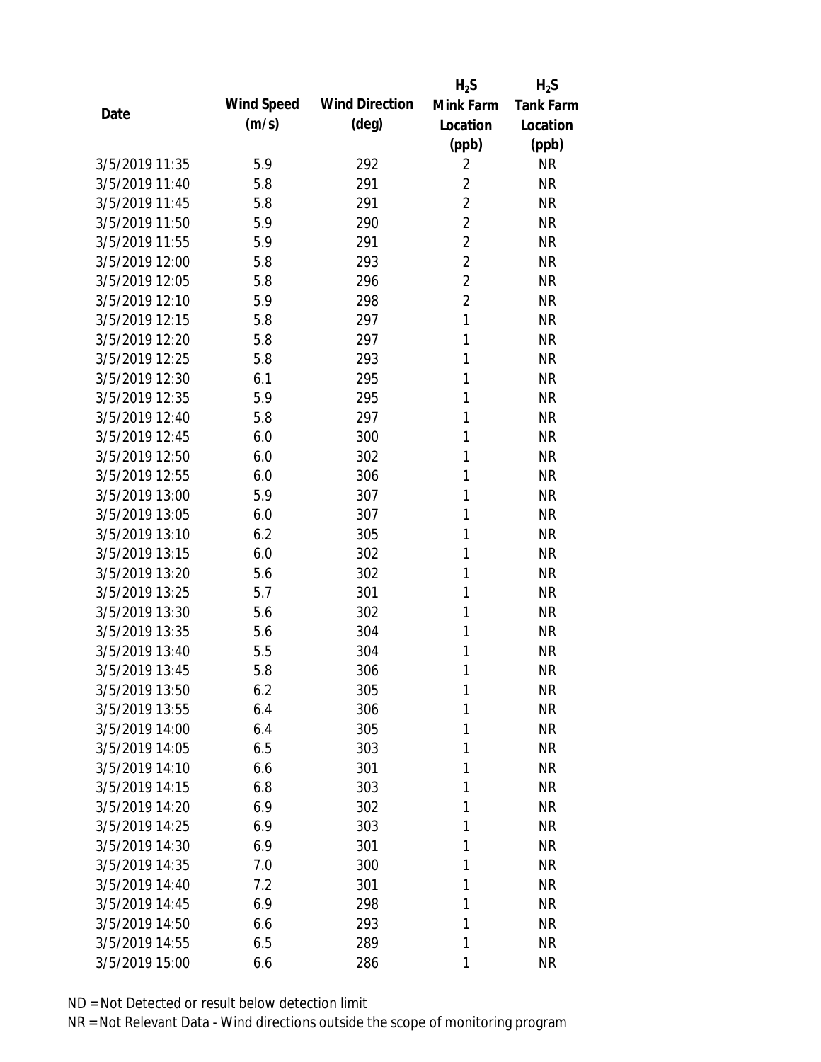| Date | Wind Speed (m/s) | Wind Direction (deg) | $H_2S$ Mink Farm Location (ppb) | $H_2S$ Tank Farm Location (ppb) |
|---|---|---|---|---|
| 3/5/2019 11:35 | 5.9 | 292 | 2 | NR |
| 3/5/2019 11:40 | 5.8 | 291 | 2 | NR |
| 3/5/2019 11:45 | 5.8 | 291 | 2 | NR |
| 3/5/2019 11:50 | 5.9 | 290 | 2 | NR |
| 3/5/2019 11:55 | 5.9 | 291 | 2 | NR |
| 3/5/2019 12:00 | 5.8 | 293 | 2 | NR |
| 3/5/2019 12:05 | 5.8 | 296 | 2 | NR |
| 3/5/2019 12:10 | 5.9 | 298 | 2 | NR |
| 3/5/2019 12:15 | 5.8 | 297 | 1 | NR |
| 3/5/2019 12:20 | 5.8 | 297 | 1 | NR |
| 3/5/2019 12:25 | 5.8 | 293 | 1 | NR |
| 3/5/2019 12:30 | 6.1 | 295 | 1 | NR |
| 3/5/2019 12:35 | 5.9 | 295 | 1 | NR |
| 3/5/2019 12:40 | 5.8 | 297 | 1 | NR |
| 3/5/2019 12:45 | 6.0 | 300 | 1 | NR |
| 3/5/2019 12:50 | 6.0 | 302 | 1 | NR |
| 3/5/2019 12:55 | 6.0 | 306 | 1 | NR |
| 3/5/2019 13:00 | 5.9 | 307 | 1 | NR |
| 3/5/2019 13:05 | 6.0 | 307 | 1 | NR |
| 3/5/2019 13:10 | 6.2 | 305 | 1 | NR |
| 3/5/2019 13:15 | 6.0 | 302 | 1 | NR |
| 3/5/2019 13:20 | 5.6 | 302 | 1 | NR |
| 3/5/2019 13:25 | 5.7 | 301 | 1 | NR |
| 3/5/2019 13:30 | 5.6 | 302 | 1 | NR |
| 3/5/2019 13:35 | 5.6 | 304 | 1 | NR |
| 3/5/2019 13:40 | 5.5 | 304 | 1 | NR |
| 3/5/2019 13:45 | 5.8 | 306 | 1 | NR |
| 3/5/2019 13:50 | 6.2 | 305 | 1 | NR |
| 3/5/2019 13:55 | 6.4 | 306 | 1 | NR |
| 3/5/2019 14:00 | 6.4 | 305 | 1 | NR |
| 3/5/2019 14:05 | 6.5 | 303 | 1 | NR |
| 3/5/2019 14:10 | 6.6 | 301 | 1 | NR |
| 3/5/2019 14:15 | 6.8 | 303 | 1 | NR |
| 3/5/2019 14:20 | 6.9 | 302 | 1 | NR |
| 3/5/2019 14:25 | 6.9 | 303 | 1 | NR |
| 3/5/2019 14:30 | 6.9 | 301 | 1 | NR |
| 3/5/2019 14:35 | 7.0 | 300 | 1 | NR |
| 3/5/2019 14:40 | 7.2 | 301 | 1 | NR |
| 3/5/2019 14:45 | 6.9 | 298 | 1 | NR |
| 3/5/2019 14:50 | 6.6 | 293 | 1 | NR |
| 3/5/2019 14:55 | 6.5 | 289 | 1 | NR |
| 3/5/2019 15:00 | 6.6 | 286 | 1 | NR |

ND = Not Detected or result below detection limit

NR = Not Relevant Data - Wind directions outside the scope of monitoring program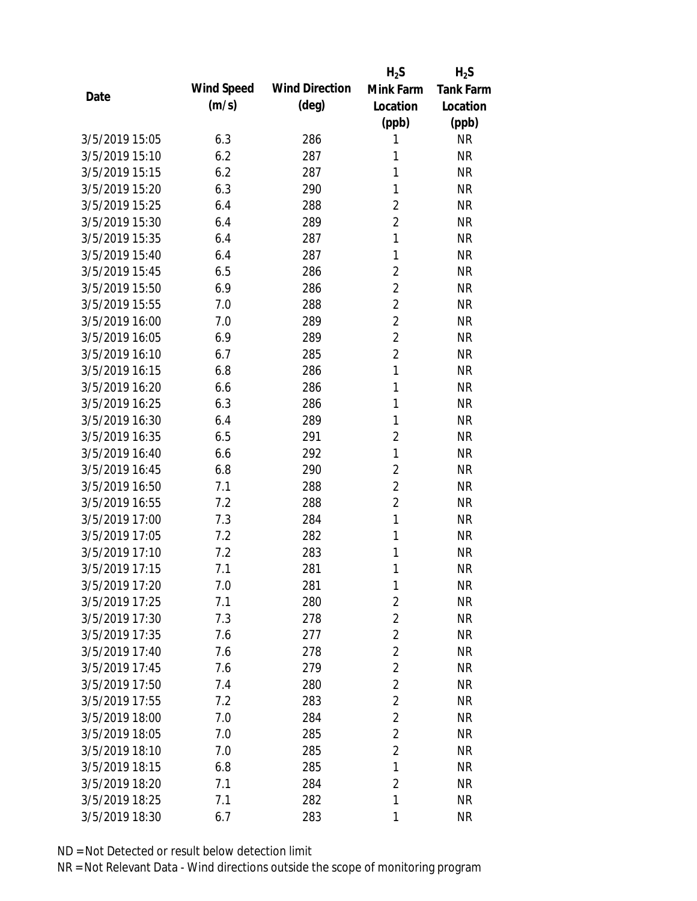| Date | Wind Speed (m/s) | Wind Direction (deg) | $H_2S$ Mink Farm Location (ppb) | $H_2S$ Tank Farm Location (ppb) |
|---|---|---|---|---|
| 3/5/2019 15:05 | 6.3 | 286 | 1 | NR |
| 3/5/2019 15:10 | 6.2 | 287 | 1 | NR |
| 3/5/2019 15:15 | 6.2 | 287 | 1 | NR |
| 3/5/2019 15:20 | 6.3 | 290 | 1 | NR |
| 3/5/2019 15:25 | 6.4 | 288 | 2 | NR |
| 3/5/2019 15:30 | 6.4 | 289 | 2 | NR |
| 3/5/2019 15:35 | 6.4 | 287 | 1 | NR |
| 3/5/2019 15:40 | 6.4 | 287 | 1 | NR |
| 3/5/2019 15:45 | 6.5 | 286 | 2 | NR |
| 3/5/2019 15:50 | 6.9 | 286 | 2 | NR |
| 3/5/2019 15:55 | 7.0 | 288 | 2 | NR |
| 3/5/2019 16:00 | 7.0 | 289 | 2 | NR |
| 3/5/2019 16:05 | 6.9 | 289 | 2 | NR |
| 3/5/2019 16:10 | 6.7 | 285 | 2 | NR |
| 3/5/2019 16:15 | 6.8 | 286 | 1 | NR |
| 3/5/2019 16:20 | 6.6 | 286 | 1 | NR |
| 3/5/2019 16:25 | 6.3 | 286 | 1 | NR |
| 3/5/2019 16:30 | 6.4 | 289 | 1 | NR |
| 3/5/2019 16:35 | 6.5 | 291 | 2 | NR |
| 3/5/2019 16:40 | 6.6 | 292 | 1 | NR |
| 3/5/2019 16:45 | 6.8 | 290 | 2 | NR |
| 3/5/2019 16:50 | 7.1 | 288 | 2 | NR |
| 3/5/2019 16:55 | 7.2 | 288 | 2 | NR |
| 3/5/2019 17:00 | 7.3 | 284 | 1 | NR |
| 3/5/2019 17:05 | 7.2 | 282 | 1 | NR |
| 3/5/2019 17:10 | 7.2 | 283 | 1 | NR |
| 3/5/2019 17:15 | 7.1 | 281 | 1 | NR |
| 3/5/2019 17:20 | 7.0 | 281 | 1 | NR |
| 3/5/2019 17:25 | 7.1 | 280 | 2 | NR |
| 3/5/2019 17:30 | 7.3 | 278 | 2 | NR |
| 3/5/2019 17:35 | 7.6 | 277 | 2 | NR |
| 3/5/2019 17:40 | 7.6 | 278 | 2 | NR |
| 3/5/2019 17:45 | 7.6 | 279 | 2 | NR |
| 3/5/2019 17:50 | 7.4 | 280 | 2 | NR |
| 3/5/2019 17:55 | 7.2 | 283 | 2 | NR |
| 3/5/2019 18:00 | 7.0 | 284 | 2 | NR |
| 3/5/2019 18:05 | 7.0 | 285 | 2 | NR |
| 3/5/2019 18:10 | 7.0 | 285 | 2 | NR |
| 3/5/2019 18:15 | 6.8 | 285 | 1 | NR |
| 3/5/2019 18:20 | 7.1 | 284 | 2 | NR |
| 3/5/2019 18:25 | 7.1 | 282 | 1 | NR |
| 3/5/2019 18:30 | 6.7 | 283 | 1 | NR |

ND = Not Detected or result below detection limit

NR = Not Relevant Data - Wind directions outside the scope of monitoring program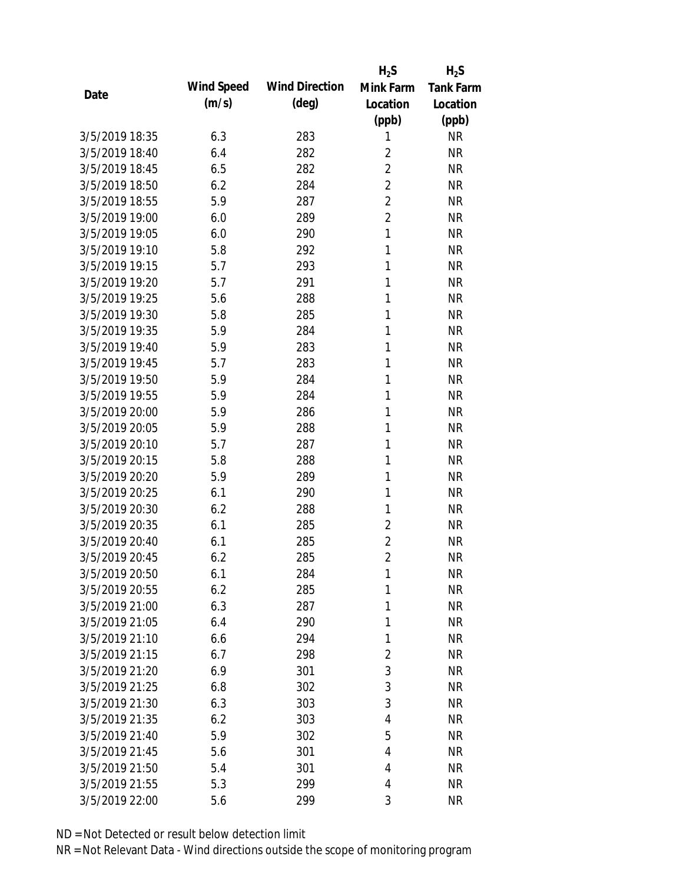| Date | Wind Speed (m/s) | Wind Direction (deg) | $H_2S$ Mink Farm Location (ppb) | $H_2S$ Tank Farm Location (ppb) |
|---|---|---|---|---|
| 3/5/2019 18:35 | 6.3 | 283 | 1 | NR |
| 3/5/2019 18:40 | 6.4 | 282 | 2 | NR |
| 3/5/2019 18:45 | 6.5 | 282 | 2 | NR |
| 3/5/2019 18:50 | 6.2 | 284 | 2 | NR |
| 3/5/2019 18:55 | 5.9 | 287 | 2 | NR |
| 3/5/2019 19:00 | 6.0 | 289 | 2 | NR |
| 3/5/2019 19:05 | 6.0 | 290 | 1 | NR |
| 3/5/2019 19:10 | 5.8 | 292 | 1 | NR |
| 3/5/2019 19:15 | 5.7 | 293 | 1 | NR |
| 3/5/2019 19:20 | 5.7 | 291 | 1 | NR |
| 3/5/2019 19:25 | 5.6 | 288 | 1 | NR |
| 3/5/2019 19:30 | 5.8 | 285 | 1 | NR |
| 3/5/2019 19:35 | 5.9 | 284 | 1 | NR |
| 3/5/2019 19:40 | 5.9 | 283 | 1 | NR |
| 3/5/2019 19:45 | 5.7 | 283 | 1 | NR |
| 3/5/2019 19:50 | 5.9 | 284 | 1 | NR |
| 3/5/2019 19:55 | 5.9 | 284 | 1 | NR |
| 3/5/2019 20:00 | 5.9 | 286 | 1 | NR |
| 3/5/2019 20:05 | 5.9 | 288 | 1 | NR |
| 3/5/2019 20:10 | 5.7 | 287 | 1 | NR |
| 3/5/2019 20:15 | 5.8 | 288 | 1 | NR |
| 3/5/2019 20:20 | 5.9 | 289 | 1 | NR |
| 3/5/2019 20:25 | 6.1 | 290 | 1 | NR |
| 3/5/2019 20:30 | 6.2 | 288 | 1 | NR |
| 3/5/2019 20:35 | 6.1 | 285 | 2 | NR |
| 3/5/2019 20:40 | 6.1 | 285 | 2 | NR |
| 3/5/2019 20:45 | 6.2 | 285 | 2 | NR |
| 3/5/2019 20:50 | 6.1 | 284 | 1 | NR |
| 3/5/2019 20:55 | 6.2 | 285 | 1 | NR |
| 3/5/2019 21:00 | 6.3 | 287 | 1 | NR |
| 3/5/2019 21:05 | 6.4 | 290 | 1 | NR |
| 3/5/2019 21:10 | 6.6 | 294 | 1 | NR |
| 3/5/2019 21:15 | 6.7 | 298 | 2 | NR |
| 3/5/2019 21:20 | 6.9 | 301 | 3 | NR |
| 3/5/2019 21:25 | 6.8 | 302 | 3 | NR |
| 3/5/2019 21:30 | 6.3 | 303 | 3 | NR |
| 3/5/2019 21:35 | 6.2 | 303 | 4 | NR |
| 3/5/2019 21:40 | 5.9 | 302 | 5 | NR |
| 3/5/2019 21:45 | 5.6 | 301 | 4 | NR |
| 3/5/2019 21:50 | 5.4 | 301 | 4 | NR |
| 3/5/2019 21:55 | 5.3 | 299 | 4 | NR |
| 3/5/2019 22:00 | 5.6 | 299 | 3 | NR |

ND = Not Detected or result below detection limit

NR = Not Relevant Data - Wind directions outside the scope of monitoring program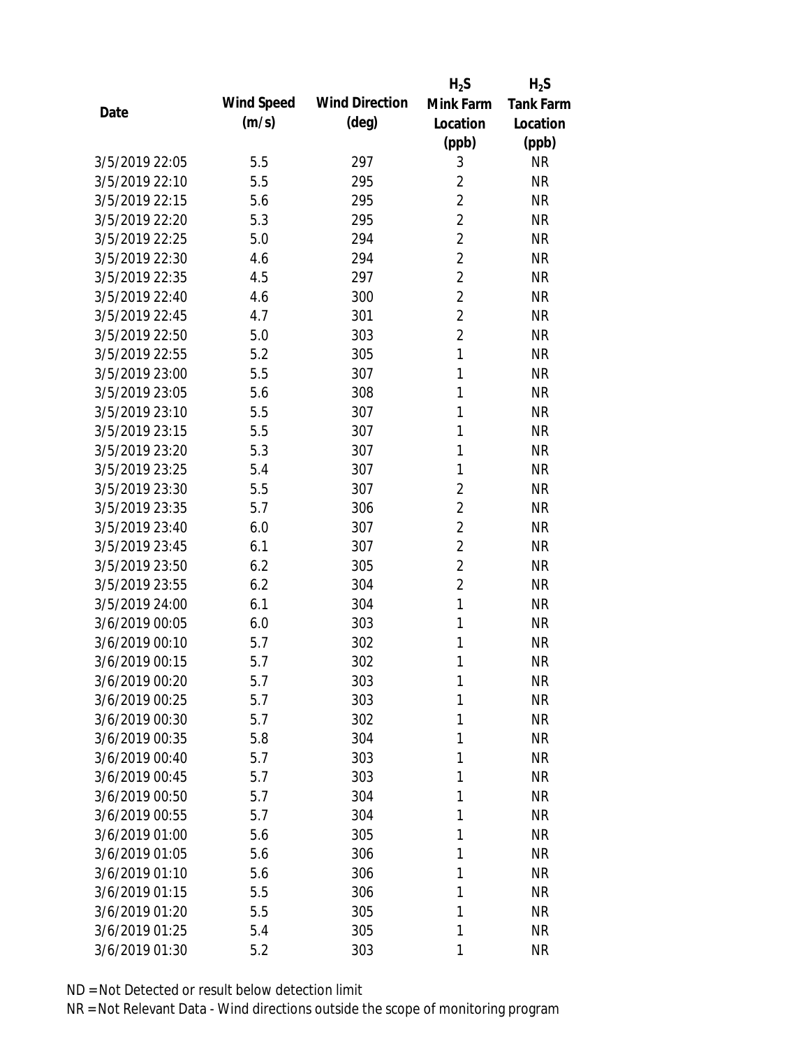| Date | Wind Speed (m/s) | Wind Direction (deg) | $H_2S$ Mink Farm Location (ppb) | $H_2S$ Tank Farm Location (ppb) |
|---|---|---|---|---|
| 3/5/2019 22:05 | 5.5 | 297 | 3 | NR |
| 3/5/2019 22:10 | 5.5 | 295 | 2 | NR |
| 3/5/2019 22:15 | 5.6 | 295 | 2 | NR |
| 3/5/2019 22:20 | 5.3 | 295 | 2 | NR |
| 3/5/2019 22:25 | 5.0 | 294 | 2 | NR |
| 3/5/2019 22:30 | 4.6 | 294 | 2 | NR |
| 3/5/2019 22:35 | 4.5 | 297 | 2 | NR |
| 3/5/2019 22:40 | 4.6 | 300 | 2 | NR |
| 3/5/2019 22:45 | 4.7 | 301 | 2 | NR |
| 3/5/2019 22:50 | 5.0 | 303 | 2 | NR |
| 3/5/2019 22:55 | 5.2 | 305 | 1 | NR |
| 3/5/2019 23:00 | 5.5 | 307 | 1 | NR |
| 3/5/2019 23:05 | 5.6 | 308 | 1 | NR |
| 3/5/2019 23:10 | 5.5 | 307 | 1 | NR |
| 3/5/2019 23:15 | 5.5 | 307 | 1 | NR |
| 3/5/2019 23:20 | 5.3 | 307 | 1 | NR |
| 3/5/2019 23:25 | 5.4 | 307 | 1 | NR |
| 3/5/2019 23:30 | 5.5 | 307 | 2 | NR |
| 3/5/2019 23:35 | 5.7 | 306 | 2 | NR |
| 3/5/2019 23:40 | 6.0 | 307 | 2 | NR |
| 3/5/2019 23:45 | 6.1 | 307 | 2 | NR |
| 3/5/2019 23:50 | 6.2 | 305 | 2 | NR |
| 3/5/2019 23:55 | 6.2 | 304 | 2 | NR |
| 3/5/2019 24:00 | 6.1 | 304 | 1 | NR |
| 3/6/2019 00:05 | 6.0 | 303 | 1 | NR |
| 3/6/2019 00:10 | 5.7 | 302 | 1 | NR |
| 3/6/2019 00:15 | 5.7 | 302 | 1 | NR |
| 3/6/2019 00:20 | 5.7 | 303 | 1 | NR |
| 3/6/2019 00:25 | 5.7 | 303 | 1 | NR |
| 3/6/2019 00:30 | 5.7 | 302 | 1 | NR |
| 3/6/2019 00:35 | 5.8 | 304 | 1 | NR |
| 3/6/2019 00:40 | 5.7 | 303 | 1 | NR |
| 3/6/2019 00:45 | 5.7 | 303 | 1 | NR |
| 3/6/2019 00:50 | 5.7 | 304 | 1 | NR |
| 3/6/2019 00:55 | 5.7 | 304 | 1 | NR |
| 3/6/2019 01:00 | 5.6 | 305 | 1 | NR |
| 3/6/2019 01:05 | 5.6 | 306 | 1 | NR |
| 3/6/2019 01:10 | 5.6 | 306 | 1 | NR |
| 3/6/2019 01:15 | 5.5 | 306 | 1 | NR |
| 3/6/2019 01:20 | 5.5 | 305 | 1 | NR |
| 3/6/2019 01:25 | 5.4 | 305 | 1 | NR |
| 3/6/2019 01:30 | 5.2 | 303 | 1 | NR |

ND = Not Detected or result below detection limit

NR = Not Relevant Data - Wind directions outside the scope of monitoring program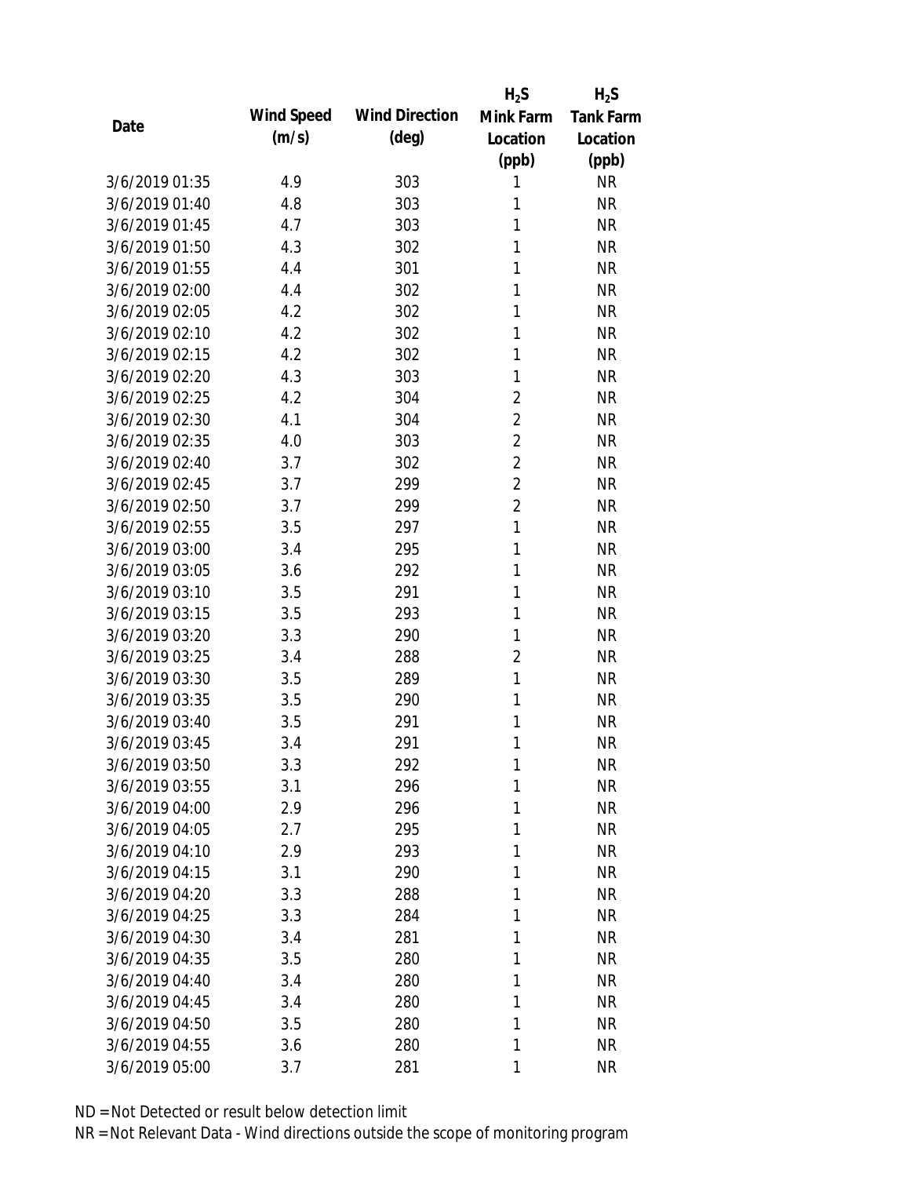| Date | Wind Speed (m/s) | Wind Direction (deg) | $H_2S$ Mink Farm Location (ppb) | $H_2S$ Tank Farm Location (ppb) |
| --- | --- | --- | --- | --- |
| 3/6/2019 01:35 | 4.9 | 303 | 1 | NR |
| 3/6/2019 01:40 | 4.8 | 303 | 1 | NR |
| 3/6/2019 01:45 | 4.7 | 303 | 1 | NR |
| 3/6/2019 01:50 | 4.3 | 302 | 1 | NR |
| 3/6/2019 01:55 | 4.4 | 301 | 1 | NR |
| 3/6/2019 02:00 | 4.4 | 302 | 1 | NR |
| 3/6/2019 02:05 | 4.2 | 302 | 1 | NR |
| 3/6/2019 02:10 | 4.2 | 302 | 1 | NR |
| 3/6/2019 02:15 | 4.2 | 302 | 1 | NR |
| 3/6/2019 02:20 | 4.3 | 303 | 1 | NR |
| 3/6/2019 02:25 | 4.2 | 304 | 2 | NR |
| 3/6/2019 02:30 | 4.1 | 304 | 2 | NR |
| 3/6/2019 02:35 | 4.0 | 303 | 2 | NR |
| 3/6/2019 02:40 | 3.7 | 302 | 2 | NR |
| 3/6/2019 02:45 | 3.7 | 299 | 2 | NR |
| 3/6/2019 02:50 | 3.7 | 299 | 2 | NR |
| 3/6/2019 02:55 | 3.5 | 297 | 1 | NR |
| 3/6/2019 03:00 | 3.4 | 295 | 1 | NR |
| 3/6/2019 03:05 | 3.6 | 292 | 1 | NR |
| 3/6/2019 03:10 | 3.5 | 291 | 1 | NR |
| 3/6/2019 03:15 | 3.5 | 293 | 1 | NR |
| 3/6/2019 03:20 | 3.3 | 290 | 1 | NR |
| 3/6/2019 03:25 | 3.4 | 288 | 2 | NR |
| 3/6/2019 03:30 | 3.5 | 289 | 1 | NR |
| 3/6/2019 03:35 | 3.5 | 290 | 1 | NR |
| 3/6/2019 03:40 | 3.5 | 291 | 1 | NR |
| 3/6/2019 03:45 | 3.4 | 291 | 1 | NR |
| 3/6/2019 03:50 | 3.3 | 292 | 1 | NR |
| 3/6/2019 03:55 | 3.1 | 296 | 1 | NR |
| 3/6/2019 04:00 | 2.9 | 296 | 1 | NR |
| 3/6/2019 04:05 | 2.7 | 295 | 1 | NR |
| 3/6/2019 04:10 | 2.9 | 293 | 1 | NR |
| 3/6/2019 04:15 | 3.1 | 290 | 1 | NR |
| 3/6/2019 04:20 | 3.3 | 288 | 1 | NR |
| 3/6/2019 04:25 | 3.3 | 284 | 1 | NR |
| 3/6/2019 04:30 | 3.4 | 281 | 1 | NR |
| 3/6/2019 04:35 | 3.5 | 280 | 1 | NR |
| 3/6/2019 04:40 | 3.4 | 280 | 1 | NR |
| 3/6/2019 04:45 | 3.4 | 280 | 1 | NR |
| 3/6/2019 04:50 | 3.5 | 280 | 1 | NR |
| 3/6/2019 04:55 | 3.6 | 280 | 1 | NR |
| 3/6/2019 05:00 | 3.7 | 281 | 1 | NR |

ND = Not Detected or result below detection limit

NR = Not Relevant Data - Wind directions outside the scope of monitoring program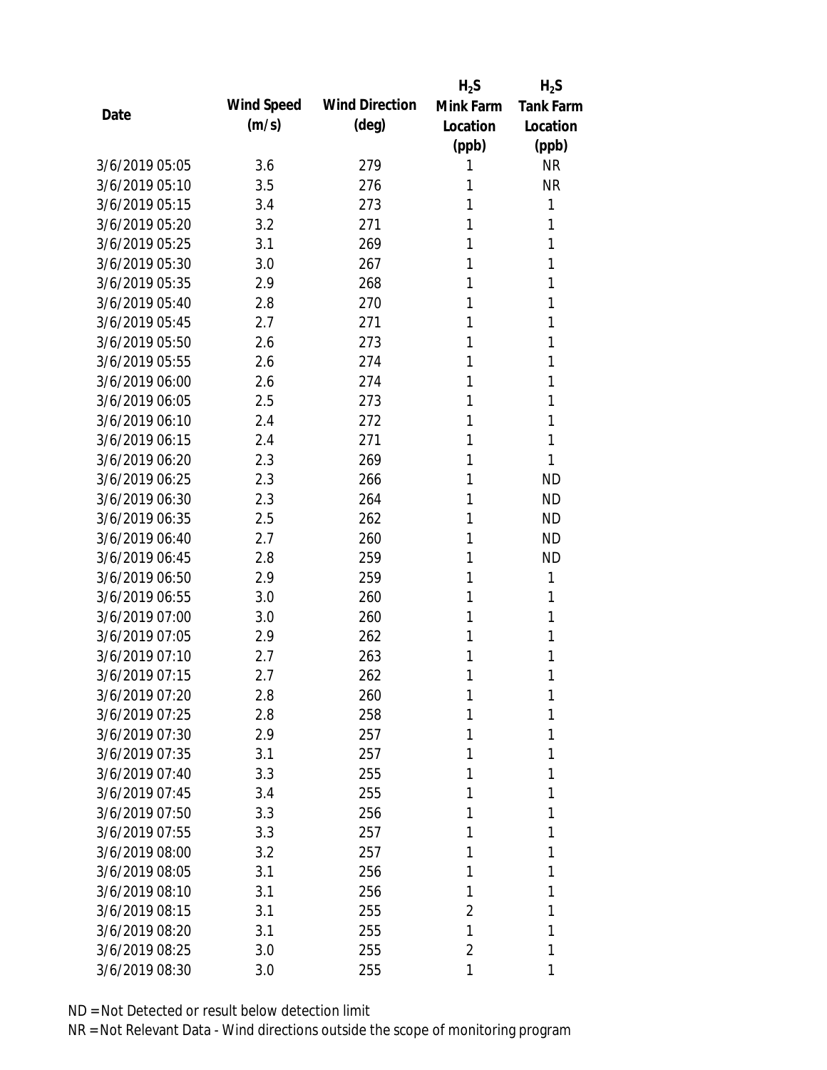| Date | Wind Speed (m/s) | Wind Direction (deg) | $H_2S$ Mink Farm Location (ppb) | $H_2S$ Tank Farm Location (ppb) |
|---|---|---|---|---|
| 3/6/2019 05:05 | 3.6 | 279 | 1 | NR |
| 3/6/2019 05:10 | 3.5 | 276 | 1 | NR |
| 3/6/2019 05:15 | 3.4 | 273 | 1 | 1 |
| 3/6/2019 05:20 | 3.2 | 271 | 1 | 1 |
| 3/6/2019 05:25 | 3.1 | 269 | 1 | 1 |
| 3/6/2019 05:30 | 3.0 | 267 | 1 | 1 |
| 3/6/2019 05:35 | 2.9 | 268 | 1 | 1 |
| 3/6/2019 05:40 | 2.8 | 270 | 1 | 1 |
| 3/6/2019 05:45 | 2.7 | 271 | 1 | 1 |
| 3/6/2019 05:50 | 2.6 | 273 | 1 | 1 |
| 3/6/2019 05:55 | 2.6 | 274 | 1 | 1 |
| 3/6/2019 06:00 | 2.6 | 274 | 1 | 1 |
| 3/6/2019 06:05 | 2.5 | 273 | 1 | 1 |
| 3/6/2019 06:10 | 2.4 | 272 | 1 | 1 |
| 3/6/2019 06:15 | 2.4 | 271 | 1 | 1 |
| 3/6/2019 06:20 | 2.3 | 269 | 1 | 1 |
| 3/6/2019 06:25 | 2.3 | 266 | 1 | ND |
| 3/6/2019 06:30 | 2.3 | 264 | 1 | ND |
| 3/6/2019 06:35 | 2.5 | 262 | 1 | ND |
| 3/6/2019 06:40 | 2.7 | 260 | 1 | ND |
| 3/6/2019 06:45 | 2.8 | 259 | 1 | ND |
| 3/6/2019 06:50 | 2.9 | 259 | 1 | 1 |
| 3/6/2019 06:55 | 3.0 | 260 | 1 | 1 |
| 3/6/2019 07:00 | 3.0 | 260 | 1 | 1 |
| 3/6/2019 07:05 | 2.9 | 262 | 1 | 1 |
| 3/6/2019 07:10 | 2.7 | 263 | 1 | 1 |
| 3/6/2019 07:15 | 2.7 | 262 | 1 | 1 |
| 3/6/2019 07:20 | 2.8 | 260 | 1 | 1 |
| 3/6/2019 07:25 | 2.8 | 258 | 1 | 1 |
| 3/6/2019 07:30 | 2.9 | 257 | 1 | 1 |
| 3/6/2019 07:35 | 3.1 | 257 | 1 | 1 |
| 3/6/2019 07:40 | 3.3 | 255 | 1 | 1 |
| 3/6/2019 07:45 | 3.4 | 255 | 1 | 1 |
| 3/6/2019 07:50 | 3.3 | 256 | 1 | 1 |
| 3/6/2019 07:55 | 3.3 | 257 | 1 | 1 |
| 3/6/2019 08:00 | 3.2 | 257 | 1 | 1 |
| 3/6/2019 08:05 | 3.1 | 256 | 1 | 1 |
| 3/6/2019 08:10 | 3.1 | 256 | 1 | 1 |
| 3/6/2019 08:15 | 3.1 | 255 | 2 | 1 |
| 3/6/2019 08:20 | 3.1 | 255 | 1 | 1 |
| 3/6/2019 08:25 | 3.0 | 255 | 2 | 1 |
| 3/6/2019 08:30 | 3.0 | 255 | 1 | 1 |

ND = Not Detected or result below detection limit

NR = Not Relevant Data - Wind directions outside the scope of monitoring program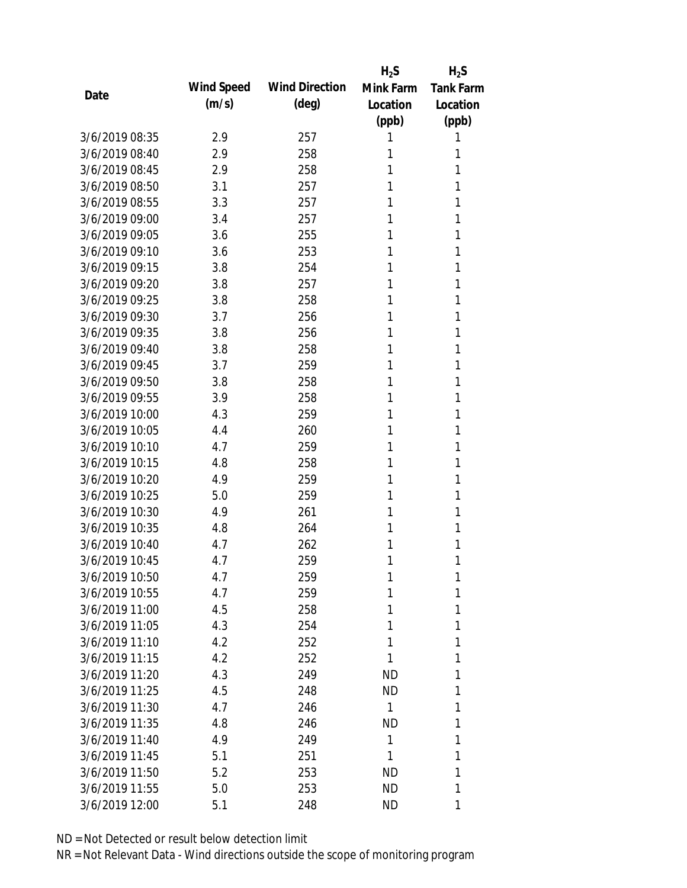| Date | Wind Speed (m/s) | Wind Direction (deg) | $H_2S$ Mink Farm Location (ppb) | $H_2S$ Tank Farm Location (ppb) |
|---|---|---|---|---|
| 3/6/2019 08:35 | 2.9 | 257 | 1 | 1 |
| 3/6/2019 08:40 | 2.9 | 258 | 1 | 1 |
| 3/6/2019 08:45 | 2.9 | 258 | 1 | 1 |
| 3/6/2019 08:50 | 3.1 | 257 | 1 | 1 |
| 3/6/2019 08:55 | 3.3 | 257 | 1 | 1 |
| 3/6/2019 09:00 | 3.4 | 257 | 1 | 1 |
| 3/6/2019 09:05 | 3.6 | 255 | 1 | 1 |
| 3/6/2019 09:10 | 3.6 | 253 | 1 | 1 |
| 3/6/2019 09:15 | 3.8 | 254 | 1 | 1 |
| 3/6/2019 09:20 | 3.8 | 257 | 1 | 1 |
| 3/6/2019 09:25 | 3.8 | 258 | 1 | 1 |
| 3/6/2019 09:30 | 3.7 | 256 | 1 | 1 |
| 3/6/2019 09:35 | 3.8 | 256 | 1 | 1 |
| 3/6/2019 09:40 | 3.8 | 258 | 1 | 1 |
| 3/6/2019 09:45 | 3.7 | 259 | 1 | 1 |
| 3/6/2019 09:50 | 3.8 | 258 | 1 | 1 |
| 3/6/2019 09:55 | 3.9 | 258 | 1 | 1 |
| 3/6/2019 10:00 | 4.3 | 259 | 1 | 1 |
| 3/6/2019 10:05 | 4.4 | 260 | 1 | 1 |
| 3/6/2019 10:10 | 4.7 | 259 | 1 | 1 |
| 3/6/2019 10:15 | 4.8 | 258 | 1 | 1 |
| 3/6/2019 10:20 | 4.9 | 259 | 1 | 1 |
| 3/6/2019 10:25 | 5.0 | 259 | 1 | 1 |
| 3/6/2019 10:30 | 4.9 | 261 | 1 | 1 |
| 3/6/2019 10:35 | 4.8 | 264 | 1 | 1 |
| 3/6/2019 10:40 | 4.7 | 262 | 1 | 1 |
| 3/6/2019 10:45 | 4.7 | 259 | 1 | 1 |
| 3/6/2019 10:50 | 4.7 | 259 | 1 | 1 |
| 3/6/2019 10:55 | 4.7 | 259 | 1 | 1 |
| 3/6/2019 11:00 | 4.5 | 258 | 1 | 1 |
| 3/6/2019 11:05 | 4.3 | 254 | 1 | 1 |
| 3/6/2019 11:10 | 4.2 | 252 | 1 | 1 |
| 3/6/2019 11:15 | 4.2 | 252 | 1 | 1 |
| 3/6/2019 11:20 | 4.3 | 249 | ND | 1 |
| 3/6/2019 11:25 | 4.5 | 248 | ND | 1 |
| 3/6/2019 11:30 | 4.7 | 246 | 1 | 1 |
| 3/6/2019 11:35 | 4.8 | 246 | ND | 1 |
| 3/6/2019 11:40 | 4.9 | 249 | 1 | 1 |
| 3/6/2019 11:45 | 5.1 | 251 | 1 | 1 |
| 3/6/2019 11:50 | 5.2 | 253 | ND | 1 |
| 3/6/2019 11:55 | 5.0 | 253 | ND | 1 |
| 3/6/2019 12:00 | 5.1 | 248 | ND | 1 |

ND = Not Detected or result below detection limit

NR = Not Relevant Data - Wind directions outside the scope of monitoring program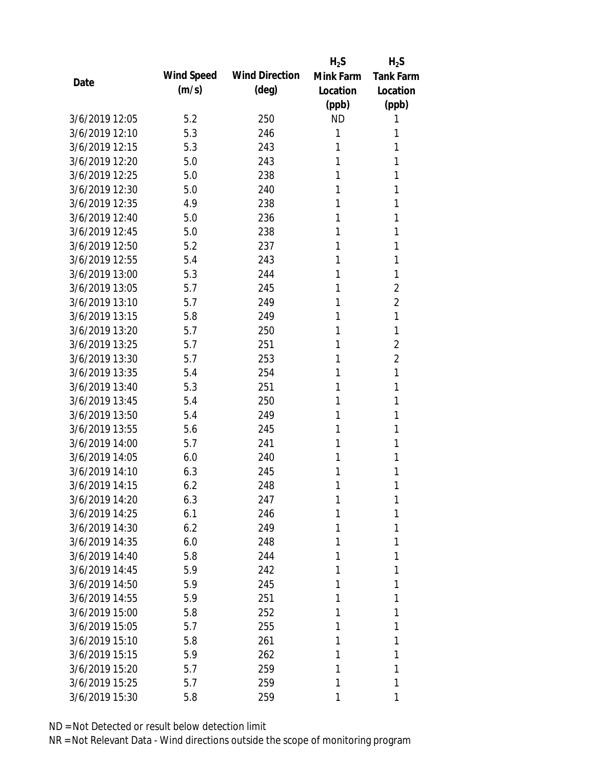| Date | Wind Speed (m/s) | Wind Direction (deg) | $H_2S$ Mink Farm Location (ppb) | $H_2S$ Tank Farm Location (ppb) |
|---|---|---|---|---|
| 3/6/2019 12:05 | 5.2 | 250 | ND | 1 |
| 3/6/2019 12:10 | 5.3 | 246 | 1 | 1 |
| 3/6/2019 12:15 | 5.3 | 243 | 1 | 1 |
| 3/6/2019 12:20 | 5.0 | 243 | 1 | 1 |
| 3/6/2019 12:25 | 5.0 | 238 | 1 | 1 |
| 3/6/2019 12:30 | 5.0 | 240 | 1 | 1 |
| 3/6/2019 12:35 | 4.9 | 238 | 1 | 1 |
| 3/6/2019 12:40 | 5.0 | 236 | 1 | 1 |
| 3/6/2019 12:45 | 5.0 | 238 | 1 | 1 |
| 3/6/2019 12:50 | 5.2 | 237 | 1 | 1 |
| 3/6/2019 12:55 | 5.4 | 243 | 1 | 1 |
| 3/6/2019 13:00 | 5.3 | 244 | 1 | 1 |
| 3/6/2019 13:05 | 5.7 | 245 | 1 | 2 |
| 3/6/2019 13:10 | 5.7 | 249 | 1 | 2 |
| 3/6/2019 13:15 | 5.8 | 249 | 1 | 1 |
| 3/6/2019 13:20 | 5.7 | 250 | 1 | 1 |
| 3/6/2019 13:25 | 5.7 | 251 | 1 | 2 |
| 3/6/2019 13:30 | 5.7 | 253 | 1 | 2 |
| 3/6/2019 13:35 | 5.4 | 254 | 1 | 1 |
| 3/6/2019 13:40 | 5.3 | 251 | 1 | 1 |
| 3/6/2019 13:45 | 5.4 | 250 | 1 | 1 |
| 3/6/2019 13:50 | 5.4 | 249 | 1 | 1 |
| 3/6/2019 13:55 | 5.6 | 245 | 1 | 1 |
| 3/6/2019 14:00 | 5.7 | 241 | 1 | 1 |
| 3/6/2019 14:05 | 6.0 | 240 | 1 | 1 |
| 3/6/2019 14:10 | 6.3 | 245 | 1 | 1 |
| 3/6/2019 14:15 | 6.2 | 248 | 1 | 1 |
| 3/6/2019 14:20 | 6.3 | 247 | 1 | 1 |
| 3/6/2019 14:25 | 6.1 | 246 | 1 | 1 |
| 3/6/2019 14:30 | 6.2 | 249 | 1 | 1 |
| 3/6/2019 14:35 | 6.0 | 248 | 1 | 1 |
| 3/6/2019 14:40 | 5.8 | 244 | 1 | 1 |
| 3/6/2019 14:45 | 5.9 | 242 | 1 | 1 |
| 3/6/2019 14:50 | 5.9 | 245 | 1 | 1 |
| 3/6/2019 14:55 | 5.9 | 251 | 1 | 1 |
| 3/6/2019 15:00 | 5.8 | 252 | 1 | 1 |
| 3/6/2019 15:05 | 5.7 | 255 | 1 | 1 |
| 3/6/2019 15:10 | 5.8 | 261 | 1 | 1 |
| 3/6/2019 15:15 | 5.9 | 262 | 1 | 1 |
| 3/6/2019 15:20 | 5.7 | 259 | 1 | 1 |
| 3/6/2019 15:25 | 5.7 | 259 | 1 | 1 |
| 3/6/2019 15:30 | 5.8 | 259 | 1 | 1 |

ND = Not Detected or result below detection limit

NR = Not Relevant Data - Wind directions outside the scope of monitoring program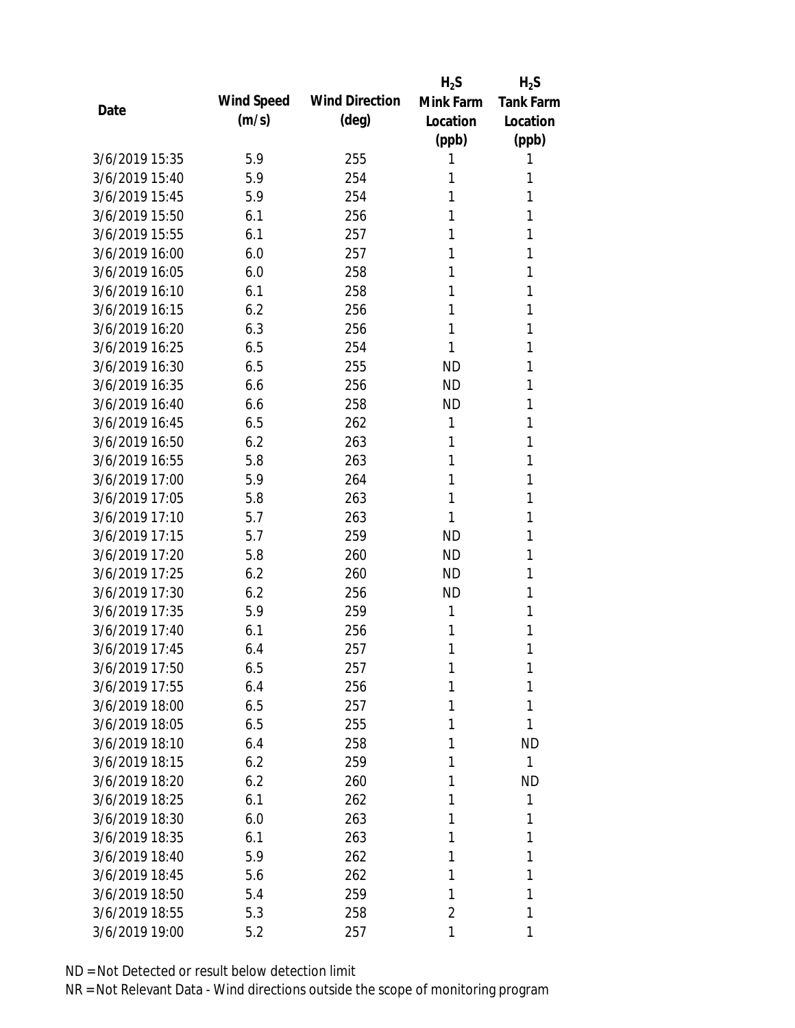| Date | Wind Speed (m/s) | Wind Direction (deg) | $H_2S$ Mink Farm Location (ppb) | $H_2S$ Tank Farm Location (ppb) |
|---|---|---|---|---|
| 3/6/2019 15:35 | 5.9 | 255 | 1 | 1 |
| 3/6/2019 15:40 | 5.9 | 254 | 1 | 1 |
| 3/6/2019 15:45 | 5.9 | 254 | 1 | 1 |
| 3/6/2019 15:50 | 6.1 | 256 | 1 | 1 |
| 3/6/2019 15:55 | 6.1 | 257 | 1 | 1 |
| 3/6/2019 16:00 | 6.0 | 257 | 1 | 1 |
| 3/6/2019 16:05 | 6.0 | 258 | 1 | 1 |
| 3/6/2019 16:10 | 6.1 | 258 | 1 | 1 |
| 3/6/2019 16:15 | 6.2 | 256 | 1 | 1 |
| 3/6/2019 16:20 | 6.3 | 256 | 1 | 1 |
| 3/6/2019 16:25 | 6.5 | 254 | 1 | 1 |
| 3/6/2019 16:30 | 6.5 | 255 | ND | 1 |
| 3/6/2019 16:35 | 6.6 | 256 | ND | 1 |
| 3/6/2019 16:40 | 6.6 | 258 | ND | 1 |
| 3/6/2019 16:45 | 6.5 | 262 | 1 | 1 |
| 3/6/2019 16:50 | 6.2 | 263 | 1 | 1 |
| 3/6/2019 16:55 | 5.8 | 263 | 1 | 1 |
| 3/6/2019 17:00 | 5.9 | 264 | 1 | 1 |
| 3/6/2019 17:05 | 5.8 | 263 | 1 | 1 |
| 3/6/2019 17:10 | 5.7 | 263 | 1 | 1 |
| 3/6/2019 17:15 | 5.7 | 259 | ND | 1 |
| 3/6/2019 17:20 | 5.8 | 260 | ND | 1 |
| 3/6/2019 17:25 | 6.2 | 260 | ND | 1 |
| 3/6/2019 17:30 | 6.2 | 256 | ND | 1 |
| 3/6/2019 17:35 | 5.9 | 259 | 1 | 1 |
| 3/6/2019 17:40 | 6.1 | 256 | 1 | 1 |
| 3/6/2019 17:45 | 6.4 | 257 | 1 | 1 |
| 3/6/2019 17:50 | 6.5 | 257 | 1 | 1 |
| 3/6/2019 17:55 | 6.4 | 256 | 1 | 1 |
| 3/6/2019 18:00 | 6.5 | 257 | 1 | 1 |
| 3/6/2019 18:05 | 6.5 | 255 | 1 | 1 |
| 3/6/2019 18:10 | 6.4 | 258 | 1 | ND |
| 3/6/2019 18:15 | 6.2 | 259 | 1 | 1 |
| 3/6/2019 18:20 | 6.2 | 260 | 1 | ND |
| 3/6/2019 18:25 | 6.1 | 262 | 1 | 1 |
| 3/6/2019 18:30 | 6.0 | 263 | 1 | 1 |
| 3/6/2019 18:35 | 6.1 | 263 | 1 | 1 |
| 3/6/2019 18:40 | 5.9 | 262 | 1 | 1 |
| 3/6/2019 18:45 | 5.6 | 262 | 1 | 1 |
| 3/6/2019 18:50 | 5.4 | 259 | 1 | 1 |
| 3/6/2019 18:55 | 5.3 | 258 | 2 | 1 |
| 3/6/2019 19:00 | 5.2 | 257 | 1 | 1 |

ND = Not Detected or result below detection limit

NR = Not Relevant Data - Wind directions outside the scope of monitoring program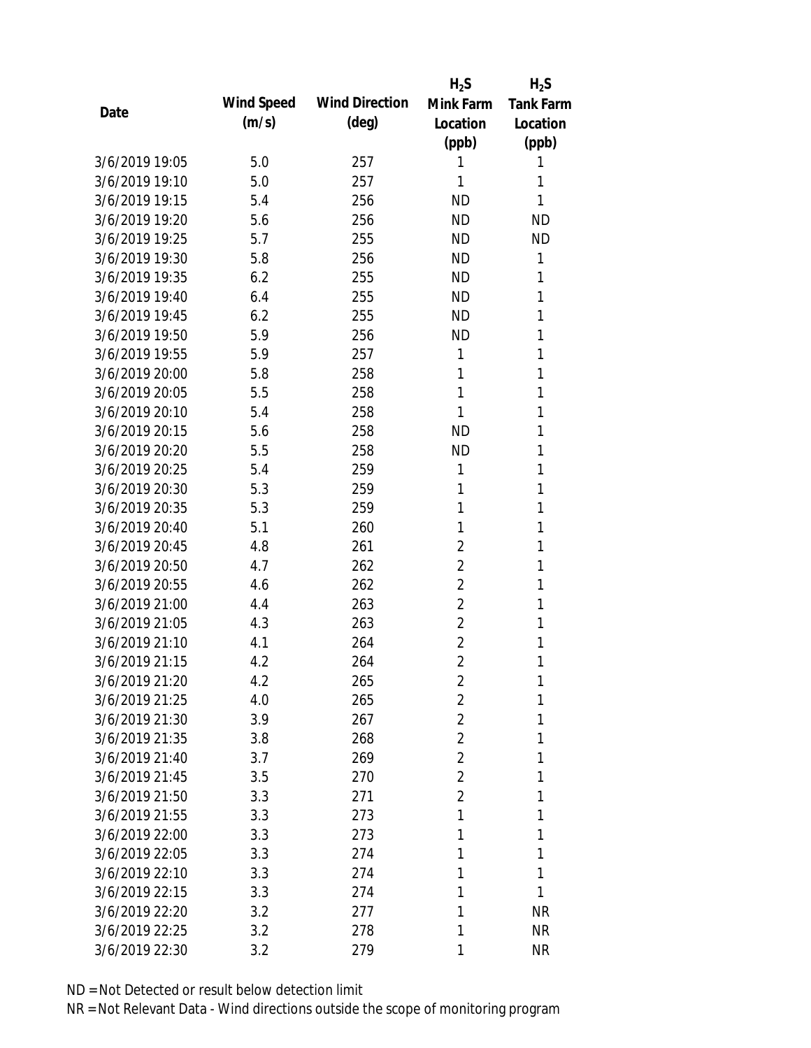| Date | Wind Speed (m/s) | Wind Direction (deg) | $H_2S$ Mink Farm Location (ppb) | $H_2S$ Tank Farm Location (ppb) |
|---|---|---|---|---|
| 3/6/2019 19:05 | 5.0 | 257 | 1 | 1 |
| 3/6/2019 19:10 | 5.0 | 257 | 1 | 1 |
| 3/6/2019 19:15 | 5.4 | 256 | ND | 1 |
| 3/6/2019 19:20 | 5.6 | 256 | ND | ND |
| 3/6/2019 19:25 | 5.7 | 255 | ND | ND |
| 3/6/2019 19:30 | 5.8 | 256 | ND | 1 |
| 3/6/2019 19:35 | 6.2 | 255 | ND | 1 |
| 3/6/2019 19:40 | 6.4 | 255 | ND | 1 |
| 3/6/2019 19:45 | 6.2 | 255 | ND | 1 |
| 3/6/2019 19:50 | 5.9 | 256 | ND | 1 |
| 3/6/2019 19:55 | 5.9 | 257 | 1 | 1 |
| 3/6/2019 20:00 | 5.8 | 258 | 1 | 1 |
| 3/6/2019 20:05 | 5.5 | 258 | 1 | 1 |
| 3/6/2019 20:10 | 5.4 | 258 | 1 | 1 |
| 3/6/2019 20:15 | 5.6 | 258 | ND | 1 |
| 3/6/2019 20:20 | 5.5 | 258 | ND | 1 |
| 3/6/2019 20:25 | 5.4 | 259 | 1 | 1 |
| 3/6/2019 20:30 | 5.3 | 259 | 1 | 1 |
| 3/6/2019 20:35 | 5.3 | 259 | 1 | 1 |
| 3/6/2019 20:40 | 5.1 | 260 | 1 | 1 |
| 3/6/2019 20:45 | 4.8 | 261 | 2 | 1 |
| 3/6/2019 20:50 | 4.7 | 262 | 2 | 1 |
| 3/6/2019 20:55 | 4.6 | 262 | 2 | 1 |
| 3/6/2019 21:00 | 4.4 | 263 | 2 | 1 |
| 3/6/2019 21:05 | 4.3 | 263 | 2 | 1 |
| 3/6/2019 21:10 | 4.1 | 264 | 2 | 1 |
| 3/6/2019 21:15 | 4.2 | 264 | 2 | 1 |
| 3/6/2019 21:20 | 4.2 | 265 | 2 | 1 |
| 3/6/2019 21:25 | 4.0 | 265 | 2 | 1 |
| 3/6/2019 21:30 | 3.9 | 267 | 2 | 1 |
| 3/6/2019 21:35 | 3.8 | 268 | 2 | 1 |
| 3/6/2019 21:40 | 3.7 | 269 | 2 | 1 |
| 3/6/2019 21:45 | 3.5 | 270 | 2 | 1 |
| 3/6/2019 21:50 | 3.3 | 271 | 2 | 1 |
| 3/6/2019 21:55 | 3.3 | 273 | 1 | 1 |
| 3/6/2019 22:00 | 3.3 | 273 | 1 | 1 |
| 3/6/2019 22:05 | 3.3 | 274 | 1 | 1 |
| 3/6/2019 22:10 | 3.3 | 274 | 1 | 1 |
| 3/6/2019 22:15 | 3.3 | 274 | 1 | 1 |
| 3/6/2019 22:20 | 3.2 | 277 | 1 | NR |
| 3/6/2019 22:25 | 3.2 | 278 | 1 | NR |
| 3/6/2019 22:30 | 3.2 | 279 | 1 | NR |

ND = Not Detected or result below detection limit

NR = Not Relevant Data - Wind directions outside the scope of monitoring program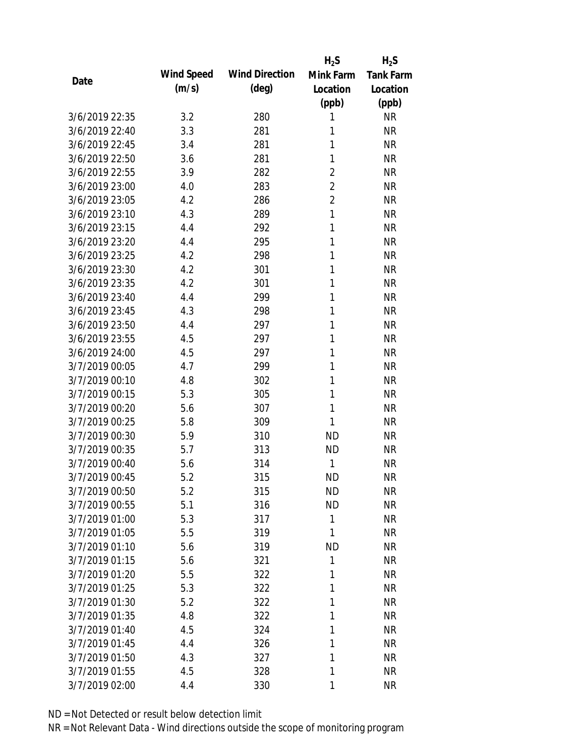| Date | Wind Speed (m/s) | Wind Direction (deg) | $H_2S$ Mink Farm Location (ppb) | $H_2S$ Tank Farm Location (ppb) |
|---|---|---|---|---|
| 3/6/2019 22:35 | 3.2 | 280 | 1 | NR |
| 3/6/2019 22:40 | 3.3 | 281 | 1 | NR |
| 3/6/2019 22:45 | 3.4 | 281 | 1 | NR |
| 3/6/2019 22:50 | 3.6 | 281 | 1 | NR |
| 3/6/2019 22:55 | 3.9 | 282 | 2 | NR |
| 3/6/2019 23:00 | 4.0 | 283 | 2 | NR |
| 3/6/2019 23:05 | 4.2 | 286 | 2 | NR |
| 3/6/2019 23:10 | 4.3 | 289 | 1 | NR |
| 3/6/2019 23:15 | 4.4 | 292 | 1 | NR |
| 3/6/2019 23:20 | 4.4 | 295 | 1 | NR |
| 3/6/2019 23:25 | 4.2 | 298 | 1 | NR |
| 3/6/2019 23:30 | 4.2 | 301 | 1 | NR |
| 3/6/2019 23:35 | 4.2 | 301 | 1 | NR |
| 3/6/2019 23:40 | 4.4 | 299 | 1 | NR |
| 3/6/2019 23:45 | 4.3 | 298 | 1 | NR |
| 3/6/2019 23:50 | 4.4 | 297 | 1 | NR |
| 3/6/2019 23:55 | 4.5 | 297 | 1 | NR |
| 3/6/2019 24:00 | 4.5 | 297 | 1 | NR |
| 3/7/2019 00:05 | 4.7 | 299 | 1 | NR |
| 3/7/2019 00:10 | 4.8 | 302 | 1 | NR |
| 3/7/2019 00:15 | 5.3 | 305 | 1 | NR |
| 3/7/2019 00:20 | 5.6 | 307 | 1 | NR |
| 3/7/2019 00:25 | 5.8 | 309 | 1 | NR |
| 3/7/2019 00:30 | 5.9 | 310 | ND | NR |
| 3/7/2019 00:35 | 5.7 | 313 | ND | NR |
| 3/7/2019 00:40 | 5.6 | 314 | 1 | NR |
| 3/7/2019 00:45 | 5.2 | 315 | ND | NR |
| 3/7/2019 00:50 | 5.2 | 315 | ND | NR |
| 3/7/2019 00:55 | 5.1 | 316 | ND | NR |
| 3/7/2019 01:00 | 5.3 | 317 | 1 | NR |
| 3/7/2019 01:05 | 5.5 | 319 | 1 | NR |
| 3/7/2019 01:10 | 5.6 | 319 | ND | NR |
| 3/7/2019 01:15 | 5.6 | 321 | 1 | NR |
| 3/7/2019 01:20 | 5.5 | 322 | 1 | NR |
| 3/7/2019 01:25 | 5.3 | 322 | 1 | NR |
| 3/7/2019 01:30 | 5.2 | 322 | 1 | NR |
| 3/7/2019 01:35 | 4.8 | 322 | 1 | NR |
| 3/7/2019 01:40 | 4.5 | 324 | 1 | NR |
| 3/7/2019 01:45 | 4.4 | 326 | 1 | NR |
| 3/7/2019 01:50 | 4.3 | 327 | 1 | NR |
| 3/7/2019 01:55 | 4.5 | 328 | 1 | NR |
| 3/7/2019 02:00 | 4.4 | 330 | 1 | NR |

ND = Not Detected or result below detection limit

NR = Not Relevant Data - Wind directions outside the scope of monitoring program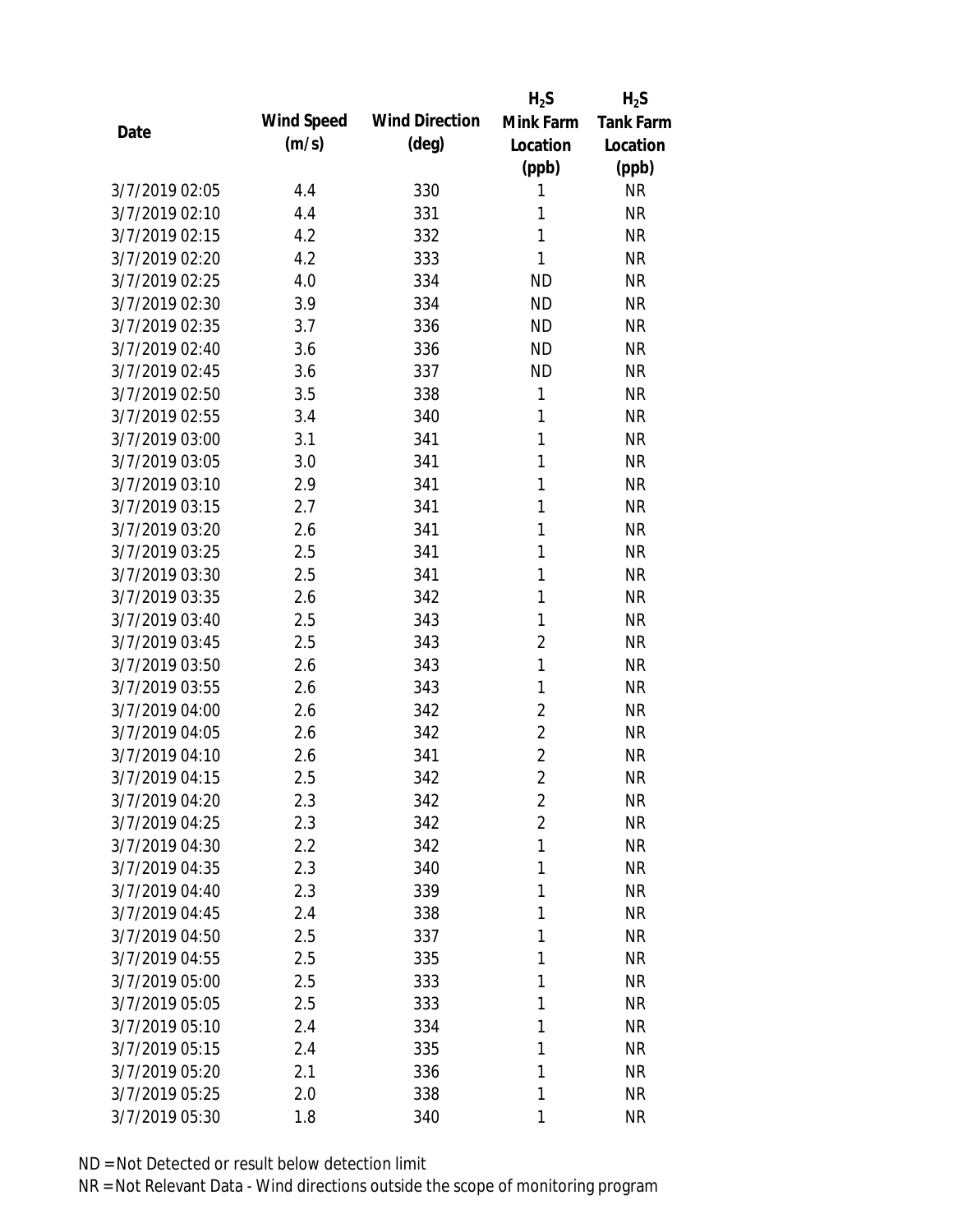| Date | Wind Speed (m/s) | Wind Direction (deg) | $H_2S$ Mink Farm Location (ppb) | $H_2S$ Tank Farm Location (ppb) |
|---|---|---|---|---|
| 3/7/2019 02:05 | 4.4 | 330 | 1 | NR |
| 3/7/2019 02:10 | 4.4 | 331 | 1 | NR |
| 3/7/2019 02:15 | 4.2 | 332 | 1 | NR |
| 3/7/2019 02:20 | 4.2 | 333 | 1 | NR |
| 3/7/2019 02:25 | 4.0 | 334 | ND | NR |
| 3/7/2019 02:30 | 3.9 | 334 | ND | NR |
| 3/7/2019 02:35 | 3.7 | 336 | ND | NR |
| 3/7/2019 02:40 | 3.6 | 336 | ND | NR |
| 3/7/2019 02:45 | 3.6 | 337 | ND | NR |
| 3/7/2019 02:50 | 3.5 | 338 | 1 | NR |
| 3/7/2019 02:55 | 3.4 | 340 | 1 | NR |
| 3/7/2019 03:00 | 3.1 | 341 | 1 | NR |
| 3/7/2019 03:05 | 3.0 | 341 | 1 | NR |
| 3/7/2019 03:10 | 2.9 | 341 | 1 | NR |
| 3/7/2019 03:15 | 2.7 | 341 | 1 | NR |
| 3/7/2019 03:20 | 2.6 | 341 | 1 | NR |
| 3/7/2019 03:25 | 2.5 | 341 | 1 | NR |
| 3/7/2019 03:30 | 2.5 | 341 | 1 | NR |
| 3/7/2019 03:35 | 2.6 | 342 | 1 | NR |
| 3/7/2019 03:40 | 2.5 | 343 | 1 | NR |
| 3/7/2019 03:45 | 2.5 | 343 | 2 | NR |
| 3/7/2019 03:50 | 2.6 | 343 | 1 | NR |
| 3/7/2019 03:55 | 2.6 | 343 | 1 | NR |
| 3/7/2019 04:00 | 2.6 | 342 | 2 | NR |
| 3/7/2019 04:05 | 2.6 | 342 | 2 | NR |
| 3/7/2019 04:10 | 2.6 | 341 | 2 | NR |
| 3/7/2019 04:15 | 2.5 | 342 | 2 | NR |
| 3/7/2019 04:20 | 2.3 | 342 | 2 | NR |
| 3/7/2019 04:25 | 2.3 | 342 | 2 | NR |
| 3/7/2019 04:30 | 2.2 | 342 | 1 | NR |
| 3/7/2019 04:35 | 2.3 | 340 | 1 | NR |
| 3/7/2019 04:40 | 2.3 | 339 | 1 | NR |
| 3/7/2019 04:45 | 2.4 | 338 | 1 | NR |
| 3/7/2019 04:50 | 2.5 | 337 | 1 | NR |
| 3/7/2019 04:55 | 2.5 | 335 | 1 | NR |
| 3/7/2019 05:00 | 2.5 | 333 | 1 | NR |
| 3/7/2019 05:05 | 2.5 | 333 | 1 | NR |
| 3/7/2019 05:10 | 2.4 | 334 | 1 | NR |
| 3/7/2019 05:15 | 2.4 | 335 | 1 | NR |
| 3/7/2019 05:20 | 2.1 | 336 | 1 | NR |
| 3/7/2019 05:25 | 2.0 | 338 | 1 | NR |
| 3/7/2019 05:30 | 1.8 | 340 | 1 | NR |

ND = Not Detected or result below detection limit

NR = Not Relevant Data - Wind directions outside the scope of monitoring program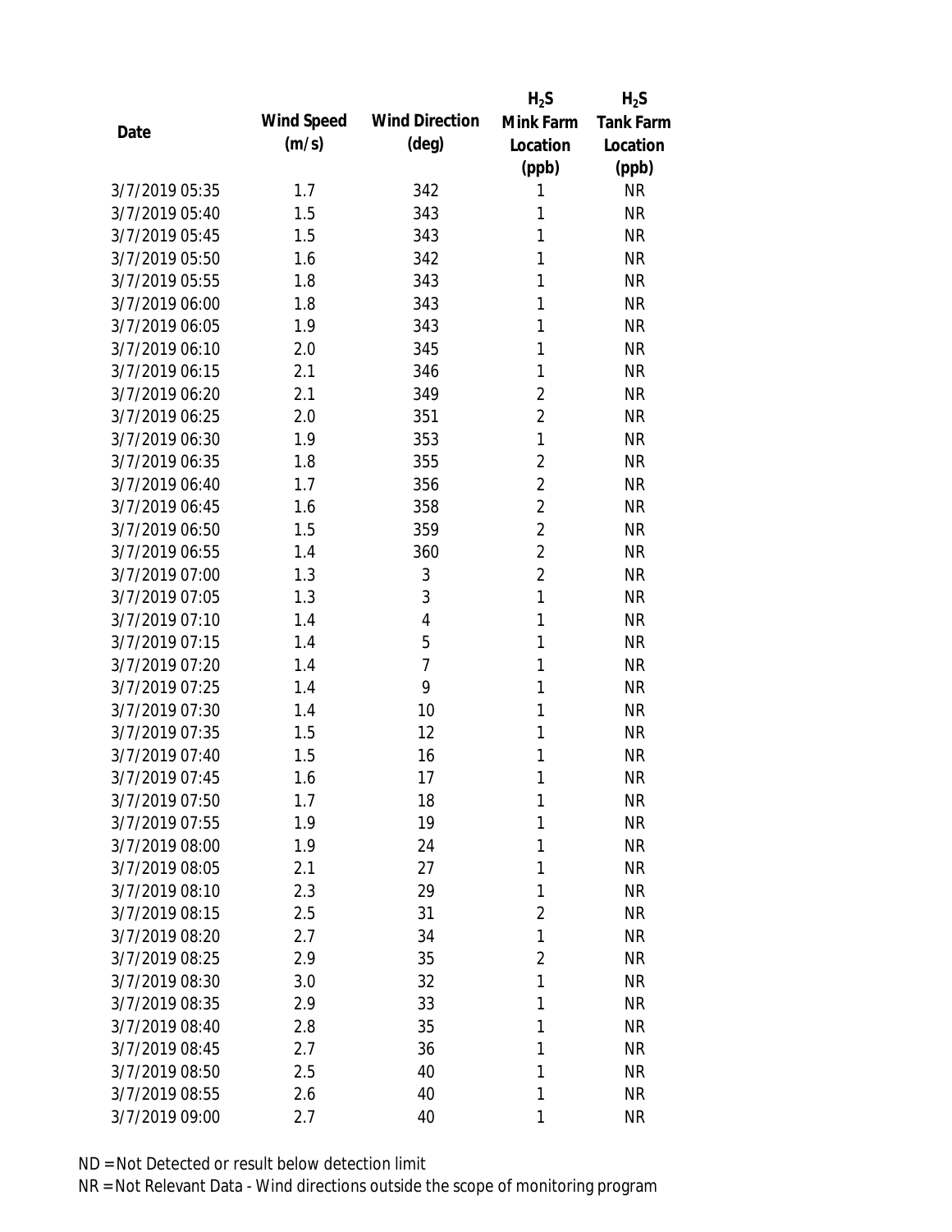| Date | Wind Speed (m/s) | Wind Direction (deg) | $H_2S$ Mink Farm Location (ppb) | $H_2S$ Tank Farm Location (ppb) |
|---|---|---|---|---|
| 3/7/2019 05:35 | 1.7 | 342 | 1 | NR |
| 3/7/2019 05:40 | 1.5 | 343 | 1 | NR |
| 3/7/2019 05:45 | 1.5 | 343 | 1 | NR |
| 3/7/2019 05:50 | 1.6 | 342 | 1 | NR |
| 3/7/2019 05:55 | 1.8 | 343 | 1 | NR |
| 3/7/2019 06:00 | 1.8 | 343 | 1 | NR |
| 3/7/2019 06:05 | 1.9 | 343 | 1 | NR |
| 3/7/2019 06:10 | 2.0 | 345 | 1 | NR |
| 3/7/2019 06:15 | 2.1 | 346 | 1 | NR |
| 3/7/2019 06:20 | 2.1 | 349 | 2 | NR |
| 3/7/2019 06:25 | 2.0 | 351 | 2 | NR |
| 3/7/2019 06:30 | 1.9 | 353 | 1 | NR |
| 3/7/2019 06:35 | 1.8 | 355 | 2 | NR |
| 3/7/2019 06:40 | 1.7 | 356 | 2 | NR |
| 3/7/2019 06:45 | 1.6 | 358 | 2 | NR |
| 3/7/2019 06:50 | 1.5 | 359 | 2 | NR |
| 3/7/2019 06:55 | 1.4 | 360 | 2 | NR |
| 3/7/2019 07:00 | 1.3 | 3 | 2 | NR |
| 3/7/2019 07:05 | 1.3 | 3 | 1 | NR |
| 3/7/2019 07:10 | 1.4 | 4 | 1 | NR |
| 3/7/2019 07:15 | 1.4 | 5 | 1 | NR |
| 3/7/2019 07:20 | 1.4 | 7 | 1 | NR |
| 3/7/2019 07:25 | 1.4 | 9 | 1 | NR |
| 3/7/2019 07:30 | 1.4 | 10 | 1 | NR |
| 3/7/2019 07:35 | 1.5 | 12 | 1 | NR |
| 3/7/2019 07:40 | 1.5 | 16 | 1 | NR |
| 3/7/2019 07:45 | 1.6 | 17 | 1 | NR |
| 3/7/2019 07:50 | 1.7 | 18 | 1 | NR |
| 3/7/2019 07:55 | 1.9 | 19 | 1 | NR |
| 3/7/2019 08:00 | 1.9 | 24 | 1 | NR |
| 3/7/2019 08:05 | 2.1 | 27 | 1 | NR |
| 3/7/2019 08:10 | 2.3 | 29 | 1 | NR |
| 3/7/2019 08:15 | 2.5 | 31 | 2 | NR |
| 3/7/2019 08:20 | 2.7 | 34 | 1 | NR |
| 3/7/2019 08:25 | 2.9 | 35 | 2 | NR |
| 3/7/2019 08:30 | 3.0 | 32 | 1 | NR |
| 3/7/2019 08:35 | 2.9 | 33 | 1 | NR |
| 3/7/2019 08:40 | 2.8 | 35 | 1 | NR |
| 3/7/2019 08:45 | 2.7 | 36 | 1 | NR |
| 3/7/2019 08:50 | 2.5 | 40 | 1 | NR |
| 3/7/2019 08:55 | 2.6 | 40 | 1 | NR |
| 3/7/2019 09:00 | 2.7 | 40 | 1 | NR |

ND = Not Detected or result below detection limit

NR = Not Relevant Data - Wind directions outside the scope of monitoring program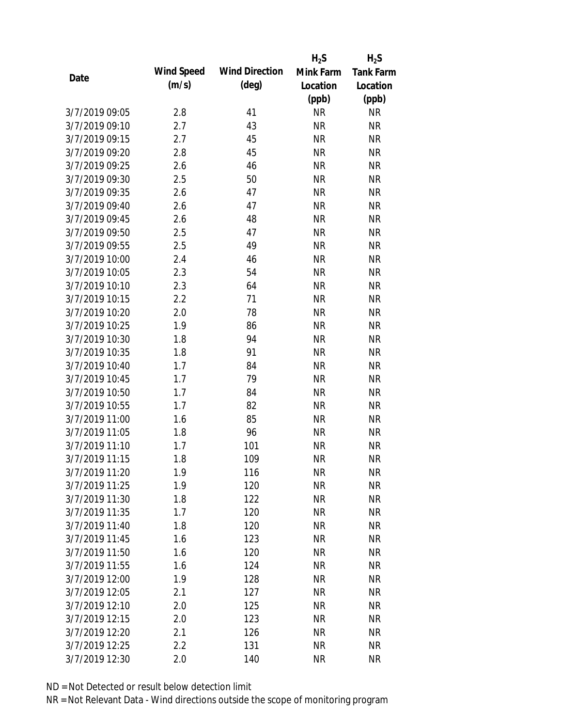| Date | Wind Speed (m/s) | Wind Direction (deg) | $H_2S$ Mink Farm Location (ppb) | $H_2S$ Tank Farm Location (ppb) |
|---|---|---|---|---|
| 3/7/2019 09:05 | 2.8 | 41 | NR | NR |
| 3/7/2019 09:10 | 2.7 | 43 | NR | NR |
| 3/7/2019 09:15 | 2.7 | 45 | NR | NR |
| 3/7/2019 09:20 | 2.8 | 45 | NR | NR |
| 3/7/2019 09:25 | 2.6 | 46 | NR | NR |
| 3/7/2019 09:30 | 2.5 | 50 | NR | NR |
| 3/7/2019 09:35 | 2.6 | 47 | NR | NR |
| 3/7/2019 09:40 | 2.6 | 47 | NR | NR |
| 3/7/2019 09:45 | 2.6 | 48 | NR | NR |
| 3/7/2019 09:50 | 2.5 | 47 | NR | NR |
| 3/7/2019 09:55 | 2.5 | 49 | NR | NR |
| 3/7/2019 10:00 | 2.4 | 46 | NR | NR |
| 3/7/2019 10:05 | 2.3 | 54 | NR | NR |
| 3/7/2019 10:10 | 2.3 | 64 | NR | NR |
| 3/7/2019 10:15 | 2.2 | 71 | NR | NR |
| 3/7/2019 10:20 | 2.0 | 78 | NR | NR |
| 3/7/2019 10:25 | 1.9 | 86 | NR | NR |
| 3/7/2019 10:30 | 1.8 | 94 | NR | NR |
| 3/7/2019 10:35 | 1.8 | 91 | NR | NR |
| 3/7/2019 10:40 | 1.7 | 84 | NR | NR |
| 3/7/2019 10:45 | 1.7 | 79 | NR | NR |
| 3/7/2019 10:50 | 1.7 | 84 | NR | NR |
| 3/7/2019 10:55 | 1.7 | 82 | NR | NR |
| 3/7/2019 11:00 | 1.6 | 85 | NR | NR |
| 3/7/2019 11:05 | 1.8 | 96 | NR | NR |
| 3/7/2019 11:10 | 1.7 | 101 | NR | NR |
| 3/7/2019 11:15 | 1.8 | 109 | NR | NR |
| 3/7/2019 11:20 | 1.9 | 116 | NR | NR |
| 3/7/2019 11:25 | 1.9 | 120 | NR | NR |
| 3/7/2019 11:30 | 1.8 | 122 | NR | NR |
| 3/7/2019 11:35 | 1.7 | 120 | NR | NR |
| 3/7/2019 11:40 | 1.8 | 120 | NR | NR |
| 3/7/2019 11:45 | 1.6 | 123 | NR | NR |
| 3/7/2019 11:50 | 1.6 | 120 | NR | NR |
| 3/7/2019 11:55 | 1.6 | 124 | NR | NR |
| 3/7/2019 12:00 | 1.9 | 128 | NR | NR |
| 3/7/2019 12:05 | 2.1 | 127 | NR | NR |
| 3/7/2019 12:10 | 2.0 | 125 | NR | NR |
| 3/7/2019 12:15 | 2.0 | 123 | NR | NR |
| 3/7/2019 12:20 | 2.1 | 126 | NR | NR |
| 3/7/2019 12:25 | 2.2 | 131 | NR | NR |
| 3/7/2019 12:30 | 2.0 | 140 | NR | NR |

ND = Not Detected or result below detection limit

NR = Not Relevant Data - Wind directions outside the scope of monitoring program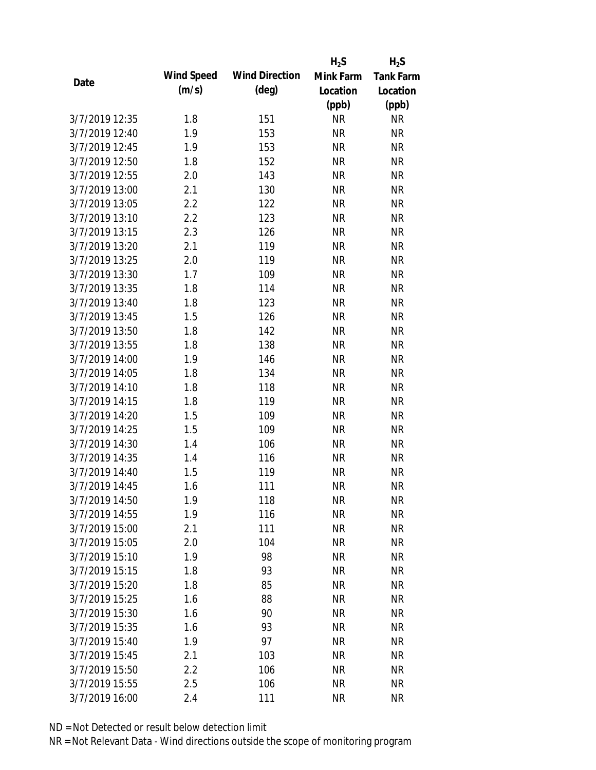| Date | Wind Speed (m/s) | Wind Direction (deg) | $H_2S$ Mink Farm Location (ppb) | $H_2S$ Tank Farm Location (ppb) |
|---|---|---|---|---|
| 3/7/2019 12:35 | 1.8 | 151 | NR | NR |
| 3/7/2019 12:40 | 1.9 | 153 | NR | NR |
| 3/7/2019 12:45 | 1.9 | 153 | NR | NR |
| 3/7/2019 12:50 | 1.8 | 152 | NR | NR |
| 3/7/2019 12:55 | 2.0 | 143 | NR | NR |
| 3/7/2019 13:00 | 2.1 | 130 | NR | NR |
| 3/7/2019 13:05 | 2.2 | 122 | NR | NR |
| 3/7/2019 13:10 | 2.2 | 123 | NR | NR |
| 3/7/2019 13:15 | 2.3 | 126 | NR | NR |
| 3/7/2019 13:20 | 2.1 | 119 | NR | NR |
| 3/7/2019 13:25 | 2.0 | 119 | NR | NR |
| 3/7/2019 13:30 | 1.7 | 109 | NR | NR |
| 3/7/2019 13:35 | 1.8 | 114 | NR | NR |
| 3/7/2019 13:40 | 1.8 | 123 | NR | NR |
| 3/7/2019 13:45 | 1.5 | 126 | NR | NR |
| 3/7/2019 13:50 | 1.8 | 142 | NR | NR |
| 3/7/2019 13:55 | 1.8 | 138 | NR | NR |
| 3/7/2019 14:00 | 1.9 | 146 | NR | NR |
| 3/7/2019 14:05 | 1.8 | 134 | NR | NR |
| 3/7/2019 14:10 | 1.8 | 118 | NR | NR |
| 3/7/2019 14:15 | 1.8 | 119 | NR | NR |
| 3/7/2019 14:20 | 1.5 | 109 | NR | NR |
| 3/7/2019 14:25 | 1.5 | 109 | NR | NR |
| 3/7/2019 14:30 | 1.4 | 106 | NR | NR |
| 3/7/2019 14:35 | 1.4 | 116 | NR | NR |
| 3/7/2019 14:40 | 1.5 | 119 | NR | NR |
| 3/7/2019 14:45 | 1.6 | 111 | NR | NR |
| 3/7/2019 14:50 | 1.9 | 118 | NR | NR |
| 3/7/2019 14:55 | 1.9 | 116 | NR | NR |
| 3/7/2019 15:00 | 2.1 | 111 | NR | NR |
| 3/7/2019 15:05 | 2.0 | 104 | NR | NR |
| 3/7/2019 15:10 | 1.9 | 98 | NR | NR |
| 3/7/2019 15:15 | 1.8 | 93 | NR | NR |
| 3/7/2019 15:20 | 1.8 | 85 | NR | NR |
| 3/7/2019 15:25 | 1.6 | 88 | NR | NR |
| 3/7/2019 15:30 | 1.6 | 90 | NR | NR |
| 3/7/2019 15:35 | 1.6 | 93 | NR | NR |
| 3/7/2019 15:40 | 1.9 | 97 | NR | NR |
| 3/7/2019 15:45 | 2.1 | 103 | NR | NR |
| 3/7/2019 15:50 | 2.2 | 106 | NR | NR |
| 3/7/2019 15:55 | 2.5 | 106 | NR | NR |
| 3/7/2019 16:00 | 2.4 | 111 | NR | NR |

ND = Not Detected or result below detection limit

NR = Not Relevant Data - Wind directions outside the scope of monitoring program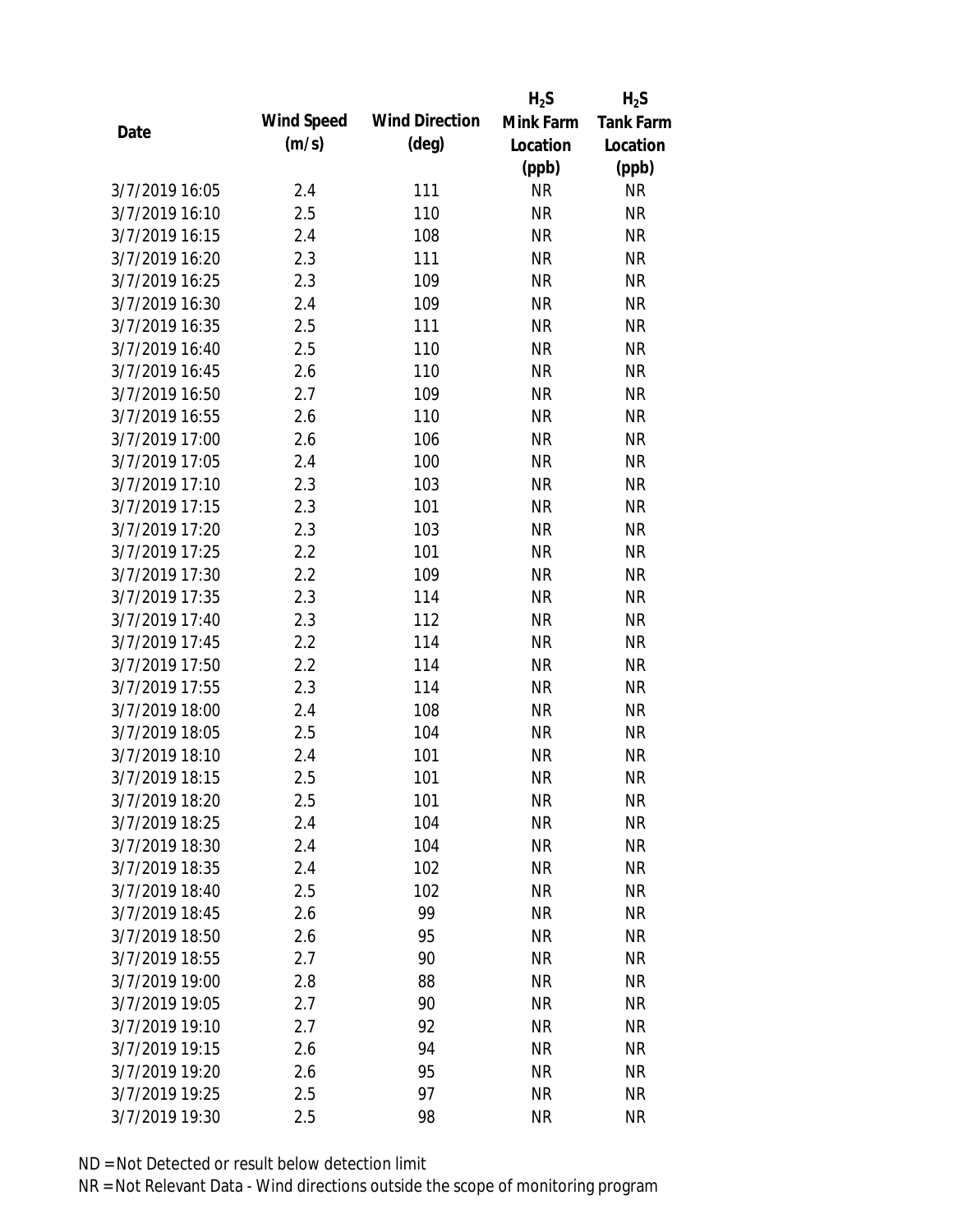| Date | Wind Speed (m/s) | Wind Direction (deg) | $H_2S$ Mink Farm Location (ppb) | $H_2S$ Tank Farm Location (ppb) |
|---|---|---|---|---|
| 3/7/2019 16:05 | 2.4 | 111 | NR | NR |
| 3/7/2019 16:10 | 2.5 | 110 | NR | NR |
| 3/7/2019 16:15 | 2.4 | 108 | NR | NR |
| 3/7/2019 16:20 | 2.3 | 111 | NR | NR |
| 3/7/2019 16:25 | 2.3 | 109 | NR | NR |
| 3/7/2019 16:30 | 2.4 | 109 | NR | NR |
| 3/7/2019 16:35 | 2.5 | 111 | NR | NR |
| 3/7/2019 16:40 | 2.5 | 110 | NR | NR |
| 3/7/2019 16:45 | 2.6 | 110 | NR | NR |
| 3/7/2019 16:50 | 2.7 | 109 | NR | NR |
| 3/7/2019 16:55 | 2.6 | 110 | NR | NR |
| 3/7/2019 17:00 | 2.6 | 106 | NR | NR |
| 3/7/2019 17:05 | 2.4 | 100 | NR | NR |
| 3/7/2019 17:10 | 2.3 | 103 | NR | NR |
| 3/7/2019 17:15 | 2.3 | 101 | NR | NR |
| 3/7/2019 17:20 | 2.3 | 103 | NR | NR |
| 3/7/2019 17:25 | 2.2 | 101 | NR | NR |
| 3/7/2019 17:30 | 2.2 | 109 | NR | NR |
| 3/7/2019 17:35 | 2.3 | 114 | NR | NR |
| 3/7/2019 17:40 | 2.3 | 112 | NR | NR |
| 3/7/2019 17:45 | 2.2 | 114 | NR | NR |
| 3/7/2019 17:50 | 2.2 | 114 | NR | NR |
| 3/7/2019 17:55 | 2.3 | 114 | NR | NR |
| 3/7/2019 18:00 | 2.4 | 108 | NR | NR |
| 3/7/2019 18:05 | 2.5 | 104 | NR | NR |
| 3/7/2019 18:10 | 2.4 | 101 | NR | NR |
| 3/7/2019 18:15 | 2.5 | 101 | NR | NR |
| 3/7/2019 18:20 | 2.5 | 101 | NR | NR |
| 3/7/2019 18:25 | 2.4 | 104 | NR | NR |
| 3/7/2019 18:30 | 2.4 | 104 | NR | NR |
| 3/7/2019 18:35 | 2.4 | 102 | NR | NR |
| 3/7/2019 18:40 | 2.5 | 102 | NR | NR |
| 3/7/2019 18:45 | 2.6 | 99 | NR | NR |
| 3/7/2019 18:50 | 2.6 | 95 | NR | NR |
| 3/7/2019 18:55 | 2.7 | 90 | NR | NR |
| 3/7/2019 19:00 | 2.8 | 88 | NR | NR |
| 3/7/2019 19:05 | 2.7 | 90 | NR | NR |
| 3/7/2019 19:10 | 2.7 | 92 | NR | NR |
| 3/7/2019 19:15 | 2.6 | 94 | NR | NR |
| 3/7/2019 19:20 | 2.6 | 95 | NR | NR |
| 3/7/2019 19:25 | 2.5 | 97 | NR | NR |
| 3/7/2019 19:30 | 2.5 | 98 | NR | NR |

ND = Not Detected or result below detection limit

NR = Not Relevant Data - Wind directions outside the scope of monitoring program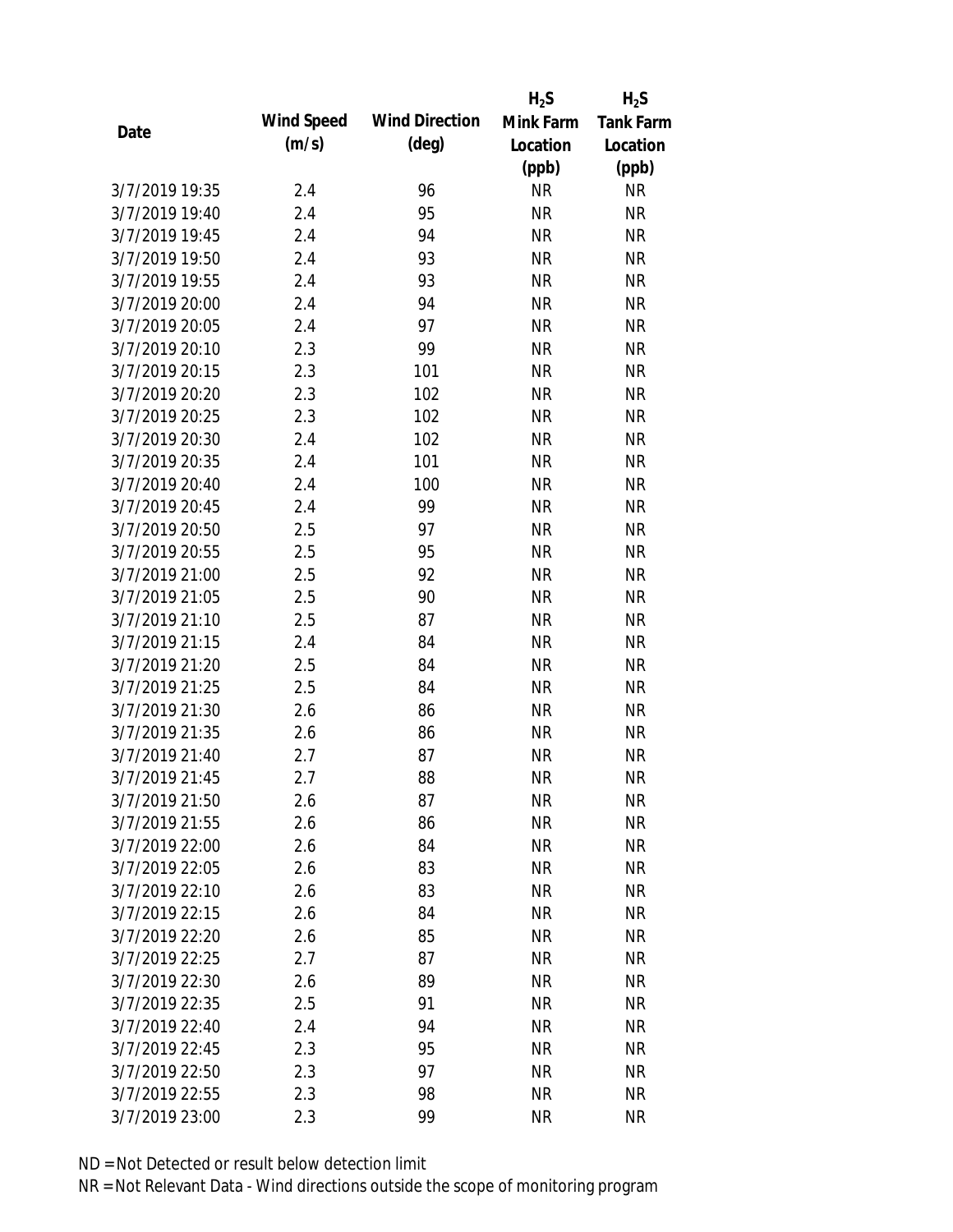| Date | Wind Speed (m/s) | Wind Direction (deg) | $H_2S$ Mink Farm Location (ppb) | $H_2S$ Tank Farm Location (ppb) |
|---|---|---|---|---|
| 3/7/2019 19:35 | 2.4 | 96 | NR | NR |
| 3/7/2019 19:40 | 2.4 | 95 | NR | NR |
| 3/7/2019 19:45 | 2.4 | 94 | NR | NR |
| 3/7/2019 19:50 | 2.4 | 93 | NR | NR |
| 3/7/2019 19:55 | 2.4 | 93 | NR | NR |
| 3/7/2019 20:00 | 2.4 | 94 | NR | NR |
| 3/7/2019 20:05 | 2.4 | 97 | NR | NR |
| 3/7/2019 20:10 | 2.3 | 99 | NR | NR |
| 3/7/2019 20:15 | 2.3 | 101 | NR | NR |
| 3/7/2019 20:20 | 2.3 | 102 | NR | NR |
| 3/7/2019 20:25 | 2.3 | 102 | NR | NR |
| 3/7/2019 20:30 | 2.4 | 102 | NR | NR |
| 3/7/2019 20:35 | 2.4 | 101 | NR | NR |
| 3/7/2019 20:40 | 2.4 | 100 | NR | NR |
| 3/7/2019 20:45 | 2.4 | 99 | NR | NR |
| 3/7/2019 20:50 | 2.5 | 97 | NR | NR |
| 3/7/2019 20:55 | 2.5 | 95 | NR | NR |
| 3/7/2019 21:00 | 2.5 | 92 | NR | NR |
| 3/7/2019 21:05 | 2.5 | 90 | NR | NR |
| 3/7/2019 21:10 | 2.5 | 87 | NR | NR |
| 3/7/2019 21:15 | 2.4 | 84 | NR | NR |
| 3/7/2019 21:20 | 2.5 | 84 | NR | NR |
| 3/7/2019 21:25 | 2.5 | 84 | NR | NR |
| 3/7/2019 21:30 | 2.6 | 86 | NR | NR |
| 3/7/2019 21:35 | 2.6 | 86 | NR | NR |
| 3/7/2019 21:40 | 2.7 | 87 | NR | NR |
| 3/7/2019 21:45 | 2.7 | 88 | NR | NR |
| 3/7/2019 21:50 | 2.6 | 87 | NR | NR |
| 3/7/2019 21:55 | 2.6 | 86 | NR | NR |
| 3/7/2019 22:00 | 2.6 | 84 | NR | NR |
| 3/7/2019 22:05 | 2.6 | 83 | NR | NR |
| 3/7/2019 22:10 | 2.6 | 83 | NR | NR |
| 3/7/2019 22:15 | 2.6 | 84 | NR | NR |
| 3/7/2019 22:20 | 2.6 | 85 | NR | NR |
| 3/7/2019 22:25 | 2.7 | 87 | NR | NR |
| 3/7/2019 22:30 | 2.6 | 89 | NR | NR |
| 3/7/2019 22:35 | 2.5 | 91 | NR | NR |
| 3/7/2019 22:40 | 2.4 | 94 | NR | NR |
| 3/7/2019 22:45 | 2.3 | 95 | NR | NR |
| 3/7/2019 22:50 | 2.3 | 97 | NR | NR |
| 3/7/2019 22:55 | 2.3 | 98 | NR | NR |
| 3/7/2019 23:00 | 2.3 | 99 | NR | NR |

ND = Not Detected or result below detection limit

NR = Not Relevant Data - Wind directions outside the scope of monitoring program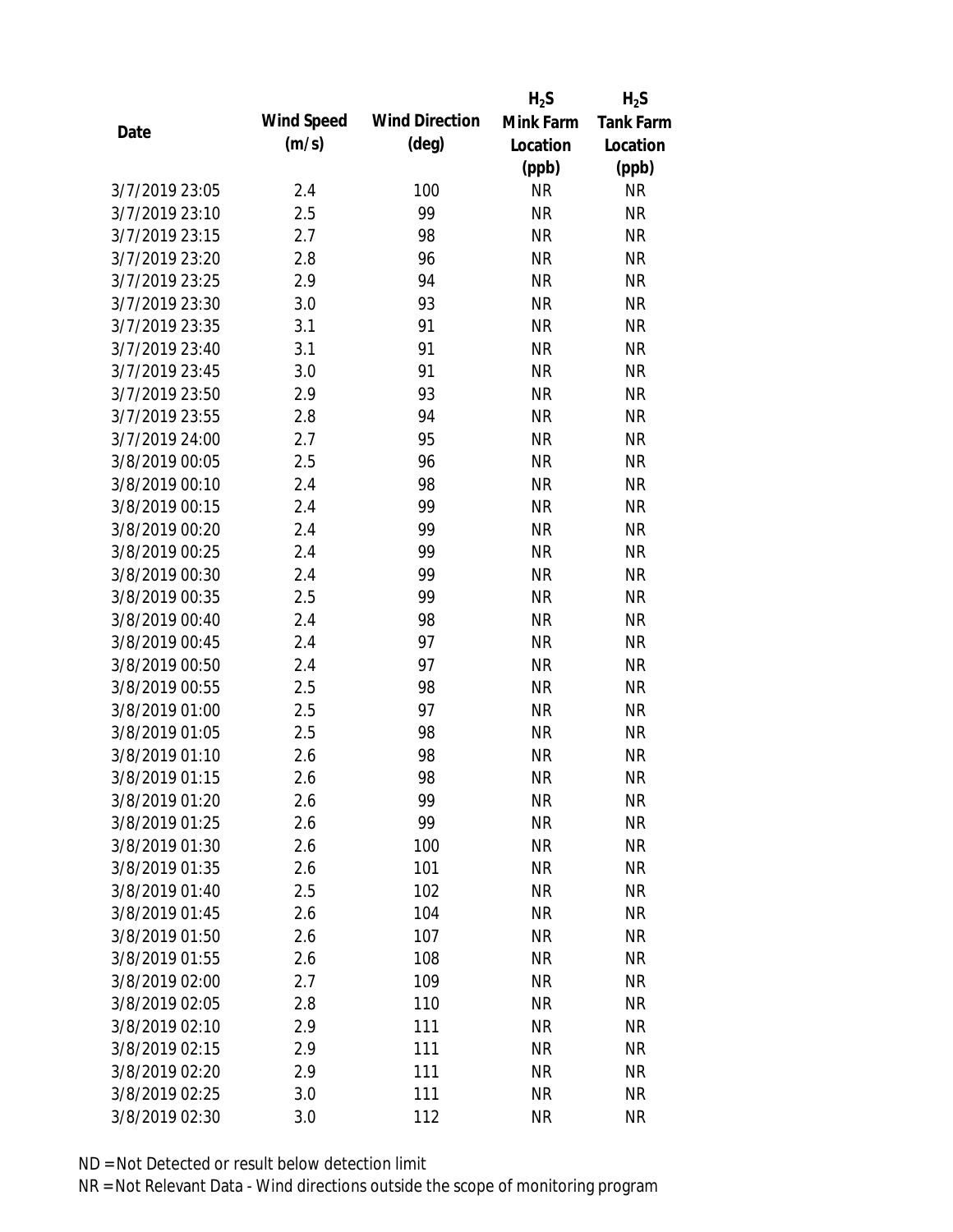| Date | Wind Speed (m/s) | Wind Direction (deg) | $H_2S$ Mink Farm Location (ppb) | $H_2S$ Tank Farm Location (ppb) |
|---|---|---|---|---|
| 3/7/2019 23:05 | 2.4 | 100 | NR | NR |
| 3/7/2019 23:10 | 2.5 | 99 | NR | NR |
| 3/7/2019 23:15 | 2.7 | 98 | NR | NR |
| 3/7/2019 23:20 | 2.8 | 96 | NR | NR |
| 3/7/2019 23:25 | 2.9 | 94 | NR | NR |
| 3/7/2019 23:30 | 3.0 | 93 | NR | NR |
| 3/7/2019 23:35 | 3.1 | 91 | NR | NR |
| 3/7/2019 23:40 | 3.1 | 91 | NR | NR |
| 3/7/2019 23:45 | 3.0 | 91 | NR | NR |
| 3/7/2019 23:50 | 2.9 | 93 | NR | NR |
| 3/7/2019 23:55 | 2.8 | 94 | NR | NR |
| 3/7/2019 24:00 | 2.7 | 95 | NR | NR |
| 3/8/2019 00:05 | 2.5 | 96 | NR | NR |
| 3/8/2019 00:10 | 2.4 | 98 | NR | NR |
| 3/8/2019 00:15 | 2.4 | 99 | NR | NR |
| 3/8/2019 00:20 | 2.4 | 99 | NR | NR |
| 3/8/2019 00:25 | 2.4 | 99 | NR | NR |
| 3/8/2019 00:30 | 2.4 | 99 | NR | NR |
| 3/8/2019 00:35 | 2.5 | 99 | NR | NR |
| 3/8/2019 00:40 | 2.4 | 98 | NR | NR |
| 3/8/2019 00:45 | 2.4 | 97 | NR | NR |
| 3/8/2019 00:50 | 2.4 | 97 | NR | NR |
| 3/8/2019 00:55 | 2.5 | 98 | NR | NR |
| 3/8/2019 01:00 | 2.5 | 97 | NR | NR |
| 3/8/2019 01:05 | 2.5 | 98 | NR | NR |
| 3/8/2019 01:10 | 2.6 | 98 | NR | NR |
| 3/8/2019 01:15 | 2.6 | 98 | NR | NR |
| 3/8/2019 01:20 | 2.6 | 99 | NR | NR |
| 3/8/2019 01:25 | 2.6 | 99 | NR | NR |
| 3/8/2019 01:30 | 2.6 | 100 | NR | NR |
| 3/8/2019 01:35 | 2.6 | 101 | NR | NR |
| 3/8/2019 01:40 | 2.5 | 102 | NR | NR |
| 3/8/2019 01:45 | 2.6 | 104 | NR | NR |
| 3/8/2019 01:50 | 2.6 | 107 | NR | NR |
| 3/8/2019 01:55 | 2.6 | 108 | NR | NR |
| 3/8/2019 02:00 | 2.7 | 109 | NR | NR |
| 3/8/2019 02:05 | 2.8 | 110 | NR | NR |
| 3/8/2019 02:10 | 2.9 | 111 | NR | NR |
| 3/8/2019 02:15 | 2.9 | 111 | NR | NR |
| 3/8/2019 02:20 | 2.9 | 111 | NR | NR |
| 3/8/2019 02:25 | 3.0 | 111 | NR | NR |
| 3/8/2019 02:30 | 3.0 | 112 | NR | NR |

ND = Not Detected or result below detection limit

NR = Not Relevant Data - Wind directions outside the scope of monitoring program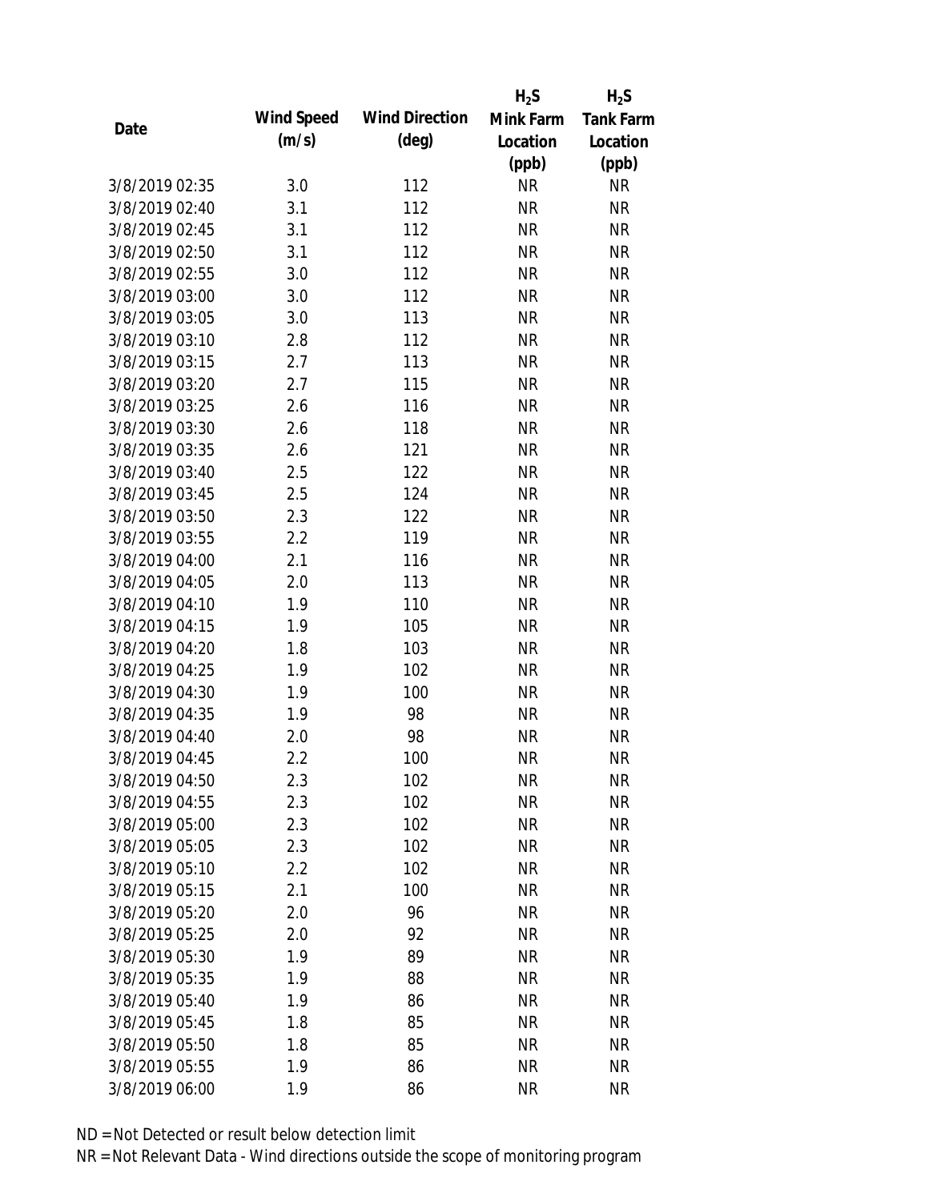| Date | Wind Speed (m/s) | Wind Direction (deg) | $H_2S$ Mink Farm Location (ppb) | $H_2S$ Tank Farm Location (ppb) |
|---|---|---|---|---|
| 3/8/2019 02:35 | 3.0 | 112 | NR | NR |
| 3/8/2019 02:40 | 3.1 | 112 | NR | NR |
| 3/8/2019 02:45 | 3.1 | 112 | NR | NR |
| 3/8/2019 02:50 | 3.1 | 112 | NR | NR |
| 3/8/2019 02:55 | 3.0 | 112 | NR | NR |
| 3/8/2019 03:00 | 3.0 | 112 | NR | NR |
| 3/8/2019 03:05 | 3.0 | 113 | NR | NR |
| 3/8/2019 03:10 | 2.8 | 112 | NR | NR |
| 3/8/2019 03:15 | 2.7 | 113 | NR | NR |
| 3/8/2019 03:20 | 2.7 | 115 | NR | NR |
| 3/8/2019 03:25 | 2.6 | 116 | NR | NR |
| 3/8/2019 03:30 | 2.6 | 118 | NR | NR |
| 3/8/2019 03:35 | 2.6 | 121 | NR | NR |
| 3/8/2019 03:40 | 2.5 | 122 | NR | NR |
| 3/8/2019 03:45 | 2.5 | 124 | NR | NR |
| 3/8/2019 03:50 | 2.3 | 122 | NR | NR |
| 3/8/2019 03:55 | 2.2 | 119 | NR | NR |
| 3/8/2019 04:00 | 2.1 | 116 | NR | NR |
| 3/8/2019 04:05 | 2.0 | 113 | NR | NR |
| 3/8/2019 04:10 | 1.9 | 110 | NR | NR |
| 3/8/2019 04:15 | 1.9 | 105 | NR | NR |
| 3/8/2019 04:20 | 1.8 | 103 | NR | NR |
| 3/8/2019 04:25 | 1.9 | 102 | NR | NR |
| 3/8/2019 04:30 | 1.9 | 100 | NR | NR |
| 3/8/2019 04:35 | 1.9 | 98 | NR | NR |
| 3/8/2019 04:40 | 2.0 | 98 | NR | NR |
| 3/8/2019 04:45 | 2.2 | 100 | NR | NR |
| 3/8/2019 04:50 | 2.3 | 102 | NR | NR |
| 3/8/2019 04:55 | 2.3 | 102 | NR | NR |
| 3/8/2019 05:00 | 2.3 | 102 | NR | NR |
| 3/8/2019 05:05 | 2.3 | 102 | NR | NR |
| 3/8/2019 05:10 | 2.2 | 102 | NR | NR |
| 3/8/2019 05:15 | 2.1 | 100 | NR | NR |
| 3/8/2019 05:20 | 2.0 | 96 | NR | NR |
| 3/8/2019 05:25 | 2.0 | 92 | NR | NR |
| 3/8/2019 05:30 | 1.9 | 89 | NR | NR |
| 3/8/2019 05:35 | 1.9 | 88 | NR | NR |
| 3/8/2019 05:40 | 1.9 | 86 | NR | NR |
| 3/8/2019 05:45 | 1.8 | 85 | NR | NR |
| 3/8/2019 05:50 | 1.8 | 85 | NR | NR |
| 3/8/2019 05:55 | 1.9 | 86 | NR | NR |
| 3/8/2019 06:00 | 1.9 | 86 | NR | NR |

ND = Not Detected or result below detection limit

NR = Not Relevant Data - Wind directions outside the scope of monitoring program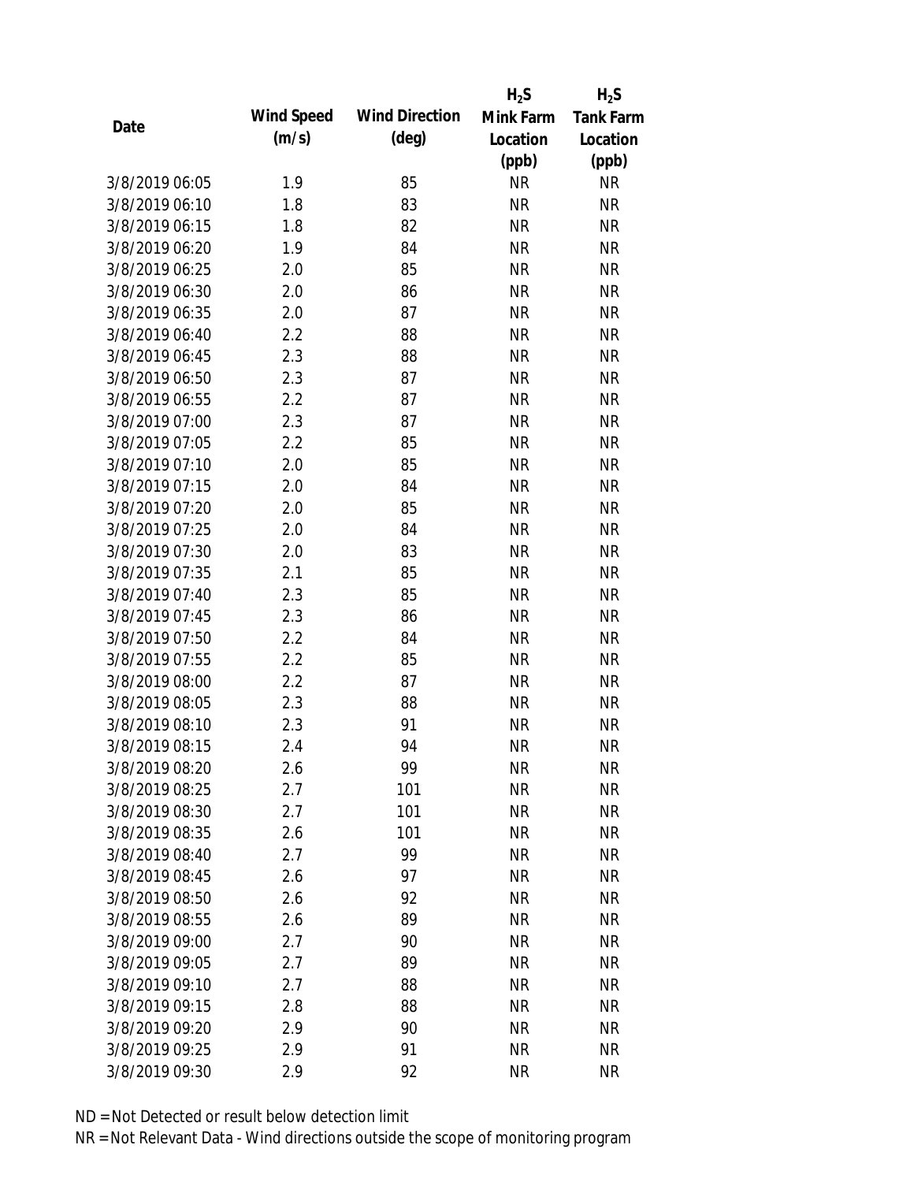| Date | Wind Speed (m/s) | Wind Direction (deg) | $H_2S$ Mink Farm Location (ppb) | $H_2S$ Tank Farm Location (ppb) |
|---|---|---|---|---|
| 3/8/2019 06:05 | 1.9 | 85 | NR | NR |
| 3/8/2019 06:10 | 1.8 | 83 | NR | NR |
| 3/8/2019 06:15 | 1.8 | 82 | NR | NR |
| 3/8/2019 06:20 | 1.9 | 84 | NR | NR |
| 3/8/2019 06:25 | 2.0 | 85 | NR | NR |
| 3/8/2019 06:30 | 2.0 | 86 | NR | NR |
| 3/8/2019 06:35 | 2.0 | 87 | NR | NR |
| 3/8/2019 06:40 | 2.2 | 88 | NR | NR |
| 3/8/2019 06:45 | 2.3 | 88 | NR | NR |
| 3/8/2019 06:50 | 2.3 | 87 | NR | NR |
| 3/8/2019 06:55 | 2.2 | 87 | NR | NR |
| 3/8/2019 07:00 | 2.3 | 87 | NR | NR |
| 3/8/2019 07:05 | 2.2 | 85 | NR | NR |
| 3/8/2019 07:10 | 2.0 | 85 | NR | NR |
| 3/8/2019 07:15 | 2.0 | 84 | NR | NR |
| 3/8/2019 07:20 | 2.0 | 85 | NR | NR |
| 3/8/2019 07:25 | 2.0 | 84 | NR | NR |
| 3/8/2019 07:30 | 2.0 | 83 | NR | NR |
| 3/8/2019 07:35 | 2.1 | 85 | NR | NR |
| 3/8/2019 07:40 | 2.3 | 85 | NR | NR |
| 3/8/2019 07:45 | 2.3 | 86 | NR | NR |
| 3/8/2019 07:50 | 2.2 | 84 | NR | NR |
| 3/8/2019 07:55 | 2.2 | 85 | NR | NR |
| 3/8/2019 08:00 | 2.2 | 87 | NR | NR |
| 3/8/2019 08:05 | 2.3 | 88 | NR | NR |
| 3/8/2019 08:10 | 2.3 | 91 | NR | NR |
| 3/8/2019 08:15 | 2.4 | 94 | NR | NR |
| 3/8/2019 08:20 | 2.6 | 99 | NR | NR |
| 3/8/2019 08:25 | 2.7 | 101 | NR | NR |
| 3/8/2019 08:30 | 2.7 | 101 | NR | NR |
| 3/8/2019 08:35 | 2.6 | 101 | NR | NR |
| 3/8/2019 08:40 | 2.7 | 99 | NR | NR |
| 3/8/2019 08:45 | 2.6 | 97 | NR | NR |
| 3/8/2019 08:50 | 2.6 | 92 | NR | NR |
| 3/8/2019 08:55 | 2.6 | 89 | NR | NR |
| 3/8/2019 09:00 | 2.7 | 90 | NR | NR |
| 3/8/2019 09:05 | 2.7 | 89 | NR | NR |
| 3/8/2019 09:10 | 2.7 | 88 | NR | NR |
| 3/8/2019 09:15 | 2.8 | 88 | NR | NR |
| 3/8/2019 09:20 | 2.9 | 90 | NR | NR |
| 3/8/2019 09:25 | 2.9 | 91 | NR | NR |
| 3/8/2019 09:30 | 2.9 | 92 | NR | NR |

ND = Not Detected or result below detection limit

NR = Not Relevant Data - Wind directions outside the scope of monitoring program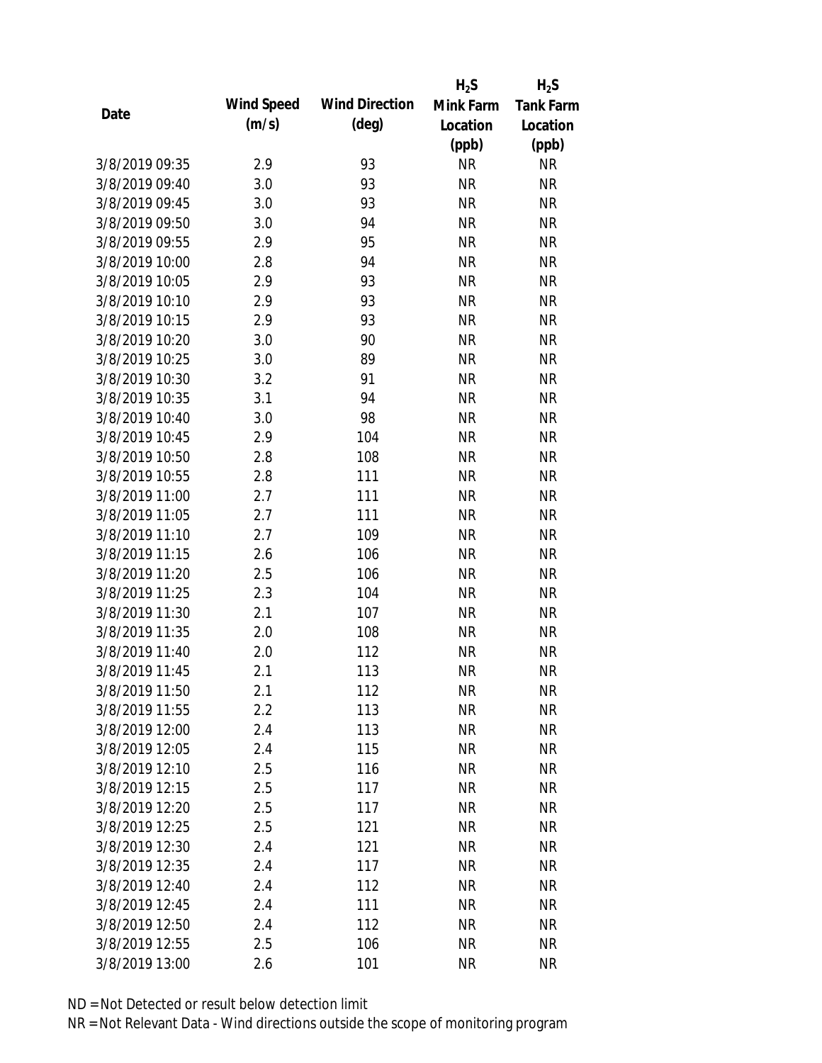| Date | Wind Speed (m/s) | Wind Direction (deg) | $H_2S$ Mink Farm Location (ppb) | $H_2S$ Tank Farm Location (ppb) |
|---|---|---|---|---|
| 3/8/2019 09:35 | 2.9 | 93 | NR | NR |
| 3/8/2019 09:40 | 3.0 | 93 | NR | NR |
| 3/8/2019 09:45 | 3.0 | 93 | NR | NR |
| 3/8/2019 09:50 | 3.0 | 94 | NR | NR |
| 3/8/2019 09:55 | 2.9 | 95 | NR | NR |
| 3/8/2019 10:00 | 2.8 | 94 | NR | NR |
| 3/8/2019 10:05 | 2.9 | 93 | NR | NR |
| 3/8/2019 10:10 | 2.9 | 93 | NR | NR |
| 3/8/2019 10:15 | 2.9 | 93 | NR | NR |
| 3/8/2019 10:20 | 3.0 | 90 | NR | NR |
| 3/8/2019 10:25 | 3.0 | 89 | NR | NR |
| 3/8/2019 10:30 | 3.2 | 91 | NR | NR |
| 3/8/2019 10:35 | 3.1 | 94 | NR | NR |
| 3/8/2019 10:40 | 3.0 | 98 | NR | NR |
| 3/8/2019 10:45 | 2.9 | 104 | NR | NR |
| 3/8/2019 10:50 | 2.8 | 108 | NR | NR |
| 3/8/2019 10:55 | 2.8 | 111 | NR | NR |
| 3/8/2019 11:00 | 2.7 | 111 | NR | NR |
| 3/8/2019 11:05 | 2.7 | 111 | NR | NR |
| 3/8/2019 11:10 | 2.7 | 109 | NR | NR |
| 3/8/2019 11:15 | 2.6 | 106 | NR | NR |
| 3/8/2019 11:20 | 2.5 | 106 | NR | NR |
| 3/8/2019 11:25 | 2.3 | 104 | NR | NR |
| 3/8/2019 11:30 | 2.1 | 107 | NR | NR |
| 3/8/2019 11:35 | 2.0 | 108 | NR | NR |
| 3/8/2019 11:40 | 2.0 | 112 | NR | NR |
| 3/8/2019 11:45 | 2.1 | 113 | NR | NR |
| 3/8/2019 11:50 | 2.1 | 112 | NR | NR |
| 3/8/2019 11:55 | 2.2 | 113 | NR | NR |
| 3/8/2019 12:00 | 2.4 | 113 | NR | NR |
| 3/8/2019 12:05 | 2.4 | 115 | NR | NR |
| 3/8/2019 12:10 | 2.5 | 116 | NR | NR |
| 3/8/2019 12:15 | 2.5 | 117 | NR | NR |
| 3/8/2019 12:20 | 2.5 | 117 | NR | NR |
| 3/8/2019 12:25 | 2.5 | 121 | NR | NR |
| 3/8/2019 12:30 | 2.4 | 121 | NR | NR |
| 3/8/2019 12:35 | 2.4 | 117 | NR | NR |
| 3/8/2019 12:40 | 2.4 | 112 | NR | NR |
| 3/8/2019 12:45 | 2.4 | 111 | NR | NR |
| 3/8/2019 12:50 | 2.4 | 112 | NR | NR |
| 3/8/2019 12:55 | 2.5 | 106 | NR | NR |
| 3/8/2019 13:00 | 2.6 | 101 | NR | NR |

ND = Not Detected or result below detection limit

NR = Not Relevant Data - Wind directions outside the scope of monitoring program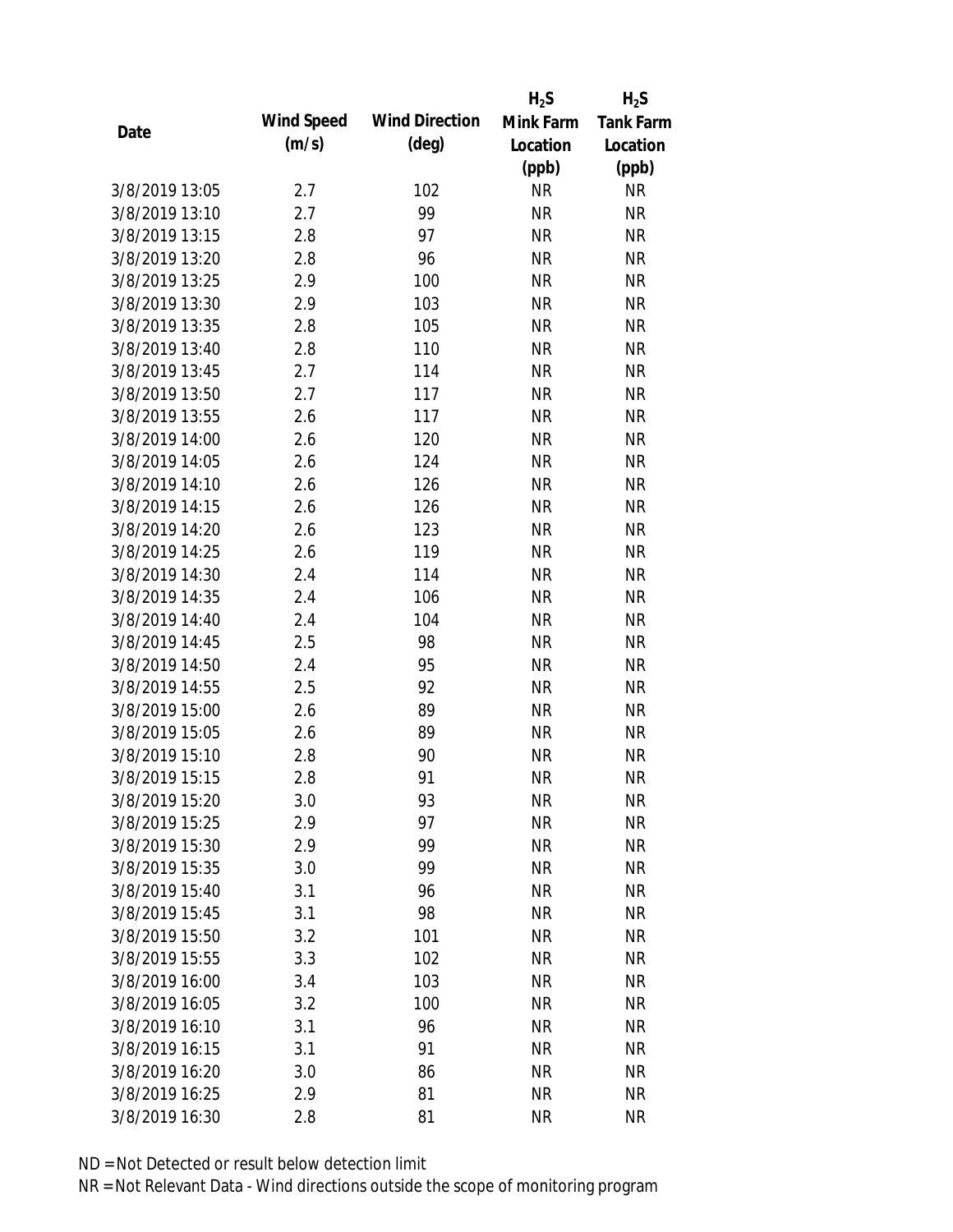| Date | Wind Speed (m/s) | Wind Direction (deg) | $H_2S$ Mink Farm Location (ppb) | $H_2S$ Tank Farm Location (ppb) |
|---|---|---|---|---|
| 3/8/2019 13:05 | 2.7 | 102 | NR | NR |
| 3/8/2019 13:10 | 2.7 | 99 | NR | NR |
| 3/8/2019 13:15 | 2.8 | 97 | NR | NR |
| 3/8/2019 13:20 | 2.8 | 96 | NR | NR |
| 3/8/2019 13:25 | 2.9 | 100 | NR | NR |
| 3/8/2019 13:30 | 2.9 | 103 | NR | NR |
| 3/8/2019 13:35 | 2.8 | 105 | NR | NR |
| 3/8/2019 13:40 | 2.8 | 110 | NR | NR |
| 3/8/2019 13:45 | 2.7 | 114 | NR | NR |
| 3/8/2019 13:50 | 2.7 | 117 | NR | NR |
| 3/8/2019 13:55 | 2.6 | 117 | NR | NR |
| 3/8/2019 14:00 | 2.6 | 120 | NR | NR |
| 3/8/2019 14:05 | 2.6 | 124 | NR | NR |
| 3/8/2019 14:10 | 2.6 | 126 | NR | NR |
| 3/8/2019 14:15 | 2.6 | 126 | NR | NR |
| 3/8/2019 14:20 | 2.6 | 123 | NR | NR |
| 3/8/2019 14:25 | 2.6 | 119 | NR | NR |
| 3/8/2019 14:30 | 2.4 | 114 | NR | NR |
| 3/8/2019 14:35 | 2.4 | 106 | NR | NR |
| 3/8/2019 14:40 | 2.4 | 104 | NR | NR |
| 3/8/2019 14:45 | 2.5 | 98 | NR | NR |
| 3/8/2019 14:50 | 2.4 | 95 | NR | NR |
| 3/8/2019 14:55 | 2.5 | 92 | NR | NR |
| 3/8/2019 15:00 | 2.6 | 89 | NR | NR |
| 3/8/2019 15:05 | 2.6 | 89 | NR | NR |
| 3/8/2019 15:10 | 2.8 | 90 | NR | NR |
| 3/8/2019 15:15 | 2.8 | 91 | NR | NR |
| 3/8/2019 15:20 | 3.0 | 93 | NR | NR |
| 3/8/2019 15:25 | 2.9 | 97 | NR | NR |
| 3/8/2019 15:30 | 2.9 | 99 | NR | NR |
| 3/8/2019 15:35 | 3.0 | 99 | NR | NR |
| 3/8/2019 15:40 | 3.1 | 96 | NR | NR |
| 3/8/2019 15:45 | 3.1 | 98 | NR | NR |
| 3/8/2019 15:50 | 3.2 | 101 | NR | NR |
| 3/8/2019 15:55 | 3.3 | 102 | NR | NR |
| 3/8/2019 16:00 | 3.4 | 103 | NR | NR |
| 3/8/2019 16:05 | 3.2 | 100 | NR | NR |
| 3/8/2019 16:10 | 3.1 | 96 | NR | NR |
| 3/8/2019 16:15 | 3.1 | 91 | NR | NR |
| 3/8/2019 16:20 | 3.0 | 86 | NR | NR |
| 3/8/2019 16:25 | 2.9 | 81 | NR | NR |
| 3/8/2019 16:30 | 2.8 | 81 | NR | NR |

ND = Not Detected or result below detection limit

NR = Not Relevant Data - Wind directions outside the scope of monitoring program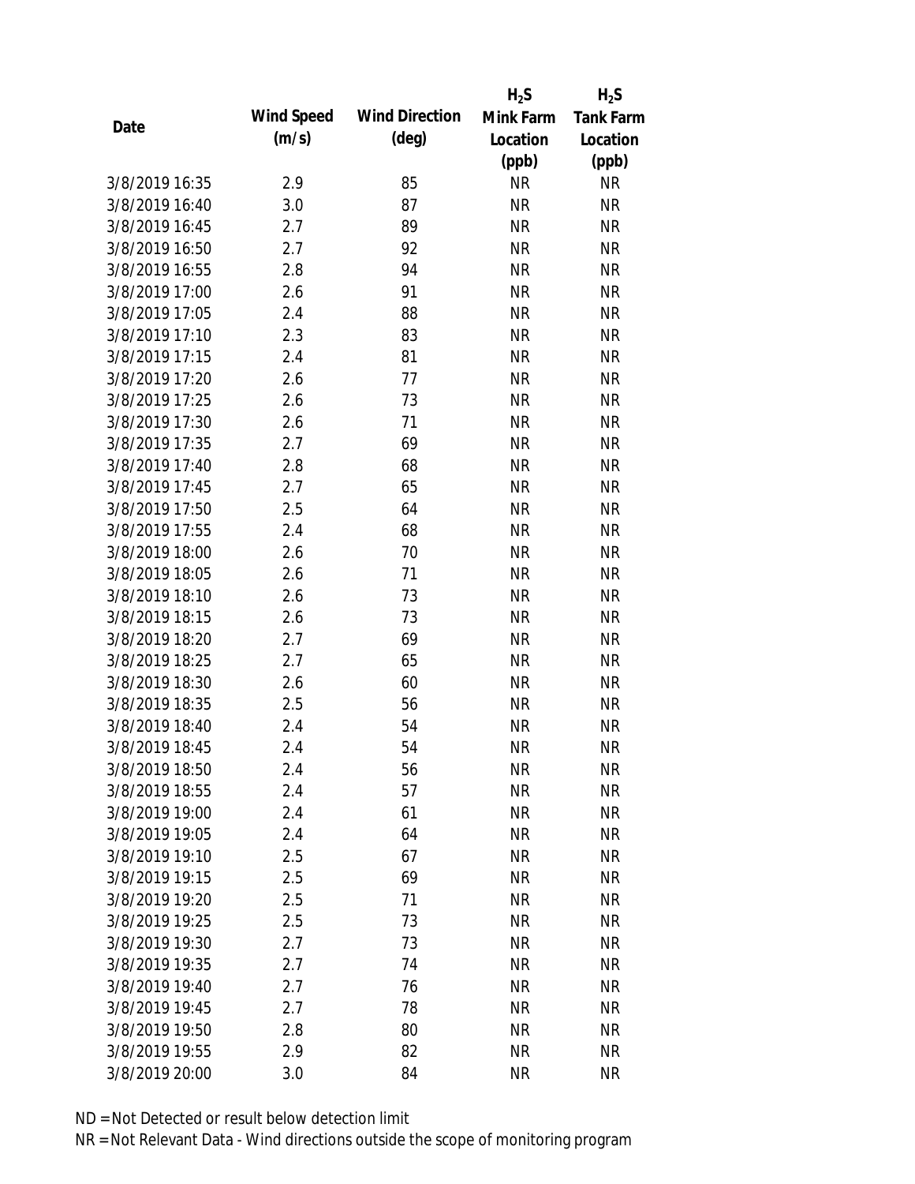| Date | Wind Speed (m/s) | Wind Direction (deg) | $H_2S$ Mink Farm Location (ppb) | $H_2S$ Tank Farm Location (ppb) |
|---|---|---|---|---|
| 3/8/2019 16:35 | 2.9 | 85 | NR | NR |
| 3/8/2019 16:40 | 3.0 | 87 | NR | NR |
| 3/8/2019 16:45 | 2.7 | 89 | NR | NR |
| 3/8/2019 16:50 | 2.7 | 92 | NR | NR |
| 3/8/2019 16:55 | 2.8 | 94 | NR | NR |
| 3/8/2019 17:00 | 2.6 | 91 | NR | NR |
| 3/8/2019 17:05 | 2.4 | 88 | NR | NR |
| 3/8/2019 17:10 | 2.3 | 83 | NR | NR |
| 3/8/2019 17:15 | 2.4 | 81 | NR | NR |
| 3/8/2019 17:20 | 2.6 | 77 | NR | NR |
| 3/8/2019 17:25 | 2.6 | 73 | NR | NR |
| 3/8/2019 17:30 | 2.6 | 71 | NR | NR |
| 3/8/2019 17:35 | 2.7 | 69 | NR | NR |
| 3/8/2019 17:40 | 2.8 | 68 | NR | NR |
| 3/8/2019 17:45 | 2.7 | 65 | NR | NR |
| 3/8/2019 17:50 | 2.5 | 64 | NR | NR |
| 3/8/2019 17:55 | 2.4 | 68 | NR | NR |
| 3/8/2019 18:00 | 2.6 | 70 | NR | NR |
| 3/8/2019 18:05 | 2.6 | 71 | NR | NR |
| 3/8/2019 18:10 | 2.6 | 73 | NR | NR |
| 3/8/2019 18:15 | 2.6 | 73 | NR | NR |
| 3/8/2019 18:20 | 2.7 | 69 | NR | NR |
| 3/8/2019 18:25 | 2.7 | 65 | NR | NR |
| 3/8/2019 18:30 | 2.6 | 60 | NR | NR |
| 3/8/2019 18:35 | 2.5 | 56 | NR | NR |
| 3/8/2019 18:40 | 2.4 | 54 | NR | NR |
| 3/8/2019 18:45 | 2.4 | 54 | NR | NR |
| 3/8/2019 18:50 | 2.4 | 56 | NR | NR |
| 3/8/2019 18:55 | 2.4 | 57 | NR | NR |
| 3/8/2019 19:00 | 2.4 | 61 | NR | NR |
| 3/8/2019 19:05 | 2.4 | 64 | NR | NR |
| 3/8/2019 19:10 | 2.5 | 67 | NR | NR |
| 3/8/2019 19:15 | 2.5 | 69 | NR | NR |
| 3/8/2019 19:20 | 2.5 | 71 | NR | NR |
| 3/8/2019 19:25 | 2.5 | 73 | NR | NR |
| 3/8/2019 19:30 | 2.7 | 73 | NR | NR |
| 3/8/2019 19:35 | 2.7 | 74 | NR | NR |
| 3/8/2019 19:40 | 2.7 | 76 | NR | NR |
| 3/8/2019 19:45 | 2.7 | 78 | NR | NR |
| 3/8/2019 19:50 | 2.8 | 80 | NR | NR |
| 3/8/2019 19:55 | 2.9 | 82 | NR | NR |
| 3/8/2019 20:00 | 3.0 | 84 | NR | NR |

ND = Not Detected or result below detection limit

NR = Not Relevant Data - Wind directions outside the scope of monitoring program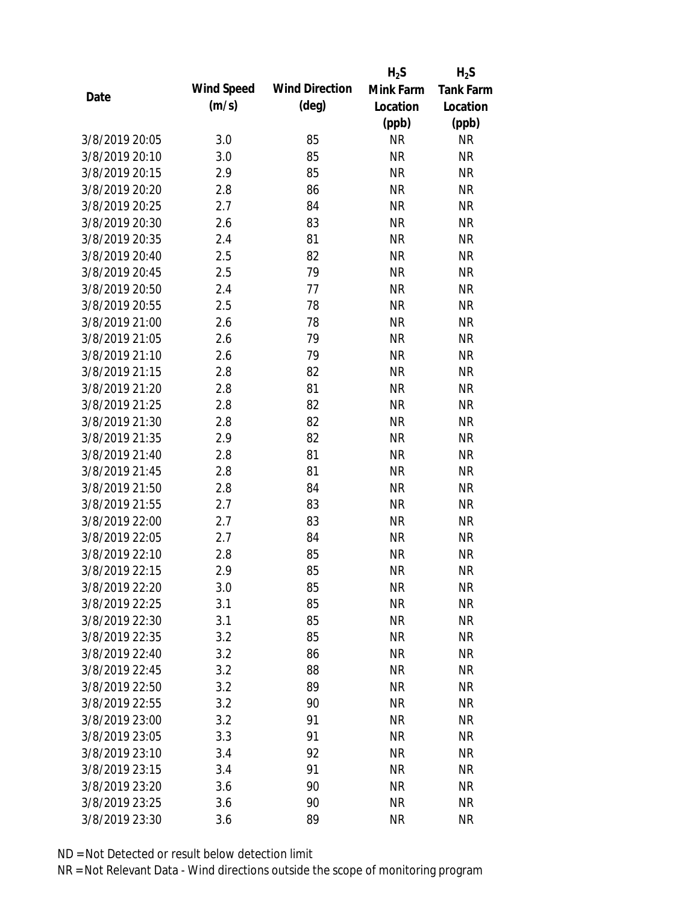| Date | Wind Speed (m/s) | Wind Direction (deg) | $H_2S$ Mink Farm Location (ppb) | $H_2S$ Tank Farm Location (ppb) |
|---|---|---|---|---|
| 3/8/2019 20:05 | 3.0 | 85 | NR | NR |
| 3/8/2019 20:10 | 3.0 | 85 | NR | NR |
| 3/8/2019 20:15 | 2.9 | 85 | NR | NR |
| 3/8/2019 20:20 | 2.8 | 86 | NR | NR |
| 3/8/2019 20:25 | 2.7 | 84 | NR | NR |
| 3/8/2019 20:30 | 2.6 | 83 | NR | NR |
| 3/8/2019 20:35 | 2.4 | 81 | NR | NR |
| 3/8/2019 20:40 | 2.5 | 82 | NR | NR |
| 3/8/2019 20:45 | 2.5 | 79 | NR | NR |
| 3/8/2019 20:50 | 2.4 | 77 | NR | NR |
| 3/8/2019 20:55 | 2.5 | 78 | NR | NR |
| 3/8/2019 21:00 | 2.6 | 78 | NR | NR |
| 3/8/2019 21:05 | 2.6 | 79 | NR | NR |
| 3/8/2019 21:10 | 2.6 | 79 | NR | NR |
| 3/8/2019 21:15 | 2.8 | 82 | NR | NR |
| 3/8/2019 21:20 | 2.8 | 81 | NR | NR |
| 3/8/2019 21:25 | 2.8 | 82 | NR | NR |
| 3/8/2019 21:30 | 2.8 | 82 | NR | NR |
| 3/8/2019 21:35 | 2.9 | 82 | NR | NR |
| 3/8/2019 21:40 | 2.8 | 81 | NR | NR |
| 3/8/2019 21:45 | 2.8 | 81 | NR | NR |
| 3/8/2019 21:50 | 2.8 | 84 | NR | NR |
| 3/8/2019 21:55 | 2.7 | 83 | NR | NR |
| 3/8/2019 22:00 | 2.7 | 83 | NR | NR |
| 3/8/2019 22:05 | 2.7 | 84 | NR | NR |
| 3/8/2019 22:10 | 2.8 | 85 | NR | NR |
| 3/8/2019 22:15 | 2.9 | 85 | NR | NR |
| 3/8/2019 22:20 | 3.0 | 85 | NR | NR |
| 3/8/2019 22:25 | 3.1 | 85 | NR | NR |
| 3/8/2019 22:30 | 3.1 | 85 | NR | NR |
| 3/8/2019 22:35 | 3.2 | 85 | NR | NR |
| 3/8/2019 22:40 | 3.2 | 86 | NR | NR |
| 3/8/2019 22:45 | 3.2 | 88 | NR | NR |
| 3/8/2019 22:50 | 3.2 | 89 | NR | NR |
| 3/8/2019 22:55 | 3.2 | 90 | NR | NR |
| 3/8/2019 23:00 | 3.2 | 91 | NR | NR |
| 3/8/2019 23:05 | 3.3 | 91 | NR | NR |
| 3/8/2019 23:10 | 3.4 | 92 | NR | NR |
| 3/8/2019 23:15 | 3.4 | 91 | NR | NR |
| 3/8/2019 23:20 | 3.6 | 90 | NR | NR |
| 3/8/2019 23:25 | 3.6 | 90 | NR | NR |
| 3/8/2019 23:30 | 3.6 | 89 | NR | NR |

ND = Not Detected or result below detection limit

NR = Not Relevant Data - Wind directions outside the scope of monitoring program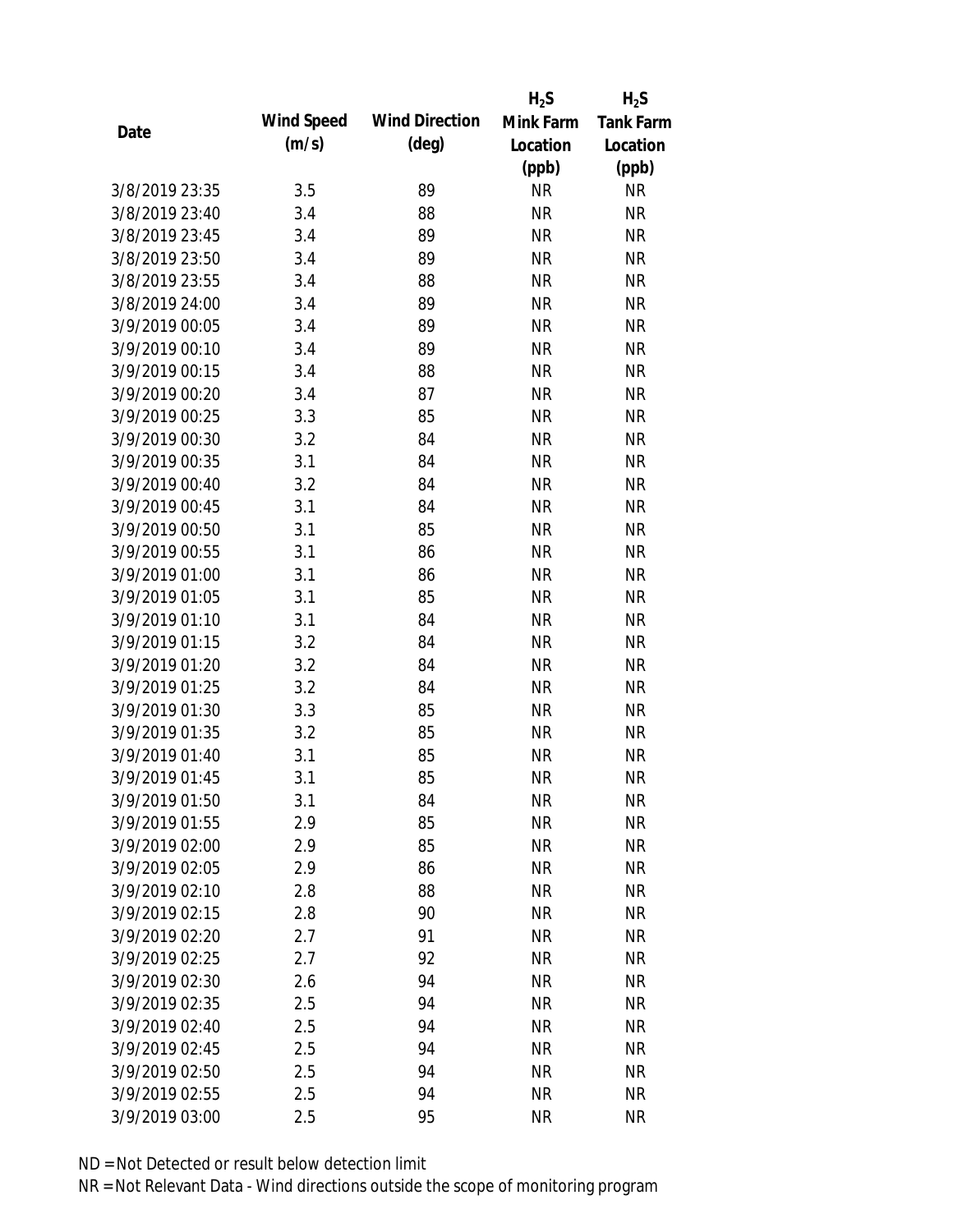| Date | Wind Speed (m/s) | Wind Direction (deg) | $H_2S$ Mink Farm Location (ppb) | $H_2S$ Tank Farm Location (ppb) |
|---|---|---|---|---|
| 3/8/2019 23:35 | 3.5 | 89 | NR | NR |
| 3/8/2019 23:40 | 3.4 | 88 | NR | NR |
| 3/8/2019 23:45 | 3.4 | 89 | NR | NR |
| 3/8/2019 23:50 | 3.4 | 89 | NR | NR |
| 3/8/2019 23:55 | 3.4 | 88 | NR | NR |
| 3/8/2019 24:00 | 3.4 | 89 | NR | NR |
| 3/9/2019 00:05 | 3.4 | 89 | NR | NR |
| 3/9/2019 00:10 | 3.4 | 89 | NR | NR |
| 3/9/2019 00:15 | 3.4 | 88 | NR | NR |
| 3/9/2019 00:20 | 3.4 | 87 | NR | NR |
| 3/9/2019 00:25 | 3.3 | 85 | NR | NR |
| 3/9/2019 00:30 | 3.2 | 84 | NR | NR |
| 3/9/2019 00:35 | 3.1 | 84 | NR | NR |
| 3/9/2019 00:40 | 3.2 | 84 | NR | NR |
| 3/9/2019 00:45 | 3.1 | 84 | NR | NR |
| 3/9/2019 00:50 | 3.1 | 85 | NR | NR |
| 3/9/2019 00:55 | 3.1 | 86 | NR | NR |
| 3/9/2019 01:00 | 3.1 | 86 | NR | NR |
| 3/9/2019 01:05 | 3.1 | 85 | NR | NR |
| 3/9/2019 01:10 | 3.1 | 84 | NR | NR |
| 3/9/2019 01:15 | 3.2 | 84 | NR | NR |
| 3/9/2019 01:20 | 3.2 | 84 | NR | NR |
| 3/9/2019 01:25 | 3.2 | 84 | NR | NR |
| 3/9/2019 01:30 | 3.3 | 85 | NR | NR |
| 3/9/2019 01:35 | 3.2 | 85 | NR | NR |
| 3/9/2019 01:40 | 3.1 | 85 | NR | NR |
| 3/9/2019 01:45 | 3.1 | 85 | NR | NR |
| 3/9/2019 01:50 | 3.1 | 84 | NR | NR |
| 3/9/2019 01:55 | 2.9 | 85 | NR | NR |
| 3/9/2019 02:00 | 2.9 | 85 | NR | NR |
| 3/9/2019 02:05 | 2.9 | 86 | NR | NR |
| 3/9/2019 02:10 | 2.8 | 88 | NR | NR |
| 3/9/2019 02:15 | 2.8 | 90 | NR | NR |
| 3/9/2019 02:20 | 2.7 | 91 | NR | NR |
| 3/9/2019 02:25 | 2.7 | 92 | NR | NR |
| 3/9/2019 02:30 | 2.6 | 94 | NR | NR |
| 3/9/2019 02:35 | 2.5 | 94 | NR | NR |
| 3/9/2019 02:40 | 2.5 | 94 | NR | NR |
| 3/9/2019 02:45 | 2.5 | 94 | NR | NR |
| 3/9/2019 02:50 | 2.5 | 94 | NR | NR |
| 3/9/2019 02:55 | 2.5 | 94 | NR | NR |
| 3/9/2019 03:00 | 2.5 | 95 | NR | NR |

ND = Not Detected or result below detection limit

NR = Not Relevant Data - Wind directions outside the scope of monitoring program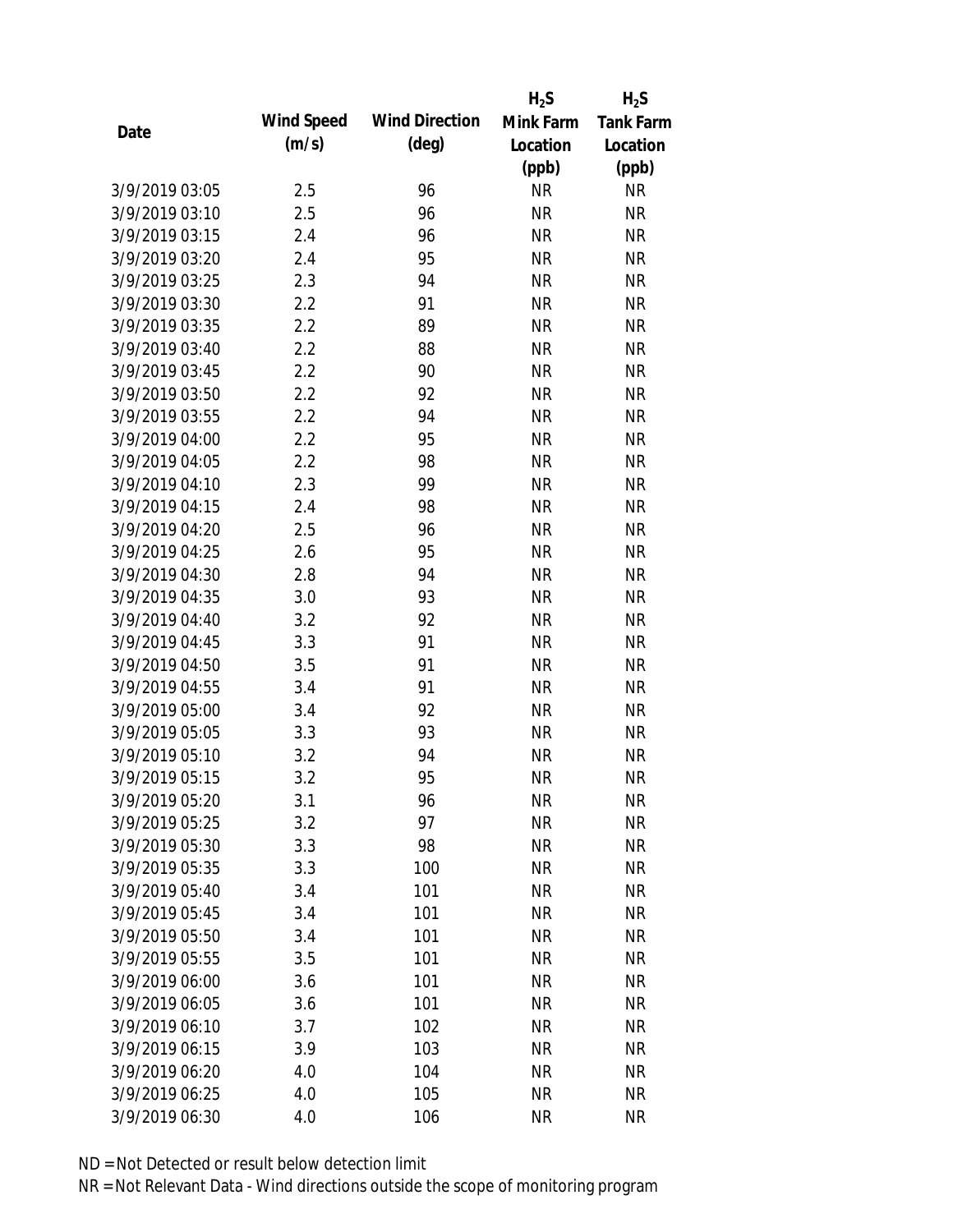| Date | Wind Speed (m/s) | Wind Direction (deg) | $H_2S$ Mink Farm Location (ppb) | $H_2S$ Tank Farm Location (ppb) |
|---|---|---|---|---|
| 3/9/2019 03:05 | 2.5 | 96 | NR | NR |
| 3/9/2019 03:10 | 2.5 | 96 | NR | NR |
| 3/9/2019 03:15 | 2.4 | 96 | NR | NR |
| 3/9/2019 03:20 | 2.4 | 95 | NR | NR |
| 3/9/2019 03:25 | 2.3 | 94 | NR | NR |
| 3/9/2019 03:30 | 2.2 | 91 | NR | NR |
| 3/9/2019 03:35 | 2.2 | 89 | NR | NR |
| 3/9/2019 03:40 | 2.2 | 88 | NR | NR |
| 3/9/2019 03:45 | 2.2 | 90 | NR | NR |
| 3/9/2019 03:50 | 2.2 | 92 | NR | NR |
| 3/9/2019 03:55 | 2.2 | 94 | NR | NR |
| 3/9/2019 04:00 | 2.2 | 95 | NR | NR |
| 3/9/2019 04:05 | 2.2 | 98 | NR | NR |
| 3/9/2019 04:10 | 2.3 | 99 | NR | NR |
| 3/9/2019 04:15 | 2.4 | 98 | NR | NR |
| 3/9/2019 04:20 | 2.5 | 96 | NR | NR |
| 3/9/2019 04:25 | 2.6 | 95 | NR | NR |
| 3/9/2019 04:30 | 2.8 | 94 | NR | NR |
| 3/9/2019 04:35 | 3.0 | 93 | NR | NR |
| 3/9/2019 04:40 | 3.2 | 92 | NR | NR |
| 3/9/2019 04:45 | 3.3 | 91 | NR | NR |
| 3/9/2019 04:50 | 3.5 | 91 | NR | NR |
| 3/9/2019 04:55 | 3.4 | 91 | NR | NR |
| 3/9/2019 05:00 | 3.4 | 92 | NR | NR |
| 3/9/2019 05:05 | 3.3 | 93 | NR | NR |
| 3/9/2019 05:10 | 3.2 | 94 | NR | NR |
| 3/9/2019 05:15 | 3.2 | 95 | NR | NR |
| 3/9/2019 05:20 | 3.1 | 96 | NR | NR |
| 3/9/2019 05:25 | 3.2 | 97 | NR | NR |
| 3/9/2019 05:30 | 3.3 | 98 | NR | NR |
| 3/9/2019 05:35 | 3.3 | 100 | NR | NR |
| 3/9/2019 05:40 | 3.4 | 101 | NR | NR |
| 3/9/2019 05:45 | 3.4 | 101 | NR | NR |
| 3/9/2019 05:50 | 3.4 | 101 | NR | NR |
| 3/9/2019 05:55 | 3.5 | 101 | NR | NR |
| 3/9/2019 06:00 | 3.6 | 101 | NR | NR |
| 3/9/2019 06:05 | 3.6 | 101 | NR | NR |
| 3/9/2019 06:10 | 3.7 | 102 | NR | NR |
| 3/9/2019 06:15 | 3.9 | 103 | NR | NR |
| 3/9/2019 06:20 | 4.0 | 104 | NR | NR |
| 3/9/2019 06:25 | 4.0 | 105 | NR | NR |
| 3/9/2019 06:30 | 4.0 | 106 | NR | NR |

ND = Not Detected or result below detection limit

NR = Not Relevant Data - Wind directions outside the scope of monitoring program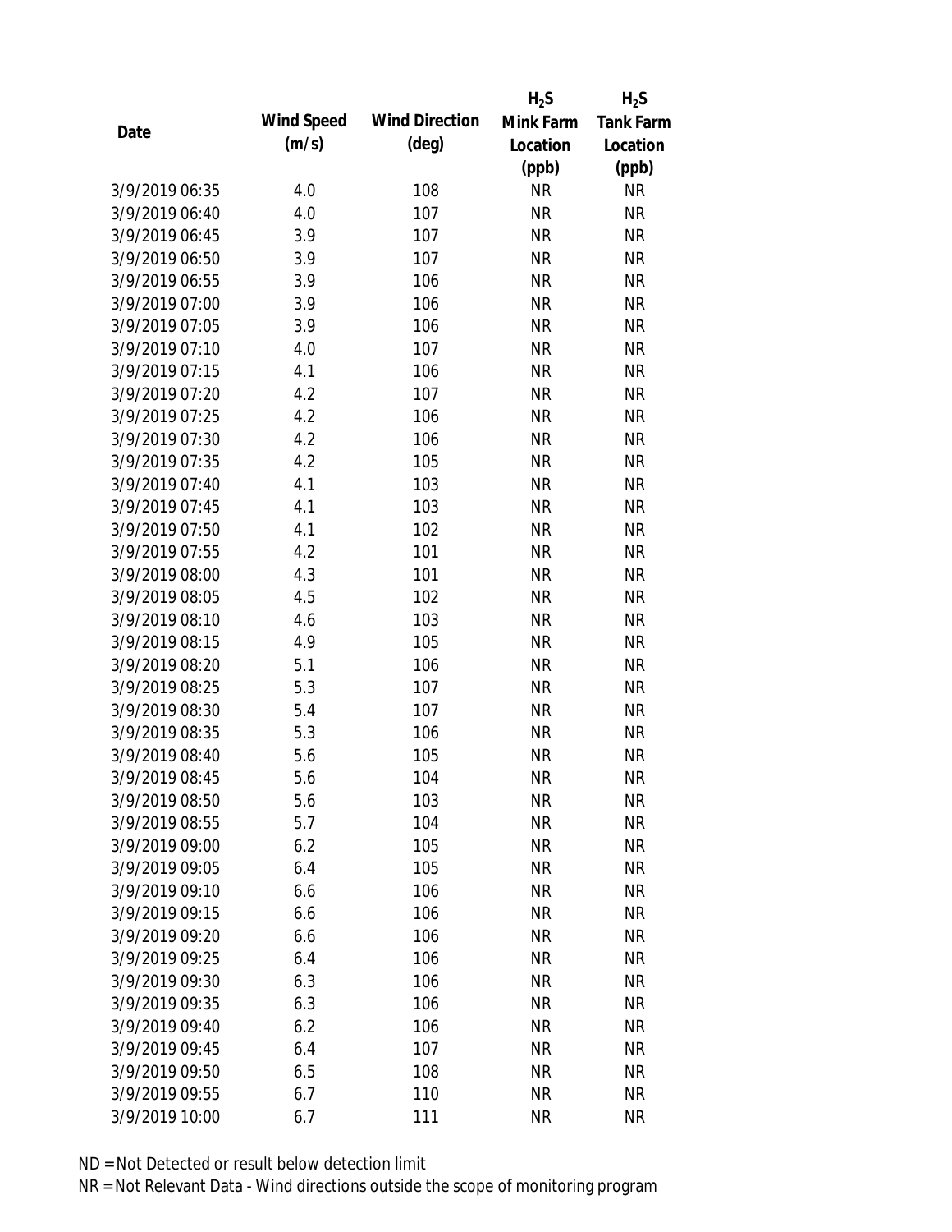| Date | Wind Speed (m/s) | Wind Direction (deg) | $H_2S$ Mink Farm Location (ppb) | $H_2S$ Tank Farm Location (ppb) |
|---|---|---|---|---|
| 3/9/2019 06:35 | 4.0 | 108 | NR | NR |
| 3/9/2019 06:40 | 4.0 | 107 | NR | NR |
| 3/9/2019 06:45 | 3.9 | 107 | NR | NR |
| 3/9/2019 06:50 | 3.9 | 107 | NR | NR |
| 3/9/2019 06:55 | 3.9 | 106 | NR | NR |
| 3/9/2019 07:00 | 3.9 | 106 | NR | NR |
| 3/9/2019 07:05 | 3.9 | 106 | NR | NR |
| 3/9/2019 07:10 | 4.0 | 107 | NR | NR |
| 3/9/2019 07:15 | 4.1 | 106 | NR | NR |
| 3/9/2019 07:20 | 4.2 | 107 | NR | NR |
| 3/9/2019 07:25 | 4.2 | 106 | NR | NR |
| 3/9/2019 07:30 | 4.2 | 106 | NR | NR |
| 3/9/2019 07:35 | 4.2 | 105 | NR | NR |
| 3/9/2019 07:40 | 4.1 | 103 | NR | NR |
| 3/9/2019 07:45 | 4.1 | 103 | NR | NR |
| 3/9/2019 07:50 | 4.1 | 102 | NR | NR |
| 3/9/2019 07:55 | 4.2 | 101 | NR | NR |
| 3/9/2019 08:00 | 4.3 | 101 | NR | NR |
| 3/9/2019 08:05 | 4.5 | 102 | NR | NR |
| 3/9/2019 08:10 | 4.6 | 103 | NR | NR |
| 3/9/2019 08:15 | 4.9 | 105 | NR | NR |
| 3/9/2019 08:20 | 5.1 | 106 | NR | NR |
| 3/9/2019 08:25 | 5.3 | 107 | NR | NR |
| 3/9/2019 08:30 | 5.4 | 107 | NR | NR |
| 3/9/2019 08:35 | 5.3 | 106 | NR | NR |
| 3/9/2019 08:40 | 5.6 | 105 | NR | NR |
| 3/9/2019 08:45 | 5.6 | 104 | NR | NR |
| 3/9/2019 08:50 | 5.6 | 103 | NR | NR |
| 3/9/2019 08:55 | 5.7 | 104 | NR | NR |
| 3/9/2019 09:00 | 6.2 | 105 | NR | NR |
| 3/9/2019 09:05 | 6.4 | 105 | NR | NR |
| 3/9/2019 09:10 | 6.6 | 106 | NR | NR |
| 3/9/2019 09:15 | 6.6 | 106 | NR | NR |
| 3/9/2019 09:20 | 6.6 | 106 | NR | NR |
| 3/9/2019 09:25 | 6.4 | 106 | NR | NR |
| 3/9/2019 09:30 | 6.3 | 106 | NR | NR |
| 3/9/2019 09:35 | 6.3 | 106 | NR | NR |
| 3/9/2019 09:40 | 6.2 | 106 | NR | NR |
| 3/9/2019 09:45 | 6.4 | 107 | NR | NR |
| 3/9/2019 09:50 | 6.5 | 108 | NR | NR |
| 3/9/2019 09:55 | 6.7 | 110 | NR | NR |
| 3/9/2019 10:00 | 6.7 | 111 | NR | NR |

ND = Not Detected or result below detection limit

NR = Not Relevant Data - Wind directions outside the scope of monitoring program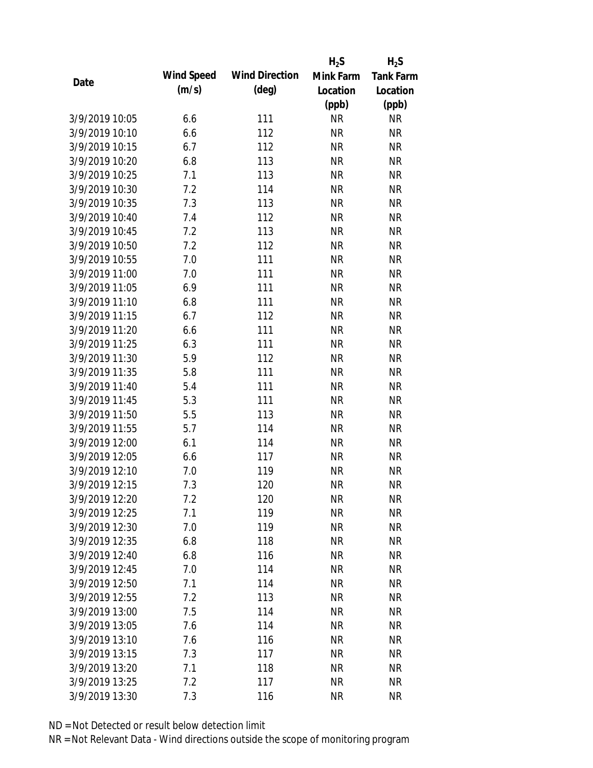| Date | Wind Speed (m/s) | Wind Direction (deg) | $H_2S$ Mink Farm Location (ppb) | $H_2S$ Tank Farm Location (ppb) |
|---|---|---|---|---|
| 3/9/2019 10:05 | 6.6 | 111 | NR | NR |
| 3/9/2019 10:10 | 6.6 | 112 | NR | NR |
| 3/9/2019 10:15 | 6.7 | 112 | NR | NR |
| 3/9/2019 10:20 | 6.8 | 113 | NR | NR |
| 3/9/2019 10:25 | 7.1 | 113 | NR | NR |
| 3/9/2019 10:30 | 7.2 | 114 | NR | NR |
| 3/9/2019 10:35 | 7.3 | 113 | NR | NR |
| 3/9/2019 10:40 | 7.4 | 112 | NR | NR |
| 3/9/2019 10:45 | 7.2 | 113 | NR | NR |
| 3/9/2019 10:50 | 7.2 | 112 | NR | NR |
| 3/9/2019 10:55 | 7.0 | 111 | NR | NR |
| 3/9/2019 11:00 | 7.0 | 111 | NR | NR |
| 3/9/2019 11:05 | 6.9 | 111 | NR | NR |
| 3/9/2019 11:10 | 6.8 | 111 | NR | NR |
| 3/9/2019 11:15 | 6.7 | 112 | NR | NR |
| 3/9/2019 11:20 | 6.6 | 111 | NR | NR |
| 3/9/2019 11:25 | 6.3 | 111 | NR | NR |
| 3/9/2019 11:30 | 5.9 | 112 | NR | NR |
| 3/9/2019 11:35 | 5.8 | 111 | NR | NR |
| 3/9/2019 11:40 | 5.4 | 111 | NR | NR |
| 3/9/2019 11:45 | 5.3 | 111 | NR | NR |
| 3/9/2019 11:50 | 5.5 | 113 | NR | NR |
| 3/9/2019 11:55 | 5.7 | 114 | NR | NR |
| 3/9/2019 12:00 | 6.1 | 114 | NR | NR |
| 3/9/2019 12:05 | 6.6 | 117 | NR | NR |
| 3/9/2019 12:10 | 7.0 | 119 | NR | NR |
| 3/9/2019 12:15 | 7.3 | 120 | NR | NR |
| 3/9/2019 12:20 | 7.2 | 120 | NR | NR |
| 3/9/2019 12:25 | 7.1 | 119 | NR | NR |
| 3/9/2019 12:30 | 7.0 | 119 | NR | NR |
| 3/9/2019 12:35 | 6.8 | 118 | NR | NR |
| 3/9/2019 12:40 | 6.8 | 116 | NR | NR |
| 3/9/2019 12:45 | 7.0 | 114 | NR | NR |
| 3/9/2019 12:50 | 7.1 | 114 | NR | NR |
| 3/9/2019 12:55 | 7.2 | 113 | NR | NR |
| 3/9/2019 13:00 | 7.5 | 114 | NR | NR |
| 3/9/2019 13:05 | 7.6 | 114 | NR | NR |
| 3/9/2019 13:10 | 7.6 | 116 | NR | NR |
| 3/9/2019 13:15 | 7.3 | 117 | NR | NR |
| 3/9/2019 13:20 | 7.1 | 118 | NR | NR |
| 3/9/2019 13:25 | 7.2 | 117 | NR | NR |
| 3/9/2019 13:30 | 7.3 | 116 | NR | NR |

ND = Not Detected or result below detection limit

NR = Not Relevant Data - Wind directions outside the scope of monitoring program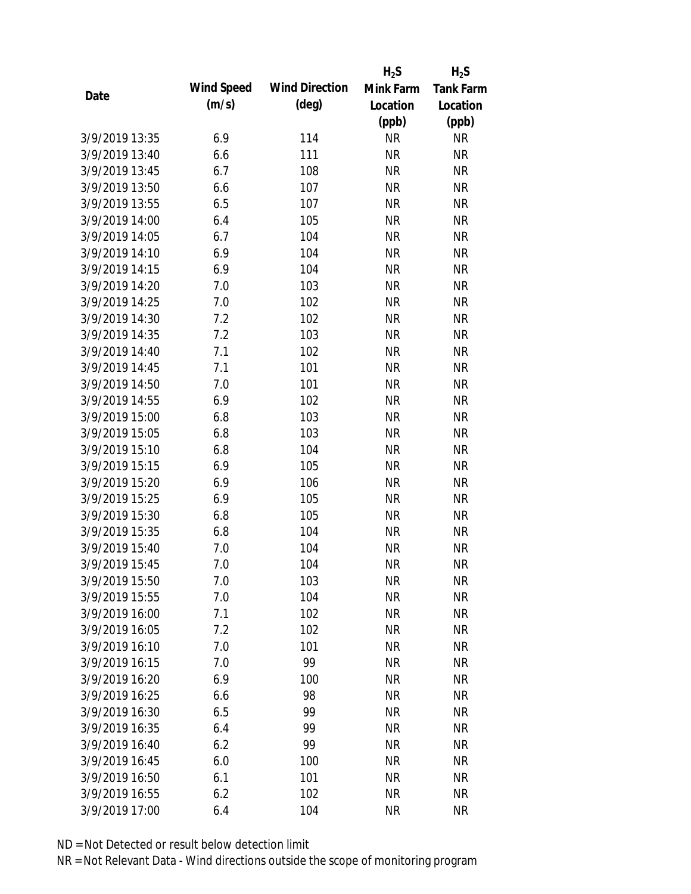| Date | Wind Speed (m/s) | Wind Direction (deg) | $H_2S$ Mink Farm Location (ppb) | $H_2S$ Tank Farm Location (ppb) |
|---|---|---|---|---|
| 3/9/2019 13:35 | 6.9 | 114 | NR | NR |
| 3/9/2019 13:40 | 6.6 | 111 | NR | NR |
| 3/9/2019 13:45 | 6.7 | 108 | NR | NR |
| 3/9/2019 13:50 | 6.6 | 107 | NR | NR |
| 3/9/2019 13:55 | 6.5 | 107 | NR | NR |
| 3/9/2019 14:00 | 6.4 | 105 | NR | NR |
| 3/9/2019 14:05 | 6.7 | 104 | NR | NR |
| 3/9/2019 14:10 | 6.9 | 104 | NR | NR |
| 3/9/2019 14:15 | 6.9 | 104 | NR | NR |
| 3/9/2019 14:20 | 7.0 | 103 | NR | NR |
| 3/9/2019 14:25 | 7.0 | 102 | NR | NR |
| 3/9/2019 14:30 | 7.2 | 102 | NR | NR |
| 3/9/2019 14:35 | 7.2 | 103 | NR | NR |
| 3/9/2019 14:40 | 7.1 | 102 | NR | NR |
| 3/9/2019 14:45 | 7.1 | 101 | NR | NR |
| 3/9/2019 14:50 | 7.0 | 101 | NR | NR |
| 3/9/2019 14:55 | 6.9 | 102 | NR | NR |
| 3/9/2019 15:00 | 6.8 | 103 | NR | NR |
| 3/9/2019 15:05 | 6.8 | 103 | NR | NR |
| 3/9/2019 15:10 | 6.8 | 104 | NR | NR |
| 3/9/2019 15:15 | 6.9 | 105 | NR | NR |
| 3/9/2019 15:20 | 6.9 | 106 | NR | NR |
| 3/9/2019 15:25 | 6.9 | 105 | NR | NR |
| 3/9/2019 15:30 | 6.8 | 105 | NR | NR |
| 3/9/2019 15:35 | 6.8 | 104 | NR | NR |
| 3/9/2019 15:40 | 7.0 | 104 | NR | NR |
| 3/9/2019 15:45 | 7.0 | 104 | NR | NR |
| 3/9/2019 15:50 | 7.0 | 103 | NR | NR |
| 3/9/2019 15:55 | 7.0 | 104 | NR | NR |
| 3/9/2019 16:00 | 7.1 | 102 | NR | NR |
| 3/9/2019 16:05 | 7.2 | 102 | NR | NR |
| 3/9/2019 16:10 | 7.0 | 101 | NR | NR |
| 3/9/2019 16:15 | 7.0 | 99 | NR | NR |
| 3/9/2019 16:20 | 6.9 | 100 | NR | NR |
| 3/9/2019 16:25 | 6.6 | 98 | NR | NR |
| 3/9/2019 16:30 | 6.5 | 99 | NR | NR |
| 3/9/2019 16:35 | 6.4 | 99 | NR | NR |
| 3/9/2019 16:40 | 6.2 | 99 | NR | NR |
| 3/9/2019 16:45 | 6.0 | 100 | NR | NR |
| 3/9/2019 16:50 | 6.1 | 101 | NR | NR |
| 3/9/2019 16:55 | 6.2 | 102 | NR | NR |
| 3/9/2019 17:00 | 6.4 | 104 | NR | NR |

ND = Not Detected or result below detection limit

NR = Not Relevant Data - Wind directions outside the scope of monitoring program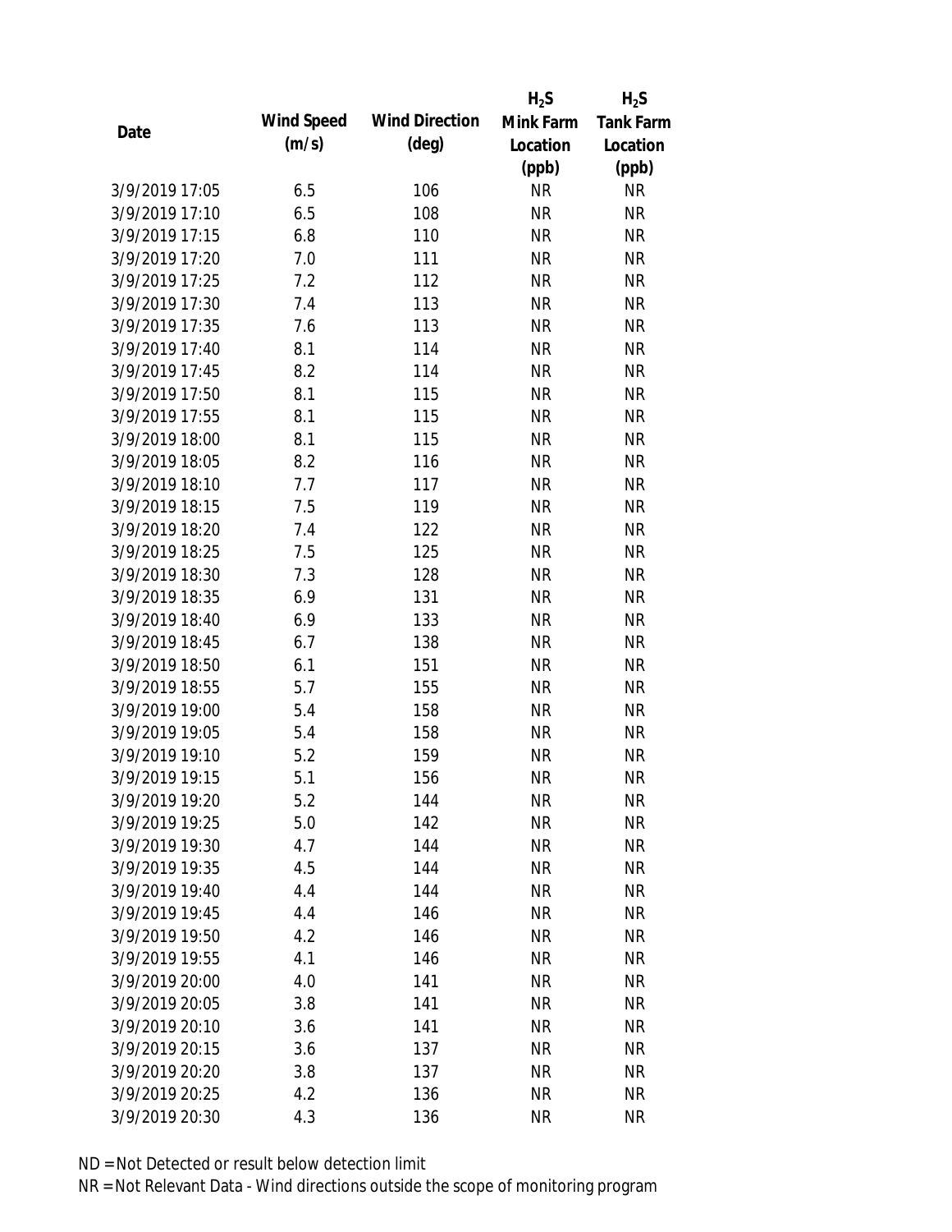| Date | Wind Speed (m/s) | Wind Direction (deg) | $H_2S$ Mink Farm Location (ppb) | $H_2S$ Tank Farm Location (ppb) |
|---|---|---|---|---|
| 3/9/2019 17:05 | 6.5 | 106 | NR | NR |
| 3/9/2019 17:10 | 6.5 | 108 | NR | NR |
| 3/9/2019 17:15 | 6.8 | 110 | NR | NR |
| 3/9/2019 17:20 | 7.0 | 111 | NR | NR |
| 3/9/2019 17:25 | 7.2 | 112 | NR | NR |
| 3/9/2019 17:30 | 7.4 | 113 | NR | NR |
| 3/9/2019 17:35 | 7.6 | 113 | NR | NR |
| 3/9/2019 17:40 | 8.1 | 114 | NR | NR |
| 3/9/2019 17:45 | 8.2 | 114 | NR | NR |
| 3/9/2019 17:50 | 8.1 | 115 | NR | NR |
| 3/9/2019 17:55 | 8.1 | 115 | NR | NR |
| 3/9/2019 18:00 | 8.1 | 115 | NR | NR |
| 3/9/2019 18:05 | 8.2 | 116 | NR | NR |
| 3/9/2019 18:10 | 7.7 | 117 | NR | NR |
| 3/9/2019 18:15 | 7.5 | 119 | NR | NR |
| 3/9/2019 18:20 | 7.4 | 122 | NR | NR |
| 3/9/2019 18:25 | 7.5 | 125 | NR | NR |
| 3/9/2019 18:30 | 7.3 | 128 | NR | NR |
| 3/9/2019 18:35 | 6.9 | 131 | NR | NR |
| 3/9/2019 18:40 | 6.9 | 133 | NR | NR |
| 3/9/2019 18:45 | 6.7 | 138 | NR | NR |
| 3/9/2019 18:50 | 6.1 | 151 | NR | NR |
| 3/9/2019 18:55 | 5.7 | 155 | NR | NR |
| 3/9/2019 19:00 | 5.4 | 158 | NR | NR |
| 3/9/2019 19:05 | 5.4 | 158 | NR | NR |
| 3/9/2019 19:10 | 5.2 | 159 | NR | NR |
| 3/9/2019 19:15 | 5.1 | 156 | NR | NR |
| 3/9/2019 19:20 | 5.2 | 144 | NR | NR |
| 3/9/2019 19:25 | 5.0 | 142 | NR | NR |
| 3/9/2019 19:30 | 4.7 | 144 | NR | NR |
| 3/9/2019 19:35 | 4.5 | 144 | NR | NR |
| 3/9/2019 19:40 | 4.4 | 144 | NR | NR |
| 3/9/2019 19:45 | 4.4 | 146 | NR | NR |
| 3/9/2019 19:50 | 4.2 | 146 | NR | NR |
| 3/9/2019 19:55 | 4.1 | 146 | NR | NR |
| 3/9/2019 20:00 | 4.0 | 141 | NR | NR |
| 3/9/2019 20:05 | 3.8 | 141 | NR | NR |
| 3/9/2019 20:10 | 3.6 | 141 | NR | NR |
| 3/9/2019 20:15 | 3.6 | 137 | NR | NR |
| 3/9/2019 20:20 | 3.8 | 137 | NR | NR |
| 3/9/2019 20:25 | 4.2 | 136 | NR | NR |
| 3/9/2019 20:30 | 4.3 | 136 | NR | NR |

ND = Not Detected or result below detection limit

NR = Not Relevant Data - Wind directions outside the scope of monitoring program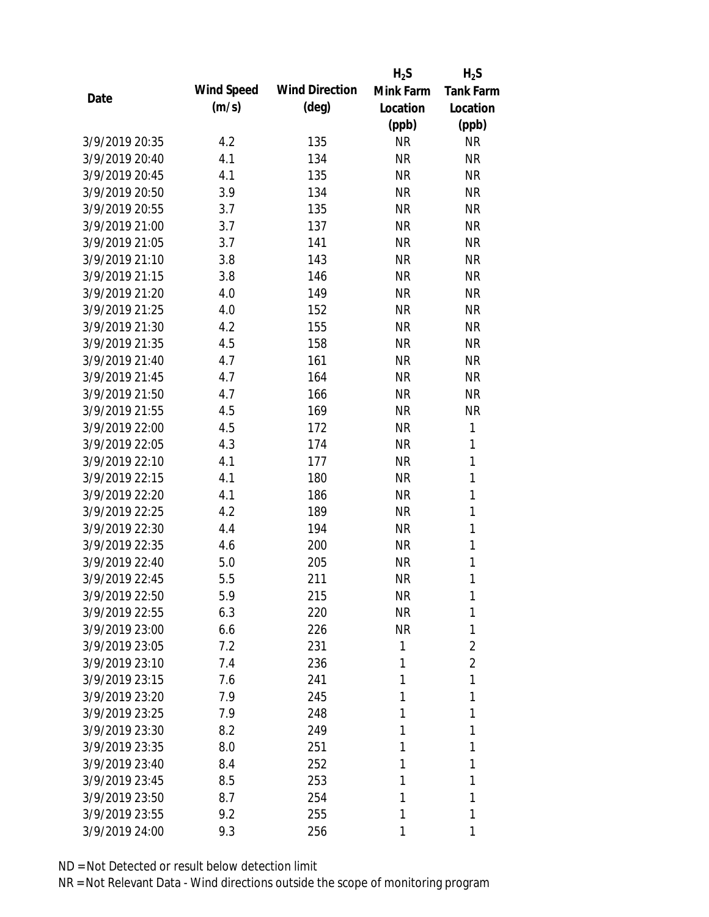| Date | Wind Speed (m/s) | Wind Direction (deg) | $H_2S$ Mink Farm Location (ppb) | $H_2S$ Tank Farm Location (ppb) |
|---|---|---|---|---|
| 3/9/2019 20:35 | 4.2 | 135 | NR | NR |
| 3/9/2019 20:40 | 4.1 | 134 | NR | NR |
| 3/9/2019 20:45 | 4.1 | 135 | NR | NR |
| 3/9/2019 20:50 | 3.9 | 134 | NR | NR |
| 3/9/2019 20:55 | 3.7 | 135 | NR | NR |
| 3/9/2019 21:00 | 3.7 | 137 | NR | NR |
| 3/9/2019 21:05 | 3.7 | 141 | NR | NR |
| 3/9/2019 21:10 | 3.8 | 143 | NR | NR |
| 3/9/2019 21:15 | 3.8 | 146 | NR | NR |
| 3/9/2019 21:20 | 4.0 | 149 | NR | NR |
| 3/9/2019 21:25 | 4.0 | 152 | NR | NR |
| 3/9/2019 21:30 | 4.2 | 155 | NR | NR |
| 3/9/2019 21:35 | 4.5 | 158 | NR | NR |
| 3/9/2019 21:40 | 4.7 | 161 | NR | NR |
| 3/9/2019 21:45 | 4.7 | 164 | NR | NR |
| 3/9/2019 21:50 | 4.7 | 166 | NR | NR |
| 3/9/2019 21:55 | 4.5 | 169 | NR | NR |
| 3/9/2019 22:00 | 4.5 | 172 | NR | 1 |
| 3/9/2019 22:05 | 4.3 | 174 | NR | 1 |
| 3/9/2019 22:10 | 4.1 | 177 | NR | 1 |
| 3/9/2019 22:15 | 4.1 | 180 | NR | 1 |
| 3/9/2019 22:20 | 4.1 | 186 | NR | 1 |
| 3/9/2019 22:25 | 4.2 | 189 | NR | 1 |
| 3/9/2019 22:30 | 4.4 | 194 | NR | 1 |
| 3/9/2019 22:35 | 4.6 | 200 | NR | 1 |
| 3/9/2019 22:40 | 5.0 | 205 | NR | 1 |
| 3/9/2019 22:45 | 5.5 | 211 | NR | 1 |
| 3/9/2019 22:50 | 5.9 | 215 | NR | 1 |
| 3/9/2019 22:55 | 6.3 | 220 | NR | 1 |
| 3/9/2019 23:00 | 6.6 | 226 | NR | 1 |
| 3/9/2019 23:05 | 7.2 | 231 | 1 | 2 |
| 3/9/2019 23:10 | 7.4 | 236 | 1 | 2 |
| 3/9/2019 23:15 | 7.6 | 241 | 1 | 1 |
| 3/9/2019 23:20 | 7.9 | 245 | 1 | 1 |
| 3/9/2019 23:25 | 7.9 | 248 | 1 | 1 |
| 3/9/2019 23:30 | 8.2 | 249 | 1 | 1 |
| 3/9/2019 23:35 | 8.0 | 251 | 1 | 1 |
| 3/9/2019 23:40 | 8.4 | 252 | 1 | 1 |
| 3/9/2019 23:45 | 8.5 | 253 | 1 | 1 |
| 3/9/2019 23:50 | 8.7 | 254 | 1 | 1 |
| 3/9/2019 23:55 | 9.2 | 255 | 1 | 1 |
| 3/9/2019 24:00 | 9.3 | 256 | 1 | 1 |

ND = Not Detected or result below detection limit

NR = Not Relevant Data - Wind directions outside the scope of monitoring program